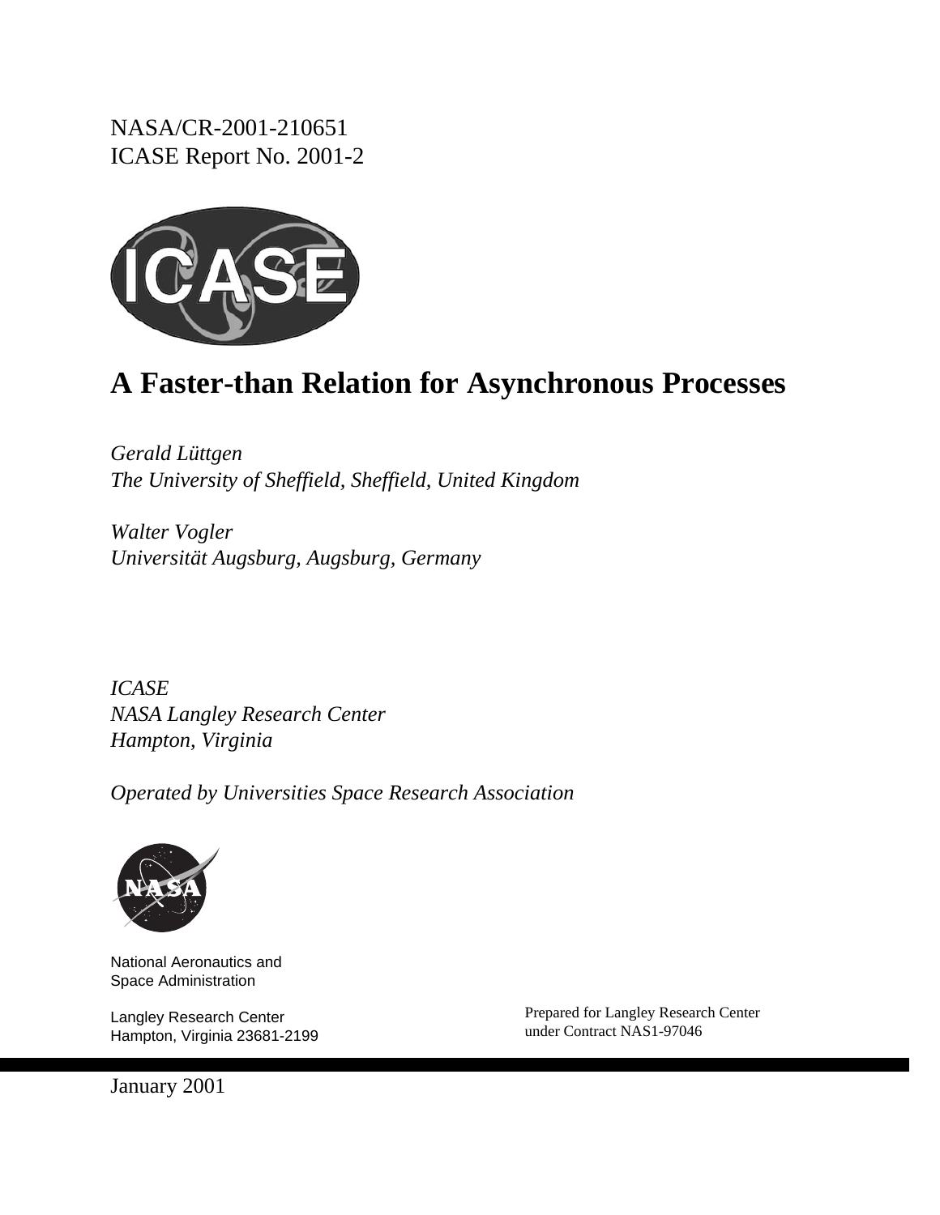NASA/CR-2001-210651
ICASE Report No. 2001-2

# A Faster-than Relation for Asynchronous Processes

*Gerald Lüttgen*
*The University of Sheffield, Sheffield, United Kingdom*

*Walter Vogler*
*Universität Augsburg, Augsburg, Germany*

*ICASE*
*NASA Langley Research Center*
*Hampton, Virginia*

*Operated by Universities Space Research Association*

National Aeronautics and
Space Administration

Langley Research Center
Hampton, Virginia 23681-2199

Prepared for Langley Research Center
under Contract NAS1-97046

January 2001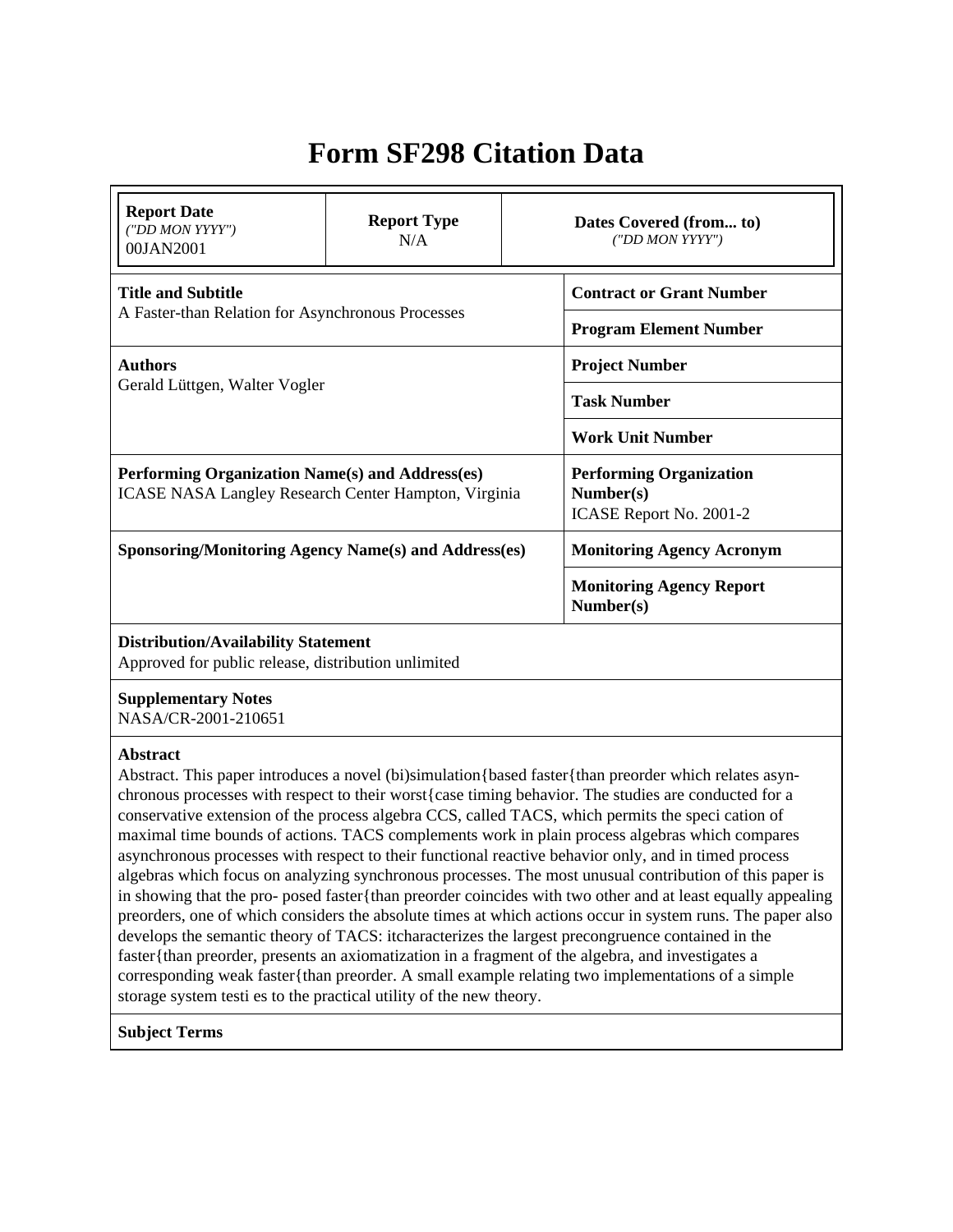# Form SF298 Citation Data

| Report Date ("DD MON YYYY") 00JAN2001 | Report Type N/A | Dates Covered (from... to) ("DD MON YYYY") |
|---|---|---|

| | |
|---|---|
| **Title and Subtitle** A Faster-than Relation for Asynchronous Processes | **Contract or Grant Number** |
| | **Program Element Number** |
| **Authors** Gerald Lüttgen, Walter Vogler | **Project Number** |
| | **Task Number** |
| | **Work Unit Number** |
| **Performing Organization Name(s) and Address(es)** ICASE NASA Langley Research Center Hampton, Virginia | **Performing Organization Number(s)** ICASE Report No. 2001-2 |
| **Sponsoring/Monitoring Agency Name(s) and Address(es)** | **Monitoring Agency Acronym** |
| | **Monitoring Agency Report Number(s)** |

**Distribution/Availability Statement**
Approved for public release, distribution unlimited

**Supplementary Notes**
NASA/CR-2001-210651

**Abstract**
Abstract. This paper introduces a novel (bi)simulation{based faster{than preorder which relates asynchronous processes with respect to their worst{case timing behavior. The studies are conducted for a conservative extension of the process algebra CCS, called TACS, which permits the speci cation of maximal time bounds of actions. TACS complements work in plain process algebras which compares asynchronous processes with respect to their functional reactive behavior only, and in timed process algebras which focus on analyzing synchronous processes. The most unusual contribution of this paper is in showing that the pro- posed faster{than preorder coincides with two other and at least equally appealing preorders, one of which considers the absolute times at which actions occur in system runs. The paper also develops the semantic theory of TACS: itcharacterizes the largest precongruence contained in the faster{than preorder, presents an axiomatization in a fragment of the algebra, and investigates a corresponding weak faster{than preorder. A small example relating two implementations of a simple storage system testi es to the practical utility of the new theory.

**Subject Terms**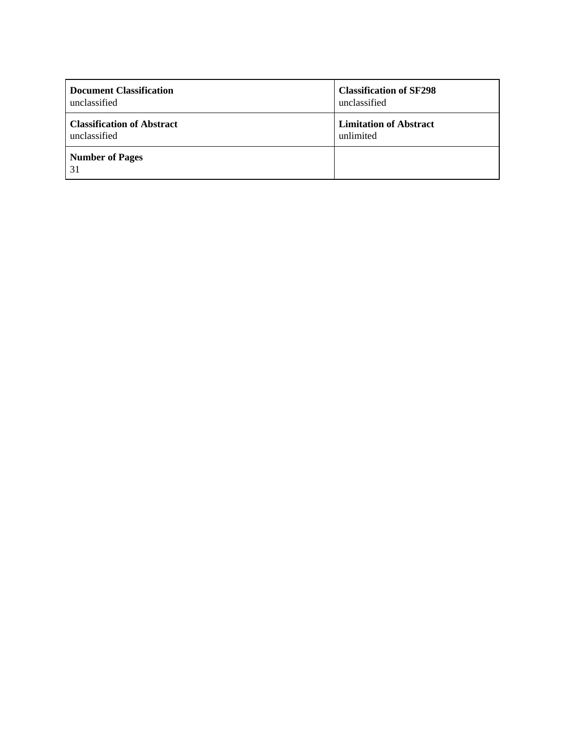| **Document Classification**<br>unclassified | **Classification of SF298**<br>unclassified |
| --- | --- |
| **Classification of Abstract**<br>unclassified | **Limitation of Abstract**<br>unlimited |
| **Number of Pages**<br>31 | |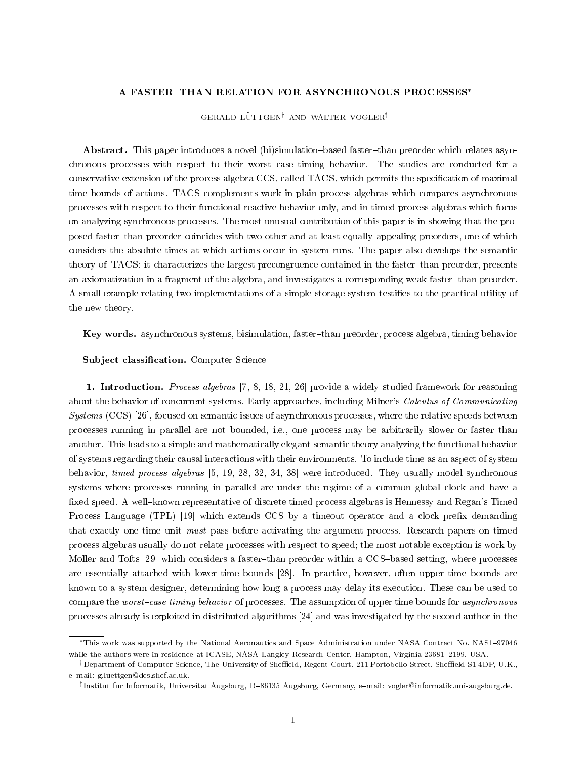# A FASTER–THAN RELATION FOR ASYNCHRONOUS PROCESSES*

GERALD LÜTTGEN† AND WALTER VOGLER‡

**Abstract.** This paper introduces a novel (bi)simulation–based faster–than preorder which relates asynchronous processes with respect to their worst–case timing behavior. The studies are conducted for a conservative extension of the process algebra CCS, called TACS, which permits the specification of maximal time bounds of actions. TACS complements work in plain process algebras which compares asynchronous processes with respect to their functional reactive behavior only, and in timed process algebras which focus on analyzing synchronous processes. The most unusual contribution of this paper is in showing that the proposed faster–than preorder coincides with two other and at least equally appealing preorders, one of which considers the absolute times at which actions occur in system runs. The paper also develops the semantic theory of TACS: it characterizes the largest precongruence contained in the faster–than preorder, presents an axiomatization in a fragment of the algebra, and investigates a corresponding weak faster–than preorder. A small example relating two implementations of a simple storage system testifies to the practical utility of the new theory.

**Key words.** asynchronous systems, bisimulation, faster–than preorder, process algebra, timing behavior

**Subject classification.** Computer Science

**1. Introduction.** *Process algebras* [7, 8, 18, 21, 26] provide a widely studied framework for reasoning about the behavior of concurrent systems. Early approaches, including Milner's *Calculus of Communicating Systems* (CCS) [26], focused on semantic issues of asynchronous processes, where the relative speeds between processes running in parallel are not bounded, i.e., one process may be arbitrarily slower or faster than another. This leads to a simple and mathematically elegant semantic theory analyzing the functional behavior of systems regarding their causal interactions with their environments. To include time as an aspect of system behavior, *timed process algebras* [5, 19, 28, 32, 34, 38] were introduced. They usually model synchronous systems where processes running in parallel are under the regime of a common global clock and have a fixed speed. A well–known representative of discrete timed process algebras is Hennessy and Regan's Timed Process Language (TPL) [19] which extends CCS by a timeout operator and a clock prefix demanding that exactly one time unit *must* pass before activating the argument process. Research papers on timed process algebras usually do not relate processes with respect to speed; the most notable exception is work by Moller and Tofts [29] which considers a faster–than preorder within a CCS–based setting, where processes are essentially attached with lower time bounds [28]. In practice, however, often upper time bounds are known to a system designer, determining how long a process may delay its execution. These can be used to compare the *worst–case timing behavior* of processes. The assumption of upper time bounds for *asynchronous* processes already is exploited in distributed algorithms [24] and was investigated by the second author in the

*This work was supported by the National Aeronautics and Space Administration under NASA Contract No. NAS1–97046 while the authors were in residence at ICASE, NASA Langley Research Center, Hampton, Virginia 23681–2199, USA.

†Department of Computer Science, The University of Sheffield, Regent Court, 211 Portobello Street, Sheffield S1 4DP, U.K., e–mail: g.luettgen@dcs.shef.ac.uk.

‡Institut für Informatik, Universität Augsburg, D–86135 Augsburg, Germany, e–mail: vogler@informatik.uni-augsburg.de.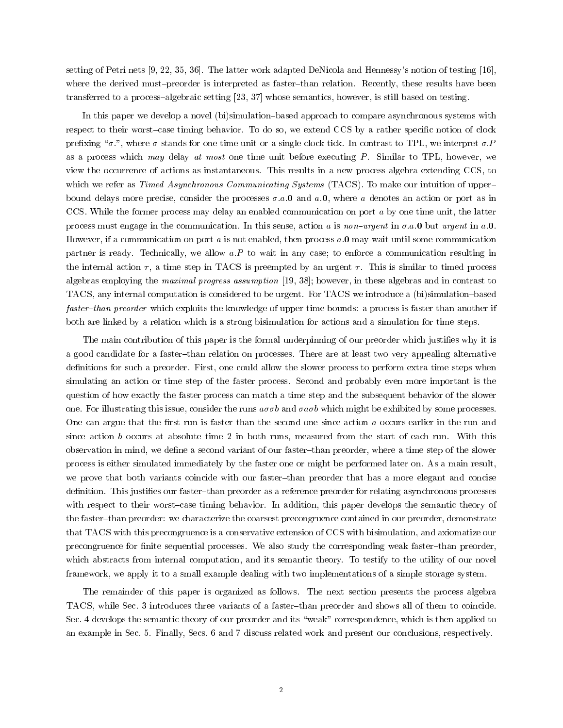setting of Petri nets [9, 22, 35, 36]. The latter work adapted DeNicola and Hennessy's notion of testing [16], where the derived must–preorder is interpreted as faster–than relation. Recently, these results have been transferred to a process–algebraic setting [23, 37] whose semantics, however, is still based on testing.

In this paper we develop a novel (bi)simulation–based approach to compare asynchronous systems with respect to their worst–case timing behavior. To do so, we extend CCS by a rather specific notion of clock prefixing "$\sigma.$", where $\sigma$ stands for one time unit or a single clock tick. In contrast to TPL, we interpret $\sigma.P$ as a process which *may* delay *at most* one time unit before executing $P$. Similar to TPL, however, we view the occurrence of actions as instantaneous. This results in a new process algebra extending CCS, to which we refer as *Timed Asynchronous Communicating Systems* (TACS). To make our intuition of upper–bound delays more precise, consider the processes $\sigma.a.\mathbf{0}$ and $a.\mathbf{0}$, where $a$ denotes an action or port as in CCS. While the former process may delay an enabled communication on port $a$ by one time unit, the latter process must engage in the communication. In this sense, action $a$ is *non–urgent* in $\sigma.a.\mathbf{0}$ but *urgent* in $a.\mathbf{0}$. However, if a communication on port $a$ is not enabled, then process $a.\mathbf{0}$ may wait until some communication partner is ready. Technically, we allow $a.P$ to wait in any case; to enforce a communication resulting in the internal action $\tau$, a time step in TACS is preempted by an urgent $\tau$. This is similar to timed process algebras employing the *maximal progress assumption* [19, 38]; however, in these algebras and in contrast to TACS, any internal computation is considered to be urgent. For TACS we introduce a (bi)simulation–based *faster–than preorder* which exploits the knowledge of upper time bounds: a process is faster than another if both are linked by a relation which is a strong bisimulation for actions and a simulation for time steps.

The main contribution of this paper is the formal underpinning of our preorder which justifies why it is a good candidate for a faster–than relation on processes. There are at least two very appealing alternative definitions for such a preorder. First, one could allow the slower process to perform extra time steps when simulating an action or time step of the faster process. Second and probably even more important is the question of how exactly the faster process can match a time step and the subsequent behavior of the slower one. For illustrating this issue, consider the runs $a\sigma\sigma b$ and $\sigma a\sigma b$ which might be exhibited by some processes. One can argue that the first run is faster than the second one since action $a$ occurs earlier in the run and since action $b$ occurs at absolute time 2 in both runs, measured from the start of each run. With this observation in mind, we define a second variant of our faster–than preorder, where a time step of the slower process is either simulated immediately by the faster one or might be performed later on. As a main result, we prove that both variants coincide with our faster–than preorder that has a more elegant and concise definition. This justifies our faster–than preorder as a reference preorder for relating asynchronous processes with respect to their worst–case timing behavior. In addition, this paper develops the semantic theory of the faster–than preorder: we characterize the coarsest precongruence contained in our preorder, demonstrate that TACS with this precongruence is a conservative extension of CCS with bisimulation, and axiomatize our precongruence for finite sequential processes. We also study the corresponding weak faster–than preorder, which abstracts from internal computation, and its semantic theory. To testify to the utility of our novel framework, we apply it to a small example dealing with two implementations of a simple storage system.

The remainder of this paper is organized as follows. The next section presents the process algebra TACS, while Sec. 3 introduces three variants of a faster–than preorder and shows all of them to coincide. Sec. 4 develops the semantic theory of our preorder and its "weak" correspondence, which is then applied to an example in Sec. 5. Finally, Secs. 6 and 7 discuss related work and present our conclusions, respectively.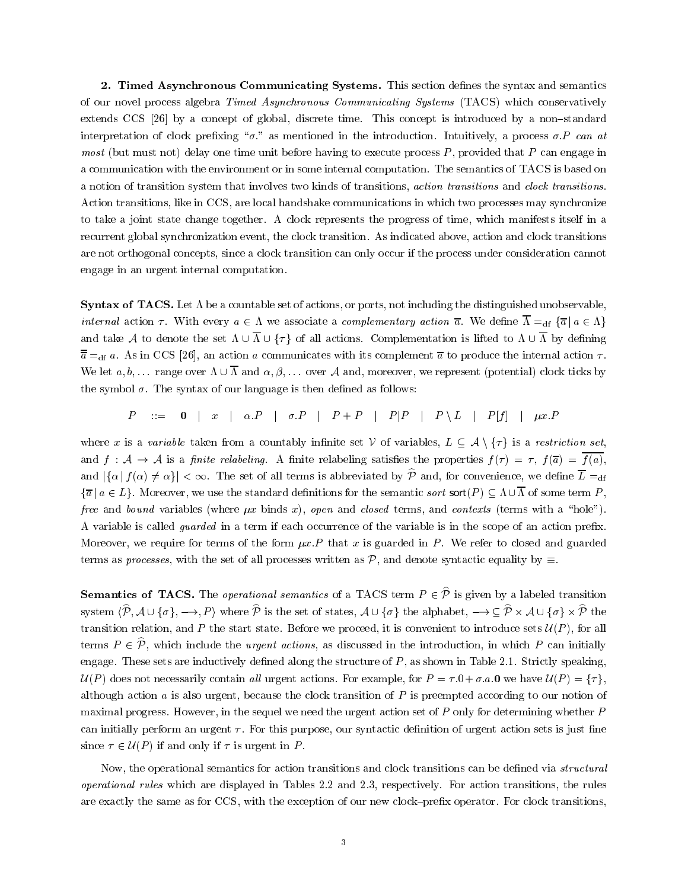**2. Timed Asynchronous Communicating Systems.** This section defines the syntax and semantics of our novel process algebra *Timed Asynchronous Communicating Systems* (TACS) which conservatively extends CCS [26] by a concept of global, discrete time. This concept is introduced by a non–standard interpretation of clock prefixing "$\sigma$." as mentioned in the introduction. Intuitively, a process $\sigma.P$ *can at most* (but must not) delay one time unit before having to execute process $P$, provided that $P$ can engage in a communication with the environment or in some internal computation. The semantics of TACS is based on a notion of transition system that involves two kinds of transitions, *action transitions* and *clock transitions*. Action transitions, like in CCS, are local handshake communications in which two processes may synchronize to take a joint state change together. A clock represents the progress of time, which manifests itself in a recurrent global synchronization event, the clock transition. As indicated above, action and clock transitions are not orthogonal concepts, since a clock transition can only occur if the process under consideration cannot engage in an urgent internal computation.

**Syntax of TACS.** Let $\Lambda$ be a countable set of actions, or ports, not including the distinguished unobservable, *internal* action $\tau$. With every $a \in \Lambda$ we associate a *complementary action* $\overline{a}$. We define $\overline{\Lambda} =_{\text{df}} \{\overline{a} \,|\, a \in \Lambda\}$ and take $\mathcal{A}$ to denote the set $\Lambda \cup \overline{\Lambda} \cup \{\tau\}$ of all actions. Complementation is lifted to $\Lambda \cup \overline{\Lambda}$ by defining $\overline{\overline{a}} =_{\text{df}} a$. As in CCS [26], an action $a$ communicates with its complement $\overline{a}$ to produce the internal action $\tau$. We let $a, b, \ldots$ range over $\Lambda \cup \overline{\Lambda}$ and $\alpha, \beta, \ldots$ over $\mathcal{A}$ and, moreover, we represent (potential) clock ticks by the symbol $\sigma$. The syntax of our language is then defined as follows:

$$P \quad ::= \quad \mathbf{0} \quad | \quad x \quad | \quad \alpha.P \quad | \quad \sigma.P \quad | \quad P + P \quad | \quad P|P \quad | \quad P \setminus L \quad | \quad P[f] \quad | \quad \mu x.P$$

where $x$ is a *variable* taken from a countably infinite set $\mathcal{V}$ of variables, $L \subseteq \mathcal{A} \setminus \{\tau\}$ is a *restriction set*, and $f : \mathcal{A} \to \mathcal{A}$ is a *finite relabeling*. A finite relabeling satisfies the properties $f(\tau) = \tau$, $f(\overline{a}) = \overline{f(a)}$, and $|\{\alpha \,|\, f(\alpha) \neq \alpha\}| < \infty$. The set of all terms is abbreviated by $\widehat{\mathcal{P}}$ and, for convenience, we define $\overline{L} =_{\text{df}} \{\overline{a} \,|\, a \in L\}$. Moreover, we use the standard definitions for the semantic *sort* $\mathsf{sort}(P) \subseteq \Lambda \cup \overline{\Lambda}$ of some term $P$, *free* and *bound* variables (where $\mu x$ binds $x$), *open* and *closed* terms, and *contexts* (terms with a "hole"). A variable is called *guarded* in a term if each occurrence of the variable is in the scope of an action prefix. Moreover, we require for terms of the form $\mu x.P$ that $x$ is guarded in $P$. We refer to closed and guarded terms as *processes*, with the set of all processes written as $\mathcal{P}$, and denote syntactic equality by $\equiv$.

**Semantics of TACS.** The *operational semantics* of a TACS term $P \in \widehat{\mathcal{P}}$ is given by a labeled transition system $\langle \widehat{\mathcal{P}}, \mathcal{A} \cup \{\sigma\}, \longrightarrow, P \rangle$ where $\widehat{\mathcal{P}}$ is the set of states, $\mathcal{A} \cup \{\sigma\}$ the alphabet, $\longrightarrow \subseteq \widehat{\mathcal{P}} \times \mathcal{A} \cup \{\sigma\} \times \widehat{\mathcal{P}}$ the transition relation, and $P$ the start state. Before we proceed, it is convenient to introduce sets $\mathcal{U}(P)$, for all terms $P \in \widehat{\mathcal{P}}$, which include the *urgent actions*, as discussed in the introduction, in which $P$ can initially engage. These sets are inductively defined along the structure of $P$, as shown in Table 2.1. Strictly speaking, $\mathcal{U}(P)$ does not necessarily contain *all* urgent actions. For example, for $P = \tau.0 + \sigma.a.\mathbf{0}$ we have $\mathcal{U}(P) = \{\tau\}$, although action $a$ is also urgent, because the clock transition of $P$ is preempted according to our notion of maximal progress. However, in the sequel we need the urgent action set of $P$ only for determining whether $P$ can initially perform an urgent $\tau$. For this purpose, our syntactic definition of urgent action sets is just fine since $\tau \in \mathcal{U}(P)$ if and only if $\tau$ is urgent in $P$.

Now, the operational semantics for action transitions and clock transitions can be defined via *structural operational rules* which are displayed in Tables 2.2 and 2.3, respectively. For action transitions, the rules are exactly the same as for CCS, with the exception of our new clock–prefix operator. For clock transitions,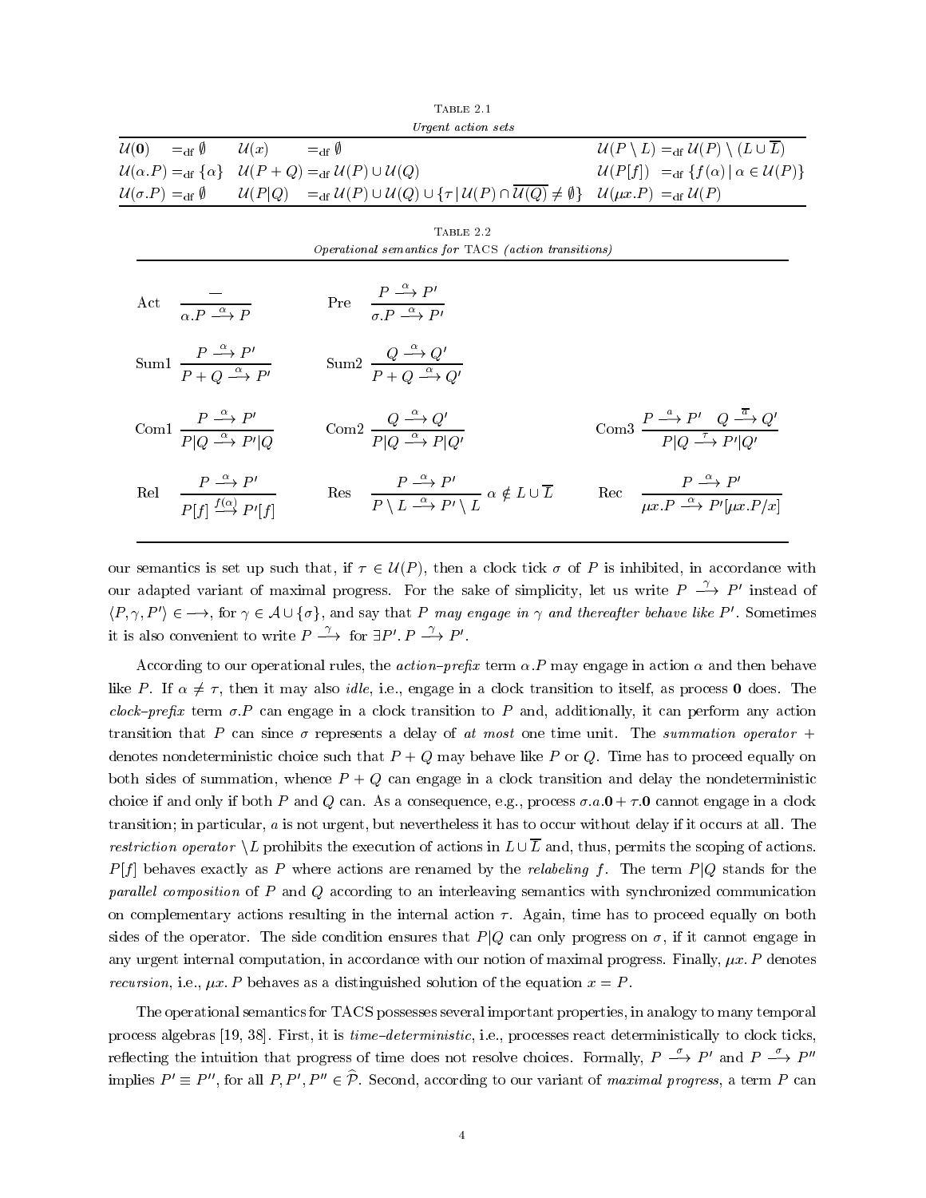Table 2.1

*Urgent action sets*

| | | |
|---|---|---|
| $\mathcal{U}(\mathbf{0}) =_{\text{df}} \emptyset$ | $\mathcal{U}(x) =_{\text{df}} \emptyset$ | $\mathcal{U}(P \setminus L) =_{\text{df}} \mathcal{U}(P) \setminus (L \cup \overline{L})$ |
| $\mathcal{U}(\alpha.P) =_{\text{df}} \{\alpha\}$ | $\mathcal{U}(P + Q) =_{\text{df}} \mathcal{U}(P) \cup \mathcal{U}(Q)$ | $\mathcal{U}(P[f]) =_{\text{df}} \{f(\alpha) \mid \alpha \in \mathcal{U}(P)\}$ |
| $\mathcal{U}(\sigma.P) =_{\text{df}} \emptyset$ | $\mathcal{U}(P \vert Q) =_{\text{df}} \mathcal{U}(P) \cup \mathcal{U}(Q) \cup \{\tau \mid \mathcal{U}(P) \cap \overline{\mathcal{U}(Q)} \neq \emptyset\}$ | $\mathcal{U}(\mu x.P) =_{\text{df}} \mathcal{U}(P)$ |

Table 2.2

*Operational semantics for* TACS *(action transitions)*

$$\text{Act} \ \frac{-}{\alpha.P \stackrel{\alpha}{\longrightarrow} P} \qquad \text{Pre} \ \frac{P \stackrel{\alpha}{\longrightarrow} P'}{\sigma.P \stackrel{\alpha}{\longrightarrow} P'}$$

$$\text{Sum1} \ \frac{P \stackrel{\alpha}{\longrightarrow} P'}{P + Q \stackrel{\alpha}{\longrightarrow} P'} \qquad \text{Sum2} \ \frac{Q \stackrel{\alpha}{\longrightarrow} Q'}{P + Q \stackrel{\alpha}{\longrightarrow} Q'}$$

$$\text{Com1} \ \frac{P \stackrel{\alpha}{\longrightarrow} P'}{P|Q \stackrel{\alpha}{\longrightarrow} P'|Q} \qquad \text{Com2} \ \frac{Q \stackrel{\alpha}{\longrightarrow} Q'}{P|Q \stackrel{\alpha}{\longrightarrow} P|Q'} \qquad \text{Com3} \ \frac{P \stackrel{a}{\longrightarrow} P' \quad Q \stackrel{\overline{a}}{\longrightarrow} Q'}{P|Q \stackrel{\tau}{\longrightarrow} P'|Q'}$$

$$\text{Rel} \ \frac{P \stackrel{\alpha}{\longrightarrow} P'}{P[f] \stackrel{f(\alpha)}{\longrightarrow} P'[f]} \qquad \text{Res} \ \frac{P \stackrel{\alpha}{\longrightarrow} P'}{P \setminus L \stackrel{\alpha}{\longrightarrow} P' \setminus L} \ \alpha \notin L \cup \overline{L} \qquad \text{Rec} \ \frac{P \stackrel{\alpha}{\longrightarrow} P'}{\mu x.P \stackrel{\alpha}{\longrightarrow} P'[\mu x.P/x]}$$

our semantics is set up such that, if $\tau \in \mathcal{U}(P)$, then a clock tick $\sigma$ of $P$ is inhibited, in accordance with our adapted variant of maximal progress. For the sake of simplicity, let us write $P \stackrel{\gamma}{\longrightarrow} P'$ instead of $\langle P, \gamma, P' \rangle \in \longrightarrow$, for $\gamma \in \mathcal{A} \cup \{\sigma\}$, and say that $P$ *may engage in* $\gamma$ *and thereafter behave like* $P'$. Sometimes it is also convenient to write $P \stackrel{\gamma}{\longrightarrow}$ for $\exists P'. P \stackrel{\gamma}{\longrightarrow} P'$.

According to our operational rules, the *action–prefix* term $\alpha.P$ may engage in action $\alpha$ and then behave like $P$. If $\alpha \neq \tau$, then it may also *idle*, i.e., engage in a clock transition to itself, as process $\mathbf{0}$ does. The *clock–prefix* term $\sigma.P$ can engage in a clock transition to $P$ and, additionally, it can perform any action transition that $P$ can since $\sigma$ represents a delay of *at most* one time unit. The *summation operator* $+$ denotes nondeterministic choice such that $P + Q$ may behave like $P$ or $Q$. Time has to proceed equally on both sides of summation, whence $P + Q$ can engage in a clock transition and delay the nondeterministic choice if and only if both $P$ and $Q$ can. As a consequence, e.g., process $\sigma.a.\mathbf{0} + \tau.\mathbf{0}$ cannot engage in a clock transition; in particular, $a$ is not urgent, but nevertheless it has to occur without delay if it occurs at all. The *restriction operator* $\setminus L$ prohibits the execution of actions in $L \cup \overline{L}$ and, thus, permits the scoping of actions. $P[f]$ behaves exactly as $P$ where actions are renamed by the *relabeling* $f$. The term $P|Q$ stands for the *parallel composition* of $P$ and $Q$ according to an interleaving semantics with synchronized communication on complementary actions resulting in the internal action $\tau$. Again, time has to proceed equally on both sides of the operator. The side condition ensures that $P|Q$ can only progress on $\sigma$, if it cannot engage in any urgent internal computation, in accordance with our notion of maximal progress. Finally, $\mu x. P$ denotes *recursion*, i.e., $\mu x. P$ behaves as a distinguished solution of the equation $x = P$.

The operational semantics for TACS possesses several important properties, in analogy to many temporal process algebras [19, 38]. First, it is *time–deterministic*, i.e., processes react deterministically to clock ticks, reflecting the intuition that progress of time does not resolve choices. Formally, $P \stackrel{\sigma}{\longrightarrow} P'$ and $P \stackrel{\sigma}{\longrightarrow} P''$ implies $P' \equiv P''$, for all $P, P', P'' \in \widehat{\mathcal{P}}$. Second, according to our variant of *maximal progress*, a term $P$ can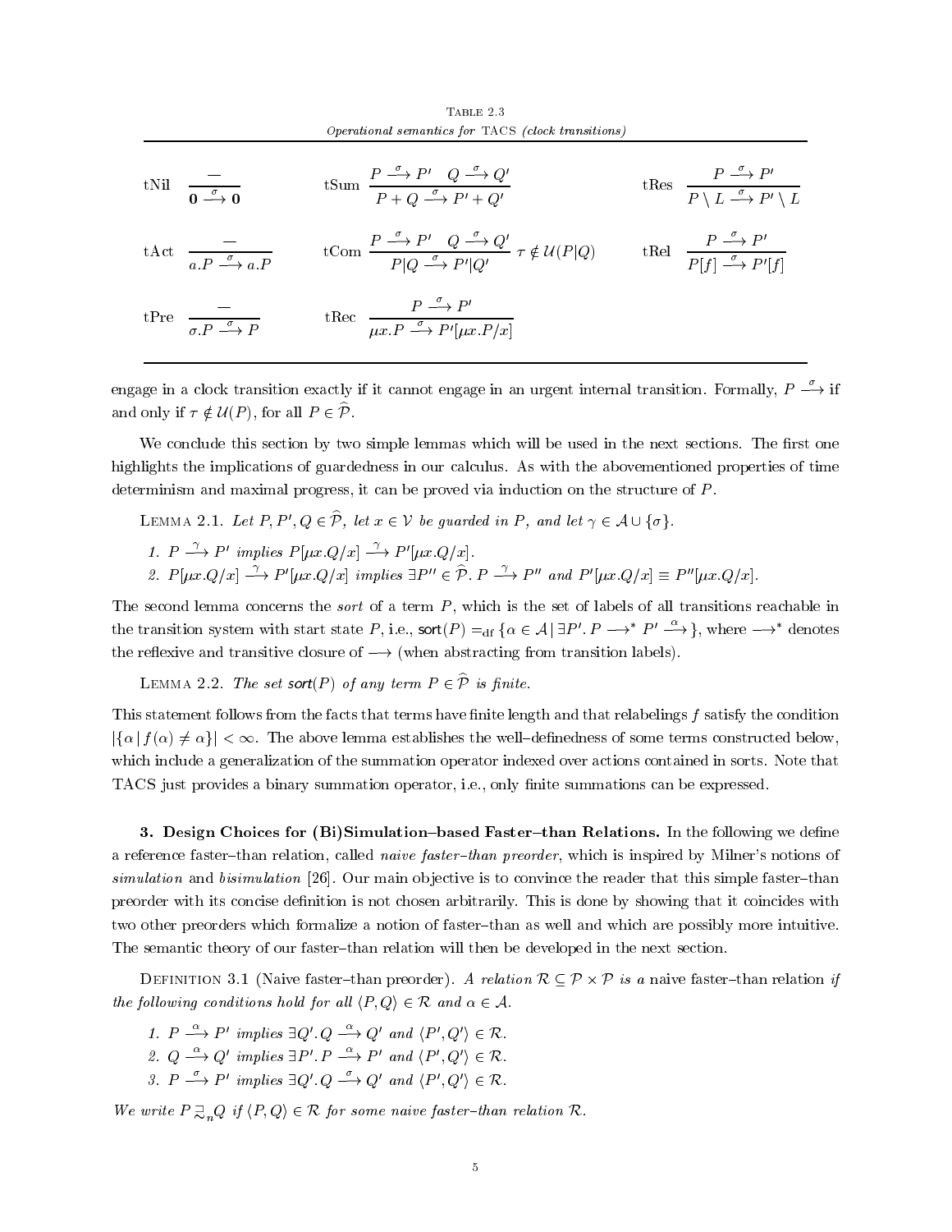TABLE 2.3
*Operational semantics for* TACS *(clock transitions)*

| | | | | | |
|---|---|---|---|---|---|
| tNil | $\dfrac{-}{\mathbf{0} \stackrel{\sigma}{\longrightarrow} \mathbf{0}}$ | tSum | $\dfrac{P \stackrel{\sigma}{\longrightarrow} P' \quad Q \stackrel{\sigma}{\longrightarrow} Q'}{P + Q \stackrel{\sigma}{\longrightarrow} P' + Q'}$ | tRes | $\dfrac{P \stackrel{\sigma}{\longrightarrow} P'}{P \setminus L \stackrel{\sigma}{\longrightarrow} P' \setminus L}$ |
| tAct | $\dfrac{-}{a.P \stackrel{\sigma}{\longrightarrow} a.P}$ | tCom | $\dfrac{P \stackrel{\sigma}{\longrightarrow} P' \quad Q \stackrel{\sigma}{\longrightarrow} Q'}{P\|Q \stackrel{\sigma}{\longrightarrow} P'\|Q'}\ \tau \notin \mathcal{U}(P\|Q)$ | tRel | $\dfrac{P \stackrel{\sigma}{\longrightarrow} P'}{P[f] \stackrel{\sigma}{\longrightarrow} P'[f]}$ |
| tPre | $\dfrac{-}{\sigma.P \stackrel{\sigma}{\longrightarrow} P}$ | tRec | $\dfrac{P \stackrel{\sigma}{\longrightarrow} P'}{\mu x.P \stackrel{\sigma}{\longrightarrow} P'[\mu x.P/x]}$ | | |

engage in a clock transition exactly if it cannot engage in an urgent internal transition. Formally, $P \stackrel{\sigma}{\longrightarrow}$ if and only if $\tau \notin \mathcal{U}(P)$, for all $P \in \widehat{\mathcal{P}}$.

We conclude this section by two simple lemmas which will be used in the next sections. The first one highlights the implications of guardedness in our calculus. As with the abovementioned properties of time determinism and maximal progress, it can be proved via induction on the structure of $P$.

LEMMA 2.1. *Let $P, P', Q \in \widehat{\mathcal{P}}$, let $x \in \mathcal{V}$ be guarded in $P$, and let $\gamma \in \mathcal{A} \cup \{\sigma\}$.*

1. *$P \stackrel{\gamma}{\longrightarrow} P'$ implies $P[\mu x.Q/x] \stackrel{\gamma}{\longrightarrow} P'[\mu x.Q/x]$.*
2. *$P[\mu x.Q/x] \stackrel{\gamma}{\longrightarrow} P'[\mu x.Q/x]$ implies $\exists P'' \in \widehat{\mathcal{P}}.\ P \stackrel{\gamma}{\longrightarrow} P''$ and $P'[\mu x.Q/x] \equiv P''[\mu x.Q/x]$.*

The second lemma concerns the *sort* of a term $P$, which is the set of labels of all transitions reachable in the transition system with start state $P$, i.e., $\mathsf{sort}(P) =_{\mathrm{df}} \{\alpha \in \mathcal{A} \,|\, \exists P'.\ P \longrightarrow^* P' \stackrel{\alpha}{\longrightarrow}\}$, where $\longrightarrow^*$ denotes the reflexive and transitive closure of $\longrightarrow$ (when abstracting from transition labels).

LEMMA 2.2. *The set $\mathsf{sort}(P)$ of any term $P \in \widehat{\mathcal{P}}$ is finite.*

This statement follows from the facts that terms have finite length and that relabelings $f$ satisfy the condition $|\{\alpha \,|\, f(\alpha) \neq \alpha\}| < \infty$. The above lemma establishes the well–definedness of some terms constructed below, which include a generalization of the summation operator indexed over actions contained in sorts. Note that TACS just provides a binary summation operator, i.e., only finite summations can be expressed.

**3. Design Choices for (Bi)Simulation–based Faster–than Relations.** In the following we define a reference faster–than relation, called *naive faster–than preorder*, which is inspired by Milner's notions of *simulation* and *bisimulation* [26]. Our main objective is to convince the reader that this simple faster–than preorder with its concise definition is not chosen arbitrarily. This is done by showing that it coincides with two other preorders which formalize a notion of faster–than as well and which are possibly more intuitive. The semantic theory of our faster–than relation will then be developed in the next section.

DEFINITION 3.1 (Naive faster–than preorder). *A relation $\mathcal{R} \subseteq \mathcal{P} \times \mathcal{P}$ is a* naive faster–than relation *if the following conditions hold for all $\langle P, Q \rangle \in \mathcal{R}$ and $\alpha \in \mathcal{A}$.*

1. *$P \stackrel{\alpha}{\longrightarrow} P'$ implies $\exists Q'.\ Q \stackrel{\alpha}{\longrightarrow} Q'$ and $\langle P', Q' \rangle \in \mathcal{R}$.*
2. *$Q \stackrel{\alpha}{\longrightarrow} Q'$ implies $\exists P'.\ P \stackrel{\alpha}{\longrightarrow} P'$ and $\langle P', Q' \rangle \in \mathcal{R}$.*
3. *$P \stackrel{\sigma}{\longrightarrow} P'$ implies $\exists Q'.\ Q \stackrel{\sigma}{\longrightarrow} Q'$ and $\langle P', Q' \rangle \in \mathcal{R}$.*

*We write $P \sqsupseteq_n Q$ if $\langle P, Q \rangle \in \mathcal{R}$ for some naive faster–than relation $\mathcal{R}$.*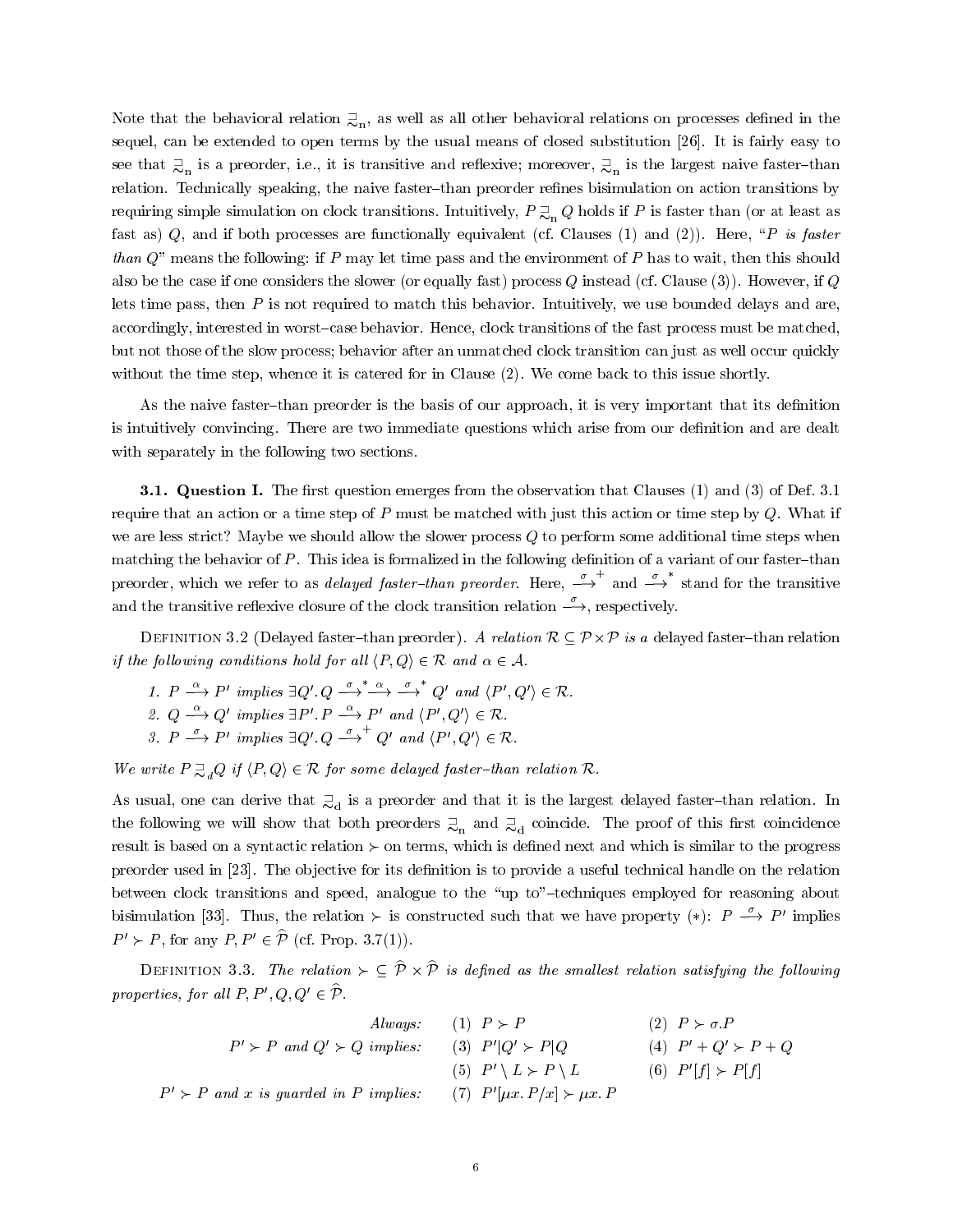Note that the behavioral relation $\sqsupseteq_{\rm n}$, as well as all other behavioral relations on processes defined in the sequel, can be extended to open terms by the usual means of closed substitution [26]. It is fairly easy to see that $\sqsupseteq_{\rm n}$ is a preorder, i.e., it is transitive and reflexive; moreover, $\sqsupseteq_{\rm n}$ is the largest naive faster–than relation. Technically speaking, the naive faster–than preorder refines bisimulation on action transitions by requiring simple simulation on clock transitions. Intuitively, $P \sqsupseteq_{\rm n} Q$ holds if $P$ is faster than (or at least as fast as) $Q$, and if both processes are functionally equivalent (cf. Clauses (1) and (2)). Here, "*$P$ is faster than $Q$*" means the following: if $P$ may let time pass and the environment of $P$ has to wait, then this should also be the case if one considers the slower (or equally fast) process $Q$ instead (cf. Clause (3)). However, if $Q$ lets time pass, then $P$ is not required to match this behavior. Intuitively, we use bounded delays and are, accordingly, interested in worst–case behavior. Hence, clock transitions of the fast process must be matched, but not those of the slow process; behavior after an unmatched clock transition can just as well occur quickly without the time step, whence it is catered for in Clause (2). We come back to this issue shortly.

As the naive faster–than preorder is the basis of our approach, it is very important that its definition is intuitively convincing. There are two immediate questions which arise from our definition and are dealt with separately in the following two sections.

**3.1. Question I.** The first question emerges from the observation that Clauses (1) and (3) of Def. 3.1 require that an action or a time step of $P$ must be matched with just this action or time step by $Q$. What if we are less strict? Maybe we should allow the slower process $Q$ to perform some additional time steps when matching the behavior of $P$. This idea is formalized in the following definition of a variant of our faster–than preorder, which we refer to as *delayed faster–than preorder*. Here, $\stackrel{\sigma}{\longrightarrow}^+$ and $\stackrel{\sigma}{\longrightarrow}^*$ stand for the transitive and the transitive reflexive closure of the clock transition relation $\stackrel{\sigma}{\longrightarrow}$, respectively.

Definition 3.2 (Delayed faster–than preorder). *A relation $\mathcal{R} \subseteq \mathcal{P} \times \mathcal{P}$ is a* delayed faster–than relation *if the following conditions hold for all $\langle P, Q \rangle \in \mathcal{R}$ and $\alpha \in \mathcal{A}$.*

1. *$P \stackrel{\alpha}{\longrightarrow} P'$ implies $\exists Q'. Q \stackrel{\sigma}{\longrightarrow}^* \stackrel{\alpha}{\longrightarrow} \stackrel{\sigma}{\longrightarrow}^* Q'$ and $\langle P', Q' \rangle \in \mathcal{R}$.*
2. *$Q \stackrel{\alpha}{\longrightarrow} Q'$ implies $\exists P'. P \stackrel{\alpha}{\longrightarrow} P'$ and $\langle P', Q' \rangle \in \mathcal{R}$.*
3. *$P \stackrel{\sigma}{\longrightarrow} P'$ implies $\exists Q'. Q \stackrel{\sigma}{\longrightarrow}^+ Q'$ and $\langle P', Q' \rangle \in \mathcal{R}$.*

*We write $P \sqsupseteq_{\rm d} Q$ if $\langle P, Q \rangle \in \mathcal{R}$ for some delayed faster–than relation $\mathcal{R}$.*

As usual, one can derive that $\sqsupseteq_{\rm d}$ is a preorder and that it is the largest delayed faster–than relation. In the following we will show that both preorders $\sqsupseteq_{\rm n}$ and $\sqsupseteq_{\rm d}$ coincide. The proof of this first coincidence result is based on a syntactic relation $\succ$ on terms, which is defined next and which is similar to the progress preorder used in [23]. The objective for its definition is to provide a useful technical handle on the relation between clock transitions and speed, analogue to the "up to"–techniques employed for reasoning about bisimulation [33]. Thus, the relation $\succ$ is constructed such that we have property $(*)$: $P \stackrel{\sigma}{\longrightarrow} P'$ implies $P' \succ P$, for any $P, P' \in \widehat{\mathcal{P}}$ (cf. Prop. 3.7(1)).

Definition 3.3. *The relation $\succ \subseteq \widehat{\mathcal{P}} \times \widehat{\mathcal{P}}$ is defined as the smallest relation satisfying the following properties, for all $P, P', Q, Q' \in \widehat{\mathcal{P}}$.*

| | | |
|---|---|---|
| *Always:* | (1) $P \succ P$ | (2) $P \succ \sigma.P$ |
| *$P' \succ P$ and $Q' \succ Q$ implies:* | (3) $P' \vert Q' \succ P \vert Q$ | (4) $P' + Q' \succ P + Q$ |
| | (5) $P' \setminus L \succ P \setminus L$ | (6) $P'[f] \succ P[f]$ |
| *$P' \succ P$ and $x$ is guarded in $P$ implies:* | (7) $P'[\mu x. P/x] \succ \mu x. P$ | |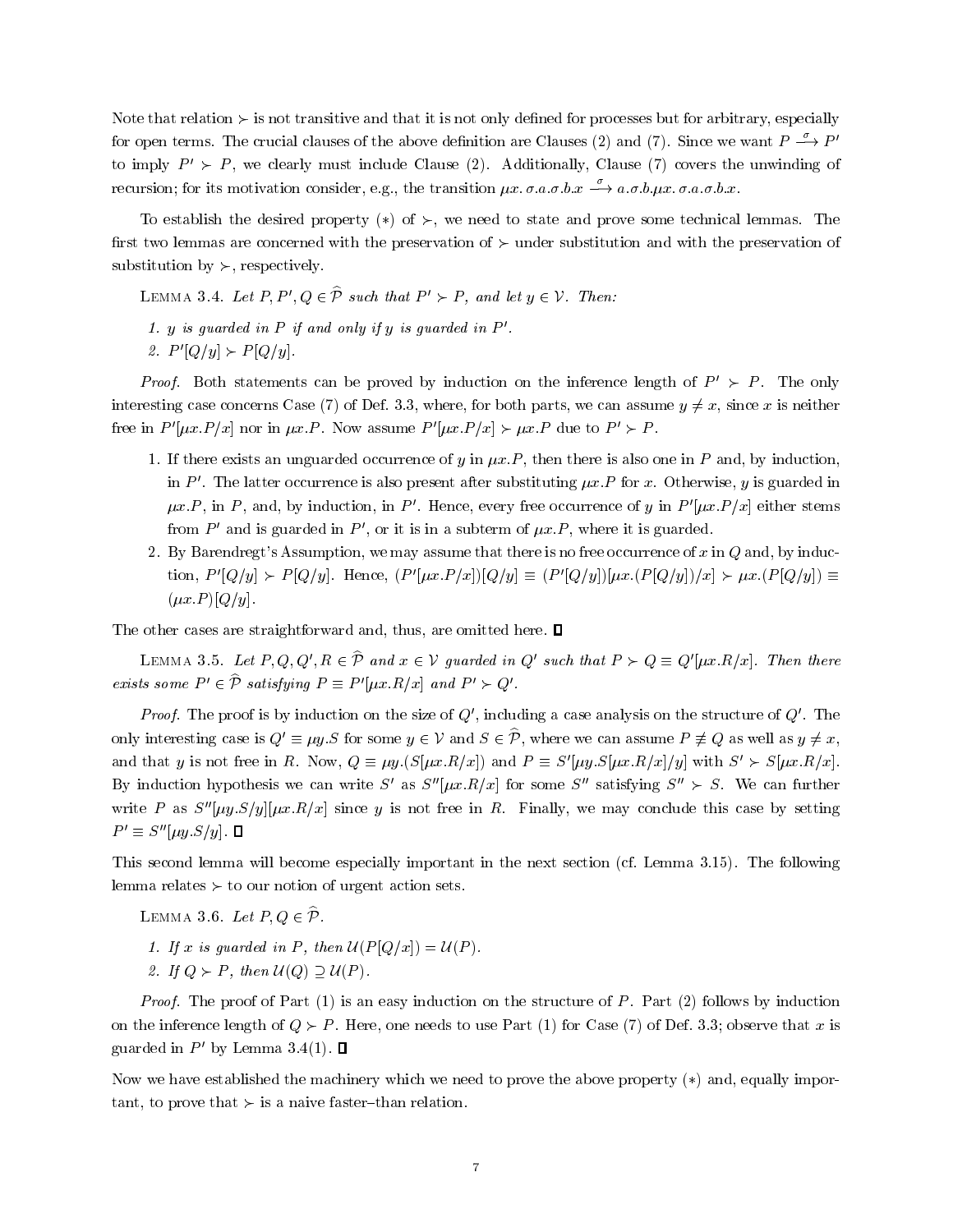Note that relation $\succ$ is not transitive and that it is not only defined for processes but for arbitrary, especially for open terms. The crucial clauses of the above definition are Clauses (2) and (7). Since we want $P \xrightarrow{\sigma} P'$ to imply $P' \succ P$, we clearly must include Clause (2). Additionally, Clause (7) covers the unwinding of recursion; for its motivation consider, e.g., the transition $\mu x.\, \sigma.a.\sigma.b.x \xrightarrow{\sigma} a.\sigma.b.\mu x.\, \sigma.a.\sigma.b.x$.

To establish the desired property $(*)$ of $\succ$, we need to state and prove some technical lemmas. The first two lemmas are concerned with the preservation of $\succ$ under substitution and with the preservation of substitution by $\succ$, respectively.

Lemma 3.4. *Let $P, P', Q \in \widehat{\mathcal{P}}$ such that $P' \succ P$, and let $y \in \mathcal{V}$. Then:*

1. *$y$ is guarded in $P$ if and only if $y$ is guarded in $P'$.*
2. *$P'[Q/y] \succ P[Q/y]$.*

*Proof.* Both statements can be proved by induction on the inference length of $P' \succ P$. The only interesting case concerns Case (7) of Def. 3.3, where, for both parts, we can assume $y \neq x$, since $x$ is neither free in $P'[\mu x.P/x]$ nor in $\mu x.P$. Now assume $P'[\mu x.P/x] \succ \mu x.P$ due to $P' \succ P$.

1. If there exists an unguarded occurrence of $y$ in $\mu x.P$, then there is also one in $P$ and, by induction, in $P'$. The latter occurrence is also present after substituting $\mu x.P$ for $x$. Otherwise, $y$ is guarded in $\mu x.P$, in $P$, and, by induction, in $P'$. Hence, every free occurrence of $y$ in $P'[\mu x.P/x]$ either stems from $P'$ and is guarded in $P'$, or it is in a subterm of $\mu x.P$, where it is guarded.
2. By Barendregt's Assumption, we may assume that there is no free occurrence of $x$ in $Q$ and, by induction, $P'[Q/y] \succ P[Q/y]$. Hence, $(P'[\mu x.P/x])[Q/y] \equiv (P'[Q/y])[\mu x.(P[Q/y])/x] \succ \mu x.(P[Q/y]) \equiv (\mu x.P)[Q/y]$.

The other cases are straightforward and, thus, are omitted here. ∎

Lemma 3.5. *Let $P, Q, Q', R \in \widehat{\mathcal{P}}$ and $x \in \mathcal{V}$ guarded in $Q'$ such that $P \succ Q \equiv Q'[\mu x.R/x]$. Then there exists some $P' \in \widehat{\mathcal{P}}$ satisfying $P \equiv P'[\mu x.R/x]$ and $P' \succ Q'$.*

*Proof.* The proof is by induction on the size of $Q'$, including a case analysis on the structure of $Q'$. The only interesting case is $Q' \equiv \mu y.S$ for some $y \in \mathcal{V}$ and $S \in \widehat{\mathcal{P}}$, where we can assume $P \not\equiv Q$ as well as $y \neq x$, and that $y$ is not free in $R$. Now, $Q \equiv \mu y.(S[\mu x.R/x])$ and $P \equiv S'[\mu y.S[\mu x.R/x]/y]$ with $S' \succ S[\mu x.R/x]$. By induction hypothesis we can write $S'$ as $S''[\mu x.R/x]$ for some $S''$ satisfying $S'' \succ S$. We can further write $P$ as $S''[\mu y.S/y][\mu x.R/x]$ since $y$ is not free in $R$. Finally, we may conclude this case by setting $P' \equiv S''[\mu y.S/y]$. ∎

This second lemma will become especially important in the next section (cf. Lemma 3.15). The following lemma relates $\succ$ to our notion of urgent action sets.

Lemma 3.6. *Let $P, Q \in \widehat{\mathcal{P}}$.*

1. *If $x$ is guarded in $P$, then $\mathcal{U}(P[Q/x]) = \mathcal{U}(P)$.*
2. *If $Q \succ P$, then $\mathcal{U}(Q) \supseteq \mathcal{U}(P)$.*

*Proof.* The proof of Part (1) is an easy induction on the structure of $P$. Part (2) follows by induction on the inference length of $Q \succ P$. Here, one needs to use Part (1) for Case (7) of Def. 3.3; observe that $x$ is guarded in $P'$ by Lemma 3.4(1). ∎

Now we have established the machinery which we need to prove the above property $(*)$ and, equally important, to prove that $\succ$ is a naive faster–than relation.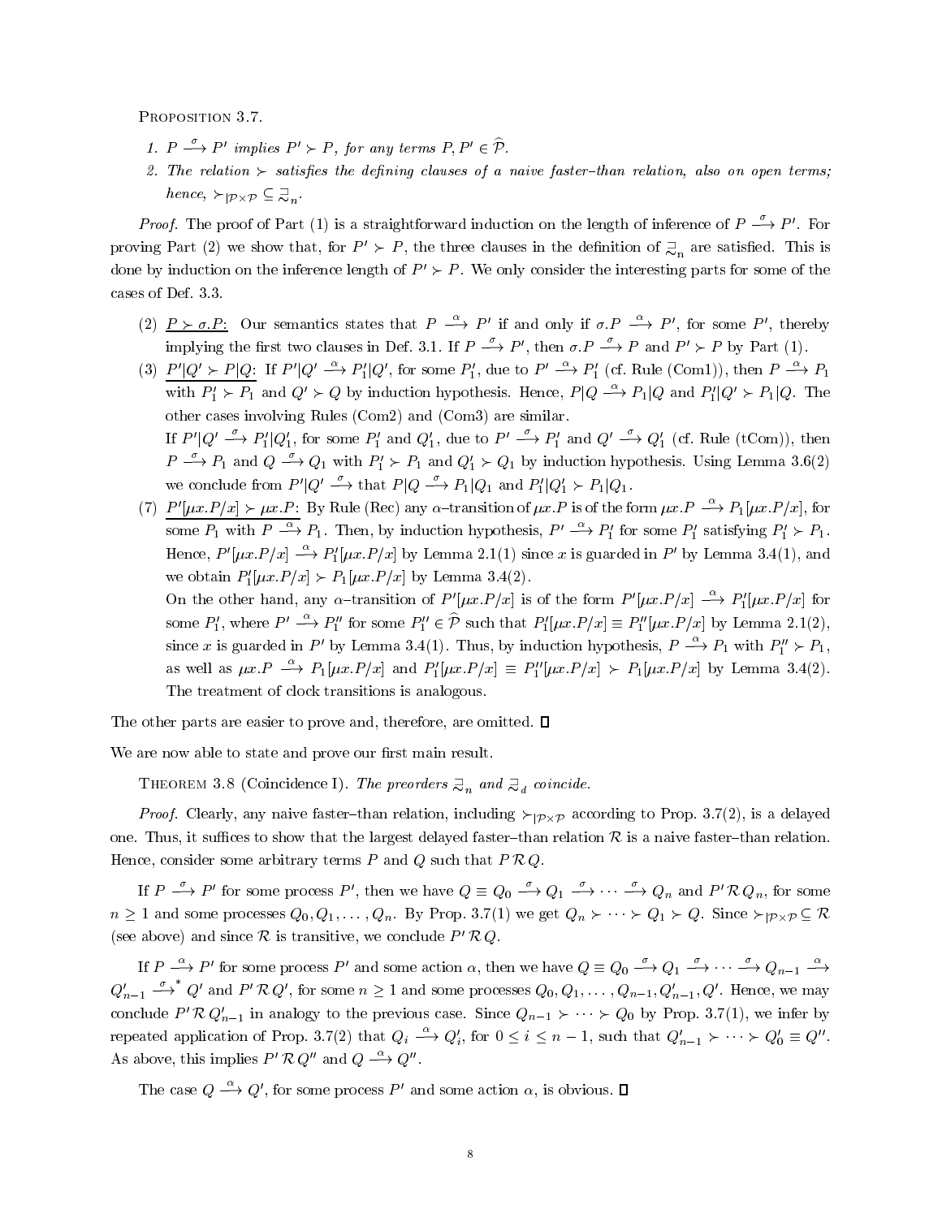Proposition 3.7.

1. $P \xrightarrow{\sigma} P'$ *implies* $P' \succ P$*, for any terms* $P, P' \in \widehat{\mathcal{P}}$.
2. *The relation* $\succ$ *satisfies the defining clauses of a naive faster–than relation, also on open terms; hence,* $\succ_{|\mathcal{P}\times\mathcal{P}} \subseteq \sqsupseteq_n$.

*Proof.* The proof of Part (1) is a straightforward induction on the length of inference of $P \xrightarrow{\sigma} P'$. For proving Part (2) we show that, for $P' \succ P$, the three clauses in the definition of $\sqsupseteq_n$ are satisfied. This is done by induction on the inference length of $P' \succ P$. We only consider the interesting parts for some of the cases of Def. 3.3.

(2) $\underline{P \succ \sigma.P}$: Our semantics states that $P \xrightarrow{\alpha} P'$ if and only if $\sigma.P \xrightarrow{\alpha} P'$, for some $P'$, thereby implying the first two clauses in Def. 3.1. If $P \xrightarrow{\sigma} P'$, then $\sigma.P \xrightarrow{\sigma} P$ and $P' \succ P$ by Part (1).

(3) $\underline{P'|Q' \succ P|Q}$: If $P'|Q' \xrightarrow{\alpha} P_1'|Q'$, for some $P_1'$, due to $P' \xrightarrow{\alpha} P_1'$ (cf. Rule (Com1)), then $P \xrightarrow{\alpha} P_1$ with $P_1' \succ P_1$ and $Q' \succ Q$ by induction hypothesis. Hence, $P|Q \xrightarrow{\alpha} P_1|Q$ and $P_1'|Q' \succ P_1|Q$. The other cases involving Rules (Com2) and (Com3) are similar.
If $P'|Q' \xrightarrow{\sigma} P_1'|Q_1'$, for some $P_1'$ and $Q_1'$, due to $P' \xrightarrow{\sigma} P_1'$ and $Q' \xrightarrow{\sigma} Q_1'$ (cf. Rule (tCom)), then $P \xrightarrow{\sigma} P_1$ and $Q \xrightarrow{\sigma} Q_1$ with $P_1' \succ P_1$ and $Q_1' \succ Q_1$ by induction hypothesis. Using Lemma 3.6(2) we conclude from $P'|Q' \xrightarrow{\sigma}$ that $P|Q \xrightarrow{\sigma} P_1|Q_1$ and $P_1'|Q_1' \succ P_1|Q_1$.

(7) $\underline{P'[\mu x.P/x] \succ \mu x.P}$: By Rule (Rec) any $\alpha$–transition of $\mu x.P$ is of the form $\mu x.P \xrightarrow{\alpha} P_1[\mu x.P/x]$, for some $P_1$ with $P \xrightarrow{\alpha} P_1$. Then, by induction hypothesis, $P' \xrightarrow{\alpha} P_1'$ for some $P_1'$ satisfying $P_1' \succ P_1$. Hence, $P'[\mu x.P/x] \xrightarrow{\alpha} P_1'[\mu x.P/x]$ by Lemma 2.1(1) since $x$ is guarded in $P'$ by Lemma 3.4(1), and we obtain $P_1'[\mu x.P/x] \succ P_1[\mu x.P/x]$ by Lemma 3.4(2).
On the other hand, any $\alpha$–transition of $P'[\mu x.P/x]$ is of the form $P'[\mu x.P/x] \xrightarrow{\alpha} P_1'[\mu x.P/x]$ for some $P_1'$, where $P' \xrightarrow{\alpha} P_1''$ for some $P_1'' \in \widehat{\mathcal{P}}$ such that $P_1'[\mu x.P/x] \equiv P_1''[\mu x.P/x]$ by Lemma 2.1(2), since $x$ is guarded in $P'$ by Lemma 3.4(1). Thus, by induction hypothesis, $P \xrightarrow{\alpha} P_1$ with $P_1'' \succ P_1$, as well as $\mu x.P \xrightarrow{\alpha} P_1[\mu x.P/x]$ and $P_1'[\mu x.P/x] \equiv P_1''[\mu x.P/x] \succ P_1[\mu x.P/x]$ by Lemma 3.4(2). The treatment of clock transitions is analogous.

The other parts are easier to prove and, therefore, are omitted. □

We are now able to state and prove our first main result.

Theorem 3.8 (Coincidence I). *The preorders* $\sqsupseteq_n$ *and* $\sqsupseteq_d$ *coincide.*

*Proof.* Clearly, any naive faster–than relation, including $\succ_{|\mathcal{P}\times\mathcal{P}}$ according to Prop. 3.7(2), is a delayed one. Thus, it suffices to show that the largest delayed faster–than relation $\mathcal{R}$ is a naive faster–than relation. Hence, consider some arbitrary terms $P$ and $Q$ such that $P\,\mathcal{R}\,Q$.

If $P \xrightarrow{\sigma} P'$ for some process $P'$, then we have $Q \equiv Q_0 \xrightarrow{\sigma} Q_1 \xrightarrow{\sigma} \cdots \xrightarrow{\sigma} Q_n$ and $P'\,\mathcal{R}\,Q_n$, for some $n \geq 1$ and some processes $Q_0, Q_1, \ldots, Q_n$. By Prop. 3.7(1) we get $Q_n \succ \cdots \succ Q_1 \succ Q$. Since $\succ_{|\mathcal{P}\times\mathcal{P}} \subseteq \mathcal{R}$ (see above) and since $\mathcal{R}$ is transitive, we conclude $P'\,\mathcal{R}\,Q$.

If $P \xrightarrow{\alpha} P'$ for some process $P'$ and some action $\alpha$, then we have $Q \equiv Q_0 \xrightarrow{\sigma} Q_1 \xrightarrow{\sigma} \cdots \xrightarrow{\sigma} Q_{n-1} \xrightarrow{\alpha} Q_{n-1}' \xrightarrow{\sigma}{}^{*} Q'$ and $P'\,\mathcal{R}\,Q'$, for some $n \geq 1$ and some processes $Q_0, Q_1, \ldots, Q_{n-1}, Q_{n-1}', Q'$. Hence, we may conclude $P'\,\mathcal{R}\,Q_{n-1}'$ in analogy to the previous case. Since $Q_{n-1} \succ \cdots \succ Q_0$ by Prop. 3.7(1), we infer by repeated application of Prop. 3.7(2) that $Q_i \xrightarrow{\alpha} Q_i'$, for $0 \leq i \leq n-1$, such that $Q_{n-1}' \succ \cdots \succ Q_0' \equiv Q''$. As above, this implies $P'\,\mathcal{R}\,Q''$ and $Q \xrightarrow{\alpha} Q''$.

The case $Q \xrightarrow{\alpha} Q'$, for some process $P'$ and some action $\alpha$, is obvious. □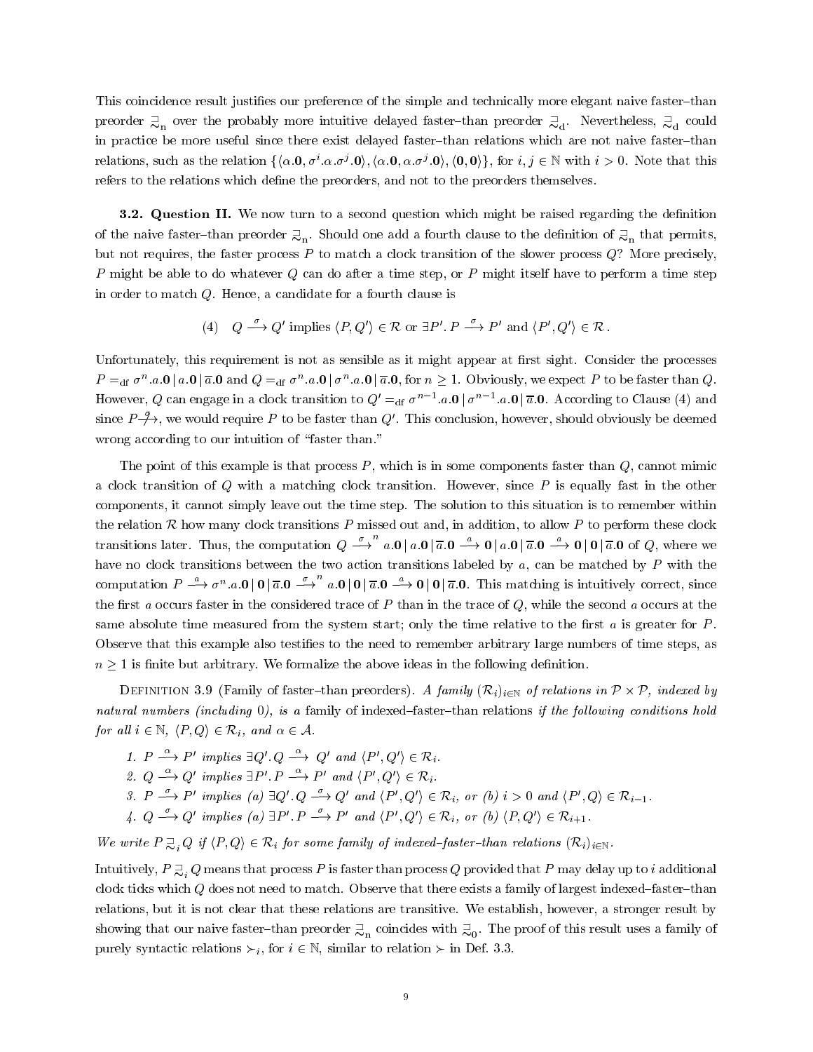This coincidence result justifies our preference of the simple and technically more elegant naive faster–than preorder $\sqsupseteq_{\rm n}$ over the probably more intuitive delayed faster–than preorder $\sqsupseteq_{\rm d}$. Nevertheless, $\sqsupseteq_{\rm d}$ could in practice be more useful since there exist delayed faster–than relations which are not naive faster–than relations, such as the relation $\{\langle \alpha.\mathbf{0}, \sigma^i.\alpha.\sigma^j.\mathbf{0}\rangle, \langle \alpha.\mathbf{0}, \alpha.\sigma^j.\mathbf{0}\rangle, \langle \mathbf{0}, \mathbf{0}\rangle\}$, for $i, j \in \mathbb{N}$ with $i > 0$. Note that this refers to the relations which define the preorders, and not to the preorders themselves.

**3.2. Question II.** We now turn to a second question which might be raised regarding the definition of the naive faster–than preorder $\sqsupseteq_{\rm n}$. Should one add a fourth clause to the definition of $\sqsupseteq_{\rm n}$ that permits, but not requires, the faster process $P$ to match a clock transition of the slower process $Q$? More precisely, $P$ might be able to do whatever $Q$ can do after a time step, or $P$ might itself have to perform a time step in order to match $Q$. Hence, a candidate for a fourth clause is

$$(4) \quad Q \stackrel{\sigma}{\longrightarrow} Q' \text{ implies } \langle P, Q'\rangle \in \mathcal{R} \text{ or } \exists P'.\, P \stackrel{\sigma}{\longrightarrow} P' \text{ and } \langle P', Q'\rangle \in \mathcal{R}\,.$$

Unfortunately, this requirement is not as sensible as it might appear at first sight. Consider the processes $P =_{\rm df} \sigma^n.a.\mathbf{0} \,|\, a.\mathbf{0} \,|\, \overline{a}.\mathbf{0}$ and $Q =_{\rm df} \sigma^n.a.\mathbf{0} \,|\, \sigma^n.a.\mathbf{0} \,|\, \overline{a}.\mathbf{0}$, for $n \geq 1$. Obviously, we expect $P$ to be faster than $Q$. However, $Q$ can engage in a clock transition to $Q' =_{\rm df} \sigma^{n-1}.a.\mathbf{0} \,|\, \sigma^{n-1}.a.\mathbf{0} \,|\, \overline{a}.\mathbf{0}$. According to Clause (4) and since $P \stackrel{\sigma}{\not\longrightarrow}$, we would require $P$ to be faster than $Q'$. This conclusion, however, should obviously be deemed wrong according to our intuition of "faster than."

The point of this example is that process $P$, which is in some components faster than $Q$, cannot mimic a clock transition of $Q$ with a matching clock transition. However, since $P$ is equally fast in the other components, it cannot simply leave out the time step. The solution to this situation is to remember within the relation $\mathcal{R}$ how many clock transitions $P$ missed out and, in addition, to allow $P$ to perform these clock transitions later. Thus, the computation $Q \stackrel{\sigma}{\longrightarrow}^n a.\mathbf{0} \,|\, a.\mathbf{0} \,|\, \overline{a}.\mathbf{0} \stackrel{a}{\longrightarrow} \mathbf{0} \,|\, a.\mathbf{0} \,|\, \overline{a}.\mathbf{0} \stackrel{a}{\longrightarrow} \mathbf{0} \,|\, \mathbf{0} \,|\, \overline{a}.\mathbf{0}$ of $Q$, where we have no clock transitions between the two action transitions labeled by $a$, can be matched by $P$ with the computation $P \stackrel{a}{\longrightarrow} \sigma^n.a.\mathbf{0} \,|\, \mathbf{0} \,|\, \overline{a}.\mathbf{0} \stackrel{\sigma}{\longrightarrow}^n a.\mathbf{0} \,|\, \mathbf{0} \,|\, \overline{a}.\mathbf{0} \stackrel{a}{\longrightarrow} \mathbf{0} \,|\, \mathbf{0} \,|\, \overline{a}.\mathbf{0}$. This matching is intuitively correct, since the first $a$ occurs faster in the considered trace of $P$ than in the trace of $Q$, while the second $a$ occurs at the same absolute time measured from the system start; only the time relative to the first $a$ is greater for $P$. Observe that this example also testifies to the need to remember arbitrary large numbers of time steps, as $n \geq 1$ is finite but arbitrary. We formalize the above ideas in the following definition.

Definition 3.9 (Family of faster–than preorders). *A family $(\mathcal{R}_i)_{i \in \mathbb{N}}$ of relations in $\mathcal{P} \times \mathcal{P}$, indexed by natural numbers (including 0), is a* family of indexed–faster–than relations *if the following conditions hold for all $i \in \mathbb{N}$, $\langle P, Q\rangle \in \mathcal{R}_i$, and $\alpha \in \mathcal{A}$.*

1. *$P \stackrel{\alpha}{\longrightarrow} P'$ implies $\exists Q'.\, Q \stackrel{\alpha}{\longrightarrow} Q'$ and $\langle P', Q'\rangle \in \mathcal{R}_i$.*
2. *$Q \stackrel{\alpha}{\longrightarrow} Q'$ implies $\exists P'.\, P \stackrel{\alpha}{\longrightarrow} P'$ and $\langle P', Q'\rangle \in \mathcal{R}_i$.*
3. *$P \stackrel{\sigma}{\longrightarrow} P'$ implies (a) $\exists Q'.\, Q \stackrel{\sigma}{\longrightarrow} Q'$ and $\langle P', Q'\rangle \in \mathcal{R}_i$, or (b) $i > 0$ and $\langle P', Q\rangle \in \mathcal{R}_{i-1}$.*
4. *$Q \stackrel{\sigma}{\longrightarrow} Q'$ implies (a) $\exists P'.\, P \stackrel{\sigma}{\longrightarrow} P'$ and $\langle P', Q'\rangle \in \mathcal{R}_i$, or (b) $\langle P, Q'\rangle \in \mathcal{R}_{i+1}$.*

*We write $P \sqsupseteq_i Q$ if $\langle P, Q\rangle \in \mathcal{R}_i$ for some family of indexed–faster–than relations $(\mathcal{R}_i)_{i \in \mathbb{N}}$.*

Intuitively, $P \sqsupseteq_i Q$ means that process $P$ is faster than process $Q$ provided that $P$ may delay up to $i$ additional clock ticks which $Q$ does not need to match. Observe that there exists a family of largest indexed–faster–than relations, but it is not clear that these relations are transitive. We establish, however, a stronger result by showing that our naive faster–than preorder $\sqsupseteq_{\rm n}$ coincides with $\sqsupseteq_0$. The proof of this result uses a family of purely syntactic relations $\succ_i$, for $i \in \mathbb{N}$, similar to relation $\succ$ in Def. 3.3.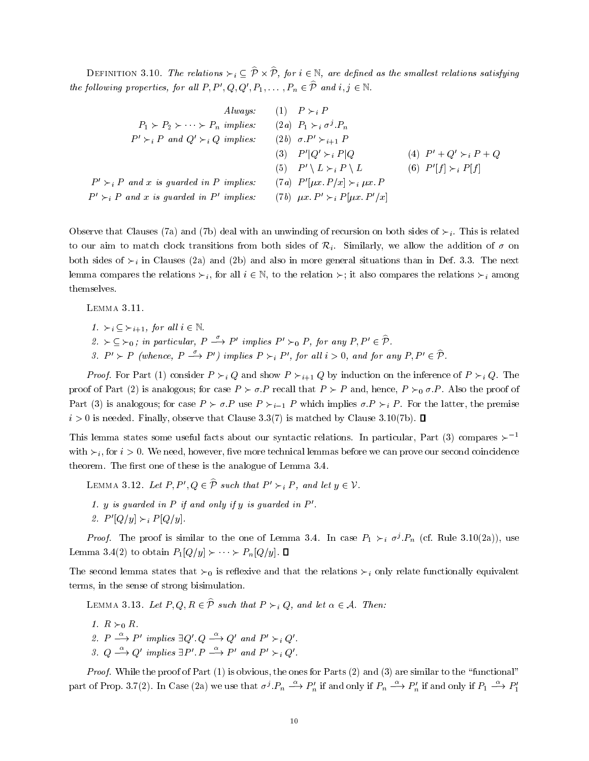Definition 3.10. *The relations $\succ_i \subseteq \widehat{\mathcal{P}} \times \widehat{\mathcal{P}}$, for $i \in \mathbb{N}$, are defined as the smallest relations satisfying the following properties, for all $P, P', Q, Q', P_1, \ldots, P_n \in \widehat{\mathcal{P}}$ and $i, j \in \mathbb{N}$.*

| | | |
|---|---|---|
| *Always:* | (1) $P \succ_i P$ | |
| $P_1 \succ P_2 \succ \cdots \succ P_n$ *implies:* | (2a) $P_1 \succ_i \sigma^j.P_n$ | |
| $P' \succ_i P$ *and* $Q' \succ_i Q$ *implies:* | (2b) $\sigma.P' \succ_{i+1} P$ | |
| | (3) $P' \vert Q' \succ_i P \vert Q$ | (4) $P' + Q' \succ_i P + Q$ |
| | (5) $P' \setminus L \succ_i P \setminus L$ | (6) $P'[f] \succ_i P[f]$ |
| $P' \succ_i P$ *and* $x$ *is guarded in* $P$ *implies:* | (7a) $P'[\mu x.\, P/x] \succ_i \mu x.\, P$ | |
| $P' \succ_i P$ *and* $x$ *is guarded in* $P'$ *implies:* | (7b) $\mu x.\, P' \succ_i P[\mu x.\, P'/x]$ | |

Observe that Clauses (7a) and (7b) deal with an unwinding of recursion on both sides of $\succ_i$. This is related to our aim to match clock transitions from both sides of $\mathcal{R}_i$. Similarly, we allow the addition of $\sigma$ on both sides of $\succ_i$ in Clauses (2a) and (2b) and also in more general situations than in Def. 3.3. The next lemma compares the relations $\succ_i$, for all $i \in \mathbb{N}$, to the relation $\succ$; it also compares the relations $\succ_i$ among themselves.

Lemma 3.11.

1. *$\succ_i \subseteq \succ_{i+1}$, for all $i \in \mathbb{N}$.*
2. *$\succ \subseteq \succ_0$; in particular, $P \xrightarrow{\sigma} P'$ implies $P' \succ_0 P$, for any $P, P' \in \widehat{\mathcal{P}}$.*
3. *$P' \succ P$ (whence, $P \xrightarrow{\sigma} P'$) implies $P \succ_i P'$, for all $i > 0$, and for any $P, P' \in \widehat{\mathcal{P}}$.*

*Proof.* For Part (1) consider $P \succ_i Q$ and show $P \succ_{i+1} Q$ by induction on the inference of $P \succ_i Q$. The proof of Part (2) is analogous; for case $P \succ \sigma.P$ recall that $P \succ P$ and, hence, $P \succ_0 \sigma.P$. Also the proof of Part (3) is analogous; for case $P \succ \sigma.P$ use $P \succ_{i-1} P$ which implies $\sigma.P \succ_i P$. For the latter, the premise $i > 0$ is needed. Finally, observe that Clause 3.3(7) is matched by Clause 3.10(7b). ∎

This lemma states some useful facts about our syntactic relations. In particular, Part (3) compares $\succ^{-1}$ with $\succ_i$, for $i > 0$. We need, however, five more technical lemmas before we can prove our second coincidence theorem. The first one of these is the analogue of Lemma 3.4.

Lemma 3.12. *Let $P, P', Q \in \widehat{\mathcal{P}}$ such that $P' \succ_i P$, and let $y \in \mathcal{V}$.*

1. *$y$ is guarded in $P$ if and only if $y$ is guarded in $P'$.*
2. *$P'[Q/y] \succ_i P[Q/y]$.*

*Proof.* The proof is similar to the one of Lemma 3.4. In case $P_1 \succ_i \sigma^j.P_n$ (cf. Rule 3.10(2a)), use Lemma 3.4(2) to obtain $P_1[Q/y] \succ \cdots \succ P_n[Q/y]$. ∎

The second lemma states that $\succ_0$ is reflexive and that the relations $\succ_i$ only relate functionally equivalent terms, in the sense of strong bisimulation.

Lemma 3.13. *Let $P, Q, R \in \widehat{\mathcal{P}}$ such that $P \succ_i Q$, and let $\alpha \in \mathcal{A}$. Then:*

1. *$R \succ_0 R$.*
2. *$P \xrightarrow{\alpha} P'$ implies $\exists Q'.\, Q \xrightarrow{\alpha} Q'$ and $P' \succ_i Q'$.*
3. *$Q \xrightarrow{\alpha} Q'$ implies $\exists P'.\, P \xrightarrow{\alpha} P'$ and $P' \succ_i Q'$.*

*Proof.* While the proof of Part (1) is obvious, the ones for Parts (2) and (3) are similar to the "functional" part of Prop. 3.7(2). In Case (2a) we use that $\sigma^j.P_n \xrightarrow{\alpha} P_n'$ if and only if $P_n \xrightarrow{\alpha} P_n'$ if and only if $P_1 \xrightarrow{\alpha} P_1'$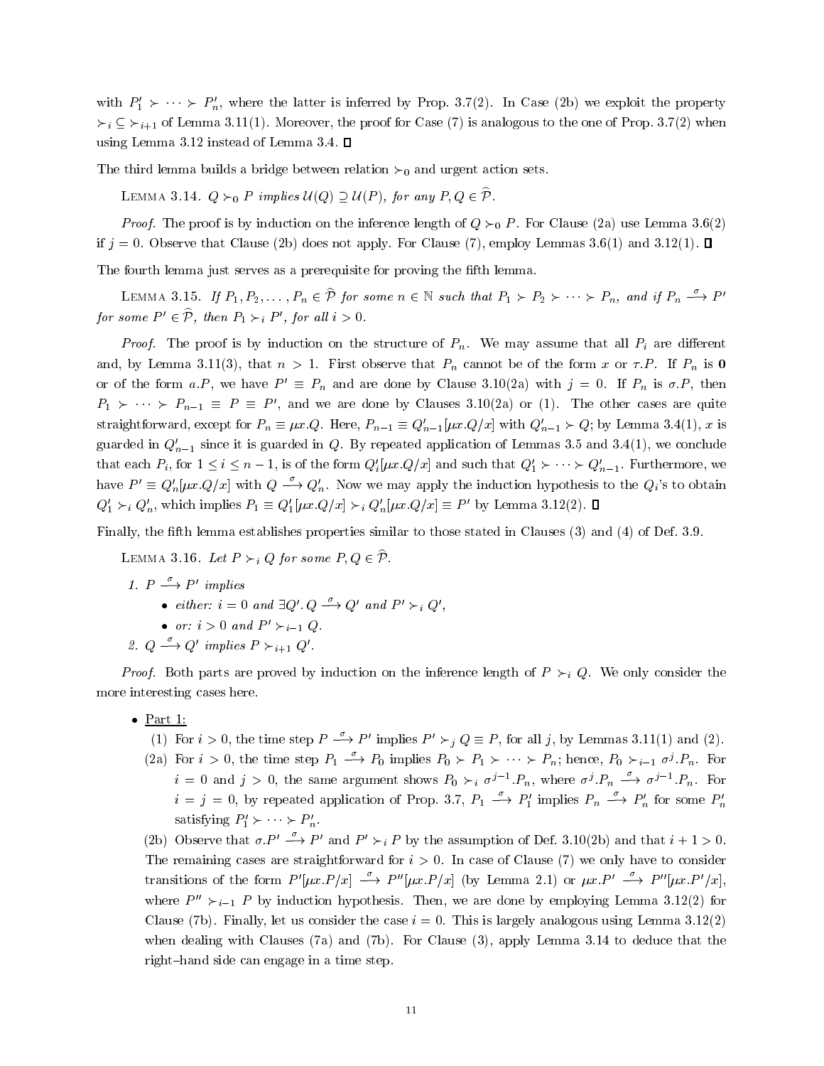with $P'_1 \succ \cdots \succ P'_n$, where the latter is inferred by Prop. 3.7(2). In Case (2b) we exploit the property $\succ_i \subseteq \succ_{i+1}$ of Lemma 3.11(1). Moreover, the proof for Case (7) is analogous to the one of Prop. 3.7(2) when using Lemma 3.12 instead of Lemma 3.4. ∎

The third lemma builds a bridge between relation $\succ_0$ and urgent action sets.

LEMMA 3.14. *$Q \succ_0 P$ implies $\mathcal{U}(Q) \supseteq \mathcal{U}(P)$, for any $P, Q \in \widehat{\mathcal{P}}$.*

*Proof.* The proof is by induction on the inference length of $Q \succ_0 P$. For Clause (2a) use Lemma 3.6(2) if $j = 0$. Observe that Clause (2b) does not apply. For Clause (7), employ Lemmas 3.6(1) and 3.12(1). ∎

The fourth lemma just serves as a prerequisite for proving the fifth lemma.

LEMMA 3.15. *If $P_1, P_2, \ldots, P_n \in \widehat{\mathcal{P}}$ for some $n \in \mathbb{N}$ such that $P_1 \succ P_2 \succ \cdots \succ P_n$, and if $P_n \stackrel{\sigma}{\longrightarrow} P'$ for some $P' \in \widehat{\mathcal{P}}$, then $P_1 \succ_i P'$, for all $i > 0$.*

*Proof.* The proof is by induction on the structure of $P_n$. We may assume that all $P_i$ are different and, by Lemma 3.11(3), that $n > 1$. First observe that $P_n$ cannot be of the form $x$ or $\tau.P$. If $P_n$ is $\mathbf{0}$ or of the form $a.P$, we have $P' \equiv P_n$ and are done by Clause 3.10(2a) with $j = 0$. If $P_n$ is $\sigma.P$, then $P_1 \succ \cdots \succ P_{n-1} \equiv P \equiv P'$, and we are done by Clauses 3.10(2a) or (1). The other cases are quite straightforward, except for $P_n \equiv \mu x.Q$. Here, $P_{n-1} \equiv Q'_{n-1}[\mu x.Q/x]$ with $Q'_{n-1} \succ Q$; by Lemma 3.4(1), $x$ is guarded in $Q'_{n-1}$ since it is guarded in $Q$. By repeated application of Lemmas 3.5 and 3.4(1), we conclude that each $P_i$, for $1 \leq i \leq n-1$, is of the form $Q'_i[\mu x.Q/x]$ and such that $Q'_1 \succ \cdots \succ Q'_{n-1}$. Furthermore, we have $P' \equiv Q'_n[\mu x.Q/x]$ with $Q \stackrel{\sigma}{\longrightarrow} Q'_n$. Now we may apply the induction hypothesis to the $Q_i$'s to obtain $Q'_1 \succ_i Q'_n$, which implies $P_1 \equiv Q'_1[\mu x.Q/x] \succ_i Q'_n[\mu x.Q/x] \equiv P'$ by Lemma 3.12(2). ∎

Finally, the fifth lemma establishes properties similar to those stated in Clauses (3) and (4) of Def. 3.9.

LEMMA 3.16. *Let $P \succ_i Q$ for some $P, Q \in \widehat{\mathcal{P}}$.*

1. *$P \stackrel{\sigma}{\longrightarrow} P'$ implies*
   - *either: $i = 0$ and $\exists Q'. Q \stackrel{\sigma}{\longrightarrow} Q'$ and $P' \succ_i Q'$,*
   - *or: $i > 0$ and $P' \succ_{i-1} Q$.*
2. *$Q \stackrel{\sigma}{\longrightarrow} Q'$ implies $P \succ_{i+1} Q'$.*

*Proof.* Both parts are proved by induction on the inference length of $P \succ_i Q$. We only consider the more interesting cases here.

- Part 1:
  (1) For $i > 0$, the time step $P \stackrel{\sigma}{\longrightarrow} P'$ implies $P' \succ_j Q \equiv P$, for all $j$, by Lemmas 3.11(1) and (2).
  (2a) For $i > 0$, the time step $P_1 \stackrel{\sigma}{\longrightarrow} P_0$ implies $P_0 \succ P_1 \succ \cdots \succ P_n$; hence, $P_0 \succ_{i-1} \sigma^j.P_n$. For $i = 0$ and $j > 0$, the same argument shows $P_0 \succ_i \sigma^{j-1}.P_n$, where $\sigma^j.P_n \stackrel{\sigma}{\longrightarrow} \sigma^{j-1}.P_n$. For $i = j = 0$, by repeated application of Prop. 3.7, $P_1 \stackrel{\sigma}{\longrightarrow} P'_1$ implies $P_n \stackrel{\sigma}{\longrightarrow} P'_n$ for some $P'_n$ satisfying $P'_1 \succ \cdots \succ P'_n$.
  (2b) Observe that $\sigma.P' \stackrel{\sigma}{\longrightarrow} P'$ and $P' \succ_i P$ by the assumption of Def. 3.10(2b) and that $i + 1 > 0$.
  The remaining cases are straightforward for $i > 0$. In case of Clause (7) we only have to consider transitions of the form $P'[\mu x.P/x] \stackrel{\sigma}{\longrightarrow} P''[\mu x.P/x]$ (by Lemma 2.1) or $\mu x.P' \stackrel{\sigma}{\longrightarrow} P''[\mu x.P'/x]$, where $P'' \succ_{i-1} P$ by induction hypothesis. Then, we are done by employing Lemma 3.12(2) for Clause (7b). Finally, let us consider the case $i = 0$. This is largely analogous using Lemma 3.12(2) when dealing with Clauses (7a) and (7b). For Clause (3), apply Lemma 3.14 to deduce that the right–hand side can engage in a time step.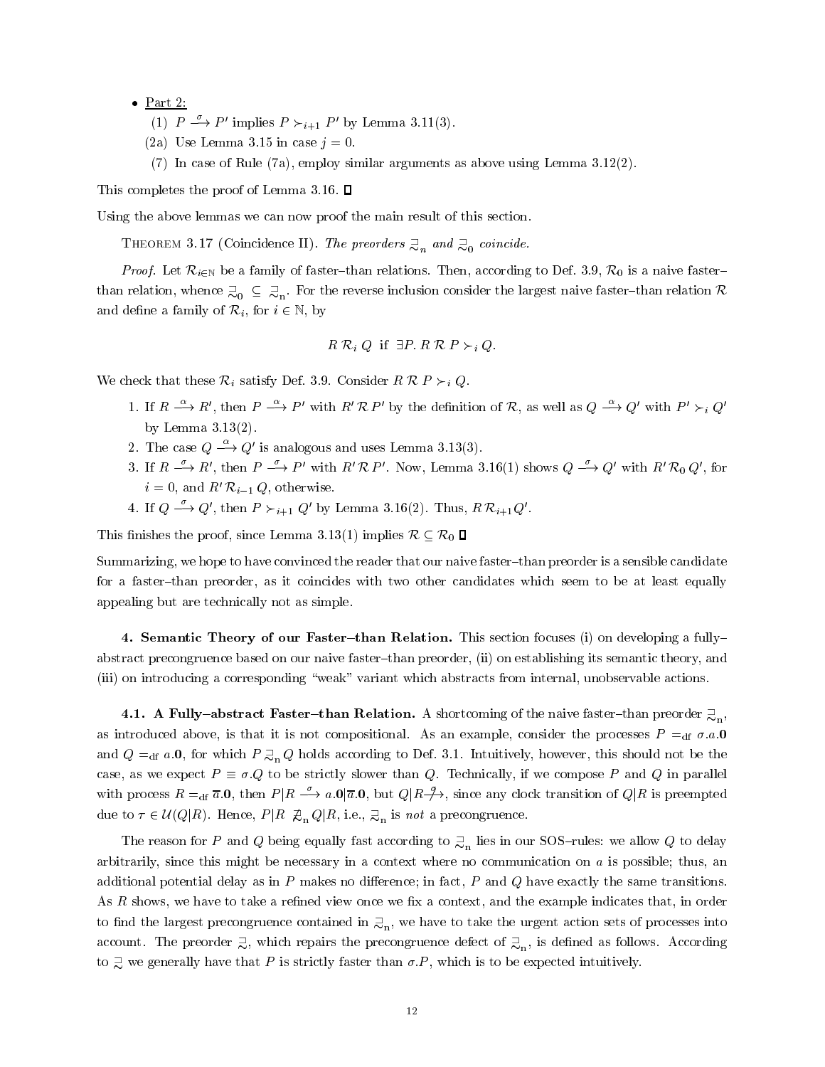- Part 2:
  - (1) $P \xrightarrow{\sigma} P'$ implies $P \succ_{i+1} P'$ by Lemma 3.11(3).
  - (2a) Use Lemma 3.15 in case $j = 0$.
  - (7) In case of Rule (7a), employ similar arguments as above using Lemma 3.12(2).

This completes the proof of Lemma 3.16. □

Using the above lemmas we can now proof the main result of this section.

THEOREM 3.17 (Coincidence II). *The preorders $\sqsupseteq_n$ and $\sqsupseteq_0$ coincide.*

*Proof.* Let $\mathcal{R}_{i \in \mathbb{N}}$ be a family of faster–than relations. Then, according to Def. 3.9, $\mathcal{R}_0$ is a naive faster–than relation, whence $\sqsupseteq_0 \subseteq \sqsupseteq_n$. For the reverse inclusion consider the largest naive faster–than relation $\mathcal{R}$ and define a family of $\mathcal{R}_i$, for $i \in \mathbb{N}$, by

$$R\,\mathcal{R}_i\,Q \;\text{ if }\; \exists P.\, R\,\mathcal{R}\,P \succ_i Q.$$

We check that these $\mathcal{R}_i$ satisfy Def. 3.9. Consider $R\,\mathcal{R}\,P \succ_i Q$.

1. If $R \xrightarrow{\alpha} R'$, then $P \xrightarrow{\alpha} P'$ with $R'\,\mathcal{R}\,P'$ by the definition of $\mathcal{R}$, as well as $Q \xrightarrow{\alpha} Q'$ with $P' \succ_i Q'$ by Lemma 3.13(2).
2. The case $Q \xrightarrow{\alpha} Q'$ is analogous and uses Lemma 3.13(3).
3. If $R \xrightarrow{\sigma} R'$, then $P \xrightarrow{\sigma} P'$ with $R'\,\mathcal{R}\,P'$. Now, Lemma 3.16(1) shows $Q \xrightarrow{\sigma} Q'$ with $R'\,\mathcal{R}_0\,Q'$, for $i = 0$, and $R'\,\mathcal{R}_{i-1}\,Q$, otherwise.
4. If $Q \xrightarrow{\sigma} Q'$, then $P \succ_{i+1} Q'$ by Lemma 3.16(2). Thus, $R\,\mathcal{R}_{i+1} Q'$.

This finishes the proof, since Lemma 3.13(1) implies $\mathcal{R} \subseteq \mathcal{R}_0$ □

Summarizing, we hope to have convinced the reader that our naive faster–than preorder is a sensible candidate for a faster–than preorder, as it coincides with two other candidates which seem to be at least equally appealing but are technically not as simple.

**4. Semantic Theory of our Faster–than Relation.** This section focuses (i) on developing a fully–abstract precongruence based on our naive faster–than preorder, (ii) on establishing its semantic theory, and (iii) on introducing a corresponding "weak" variant which abstracts from internal, unobservable actions.

**4.1. A Fully–abstract Faster–than Relation.** A shortcoming of the naive faster–than preorder $\sqsupseteq_n$, as introduced above, is that it is not compositional. As an example, consider the processes $P =_{\text{df}} \sigma.a.\mathbf{0}$ and $Q =_{\text{df}} a.\mathbf{0}$, for which $P \sqsupseteq_n Q$ holds according to Def. 3.1. Intuitively, however, this should not be the case, as we expect $P \equiv \sigma.Q$ to be strictly slower than $Q$. Technically, if we compose $P$ and $Q$ in parallel with process $R =_{\text{df}} \overline{a}.\mathbf{0}$, then $P|R \xrightarrow{\sigma} a.\mathbf{0}|\overline{a}.\mathbf{0}$, but $Q|R \not\xrightarrow{\sigma}$, since any clock transition of $Q|R$ is preempted due to $\tau \in \mathcal{U}(Q|R)$. Hence, $P|R \not\sqsupseteq_n Q|R$, i.e., $\sqsupseteq_n$ is *not* a precongruence.

The reason for $P$ and $Q$ being equally fast according to $\sqsupseteq_n$ lies in our SOS–rules: we allow $Q$ to delay arbitrarily, since this might be necessary in a context where no communication on $a$ is possible; thus, an additional potential delay as in $P$ makes no difference; in fact, $P$ and $Q$ have exactly the same transitions. As $R$ shows, we have to take a refined view once we fix a context, and the example indicates that, in order to find the largest precongruence contained in $\sqsupseteq_n$, we have to take the urgent action sets of processes into account. The preorder $\sqsupseteq$, which repairs the precongruence defect of $\sqsupseteq_n$, is defined as follows. According to $\sqsupseteq$ we generally have that $P$ is strictly faster than $\sigma.P$, which is to be expected intuitively.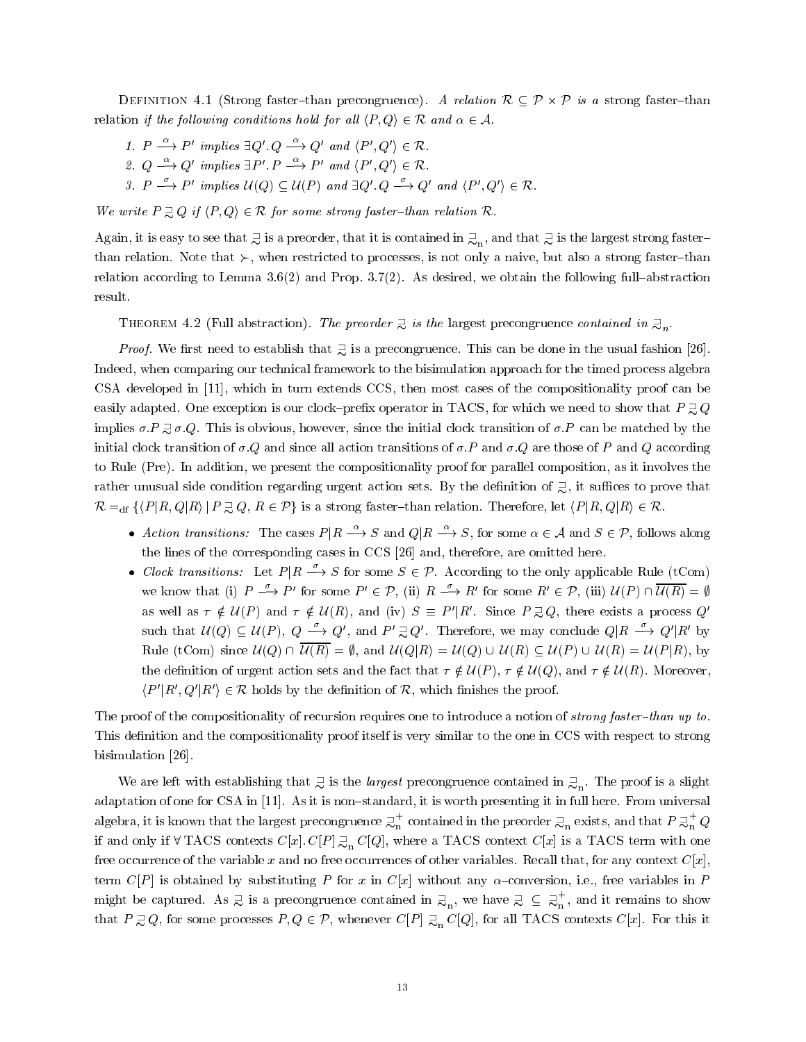DEFINITION 4.1 (Strong faster–than precongruence). *A relation* $\mathcal{R} \subseteq \mathcal{P} \times \mathcal{P}$ *is a* strong faster–than relation *if the following conditions hold for all* $\langle P, Q \rangle \in \mathcal{R}$ *and* $\alpha \in \mathcal{A}$.

1. $P \xrightarrow{\alpha} P'$ *implies* $\exists Q'. Q \xrightarrow{\alpha} Q'$ *and* $\langle P', Q' \rangle \in \mathcal{R}$.
2. $Q \xrightarrow{\alpha} Q'$ *implies* $\exists P'. P \xrightarrow{\alpha} P'$ *and* $\langle P', Q' \rangle \in \mathcal{R}$.
3. $P \xrightarrow{\sigma} P'$ *implies* $\mathcal{U}(Q) \subseteq \mathcal{U}(P)$ *and* $\exists Q'. Q \xrightarrow{\sigma} Q'$ *and* $\langle P', Q' \rangle \in \mathcal{R}$.

*We write* $P \gtrsim Q$ *if* $\langle P, Q \rangle \in \mathcal{R}$ *for some strong faster–than relation* $\mathcal{R}$.

Again, it is easy to see that $\gtrsim$ is a preorder, that it is contained in $\gtrsim_{\rm n}$, and that $\gtrsim$ is the largest strong faster–than relation. Note that $\succ$, when restricted to processes, is not only a naive, but also a strong faster–than relation according to Lemma 3.6(2) and Prop. 3.7(2). As desired, we obtain the following full–abstraction result.

THEOREM 4.2 (Full abstraction). *The preorder* $\gtrsim$ *is the* largest precongruence *contained in* $\gtrsim_{\rm n}$.

*Proof*. We first need to establish that $\gtrsim$ is a precongruence. This can be done in the usual fashion [26]. Indeed, when comparing our technical framework to the bisimulation approach for the timed process algebra CSA developed in [11], which in turn extends CCS, then most cases of the compositionality proof can be easily adapted. One exception is our clock–prefix operator in TACS, for which we need to show that $P \gtrsim Q$ implies $\sigma.P \gtrsim \sigma.Q$. This is obvious, however, since the initial clock transition of $\sigma.P$ can be matched by the initial clock transition of $\sigma.Q$ and since all action transitions of $\sigma.P$ and $\sigma.Q$ are those of $P$ and $Q$ according to Rule (Pre). In addition, we present the compositionality proof for parallel composition, as it involves the rather unusual side condition regarding urgent action sets. By the definition of $\gtrsim$, it suffices to prove that $\mathcal{R} =_{\rm df} \{\langle P|R, Q|R \rangle \mid P \gtrsim Q,\ R \in \mathcal{P}\}$ is a strong faster–than relation. Therefore, let $\langle P|R, Q|R \rangle \in \mathcal{R}$.

- *Action transitions:* The cases $P|R \xrightarrow{\alpha} S$ and $Q|R \xrightarrow{\alpha} S$, for some $\alpha \in \mathcal{A}$ and $S \in \mathcal{P}$, follows along the lines of the corresponding cases in CCS [26] and, therefore, are omitted here.
- *Clock transitions:* Let $P|R \xrightarrow{\sigma} S$ for some $S \in \mathcal{P}$. According to the only applicable Rule (tCom) we know that (i) $P \xrightarrow{\sigma} P'$ for some $P' \in \mathcal{P}$, (ii) $R \xrightarrow{\sigma} R'$ for some $R' \in \mathcal{P}$, (iii) $\mathcal{U}(P) \cap \overline{\mathcal{U}(R)} = \emptyset$ as well as $\tau \notin \mathcal{U}(P)$ and $\tau \notin \mathcal{U}(R)$, and (iv) $S \equiv P'|R'$. Since $P \gtrsim Q$, there exists a process $Q'$ such that $\mathcal{U}(Q) \subseteq \mathcal{U}(P)$, $Q \xrightarrow{\sigma} Q'$, and $P' \gtrsim Q'$. Therefore, we may conclude $Q|R \xrightarrow{\sigma} Q'|R'$ by Rule (tCom) since $\mathcal{U}(Q) \cap \overline{\mathcal{U}(R)} = \emptyset$, and $\mathcal{U}(Q|R) = \mathcal{U}(Q) \cup \mathcal{U}(R) \subseteq \mathcal{U}(P) \cup \mathcal{U}(R) = \mathcal{U}(P|R)$, by the definition of urgent action sets and the fact that $\tau \notin \mathcal{U}(P)$, $\tau \notin \mathcal{U}(Q)$, and $\tau \notin \mathcal{U}(R)$. Moreover, $\langle P'|R', Q'|R' \rangle \in \mathcal{R}$ holds by the definition of $\mathcal{R}$, which finishes the proof.

The proof of the compositionality of recursion requires one to introduce a notion of *strong faster–than up to*. This definition and the compositionality proof itself is very similar to the one in CCS with respect to strong bisimulation [26].

We are left with establishing that $\gtrsim$ is the *largest* precongruence contained in $\gtrsim_{\rm n}$. The proof is a slight adaptation of one for CSA in [11]. As it is non–standard, it is worth presenting it in full here. From universal algebra, it is known that the largest precongruence $\gtrsim_{\rm n}^+$ contained in the preorder $\gtrsim_{\rm n}$ exists, and that $P \gtrsim_{\rm n}^+ Q$ if and only if $\forall$ TACS contexts $C[x]. C[P] \gtrsim_{\rm n} C[Q]$, where a TACS context $C[x]$ is a TACS term with one free occurrence of the variable $x$ and no free occurrences of other variables. Recall that, for any context $C[x]$, term $C[P]$ is obtained by substituting $P$ for $x$ in $C[x]$ without any $\alpha$–conversion, i.e., free variables in $P$ might be captured. As $\gtrsim$ is a precongruence contained in $\gtrsim_{\rm n}$, we have $\gtrsim\ \subseteq\ \gtrsim_{\rm n}^+$, and it remains to show that $P \gtrsim Q$, for some processes $P, Q \in \mathcal{P}$, whenever $C[P] \gtrsim_{\rm n} C[Q]$, for all TACS contexts $C[x]$. For this it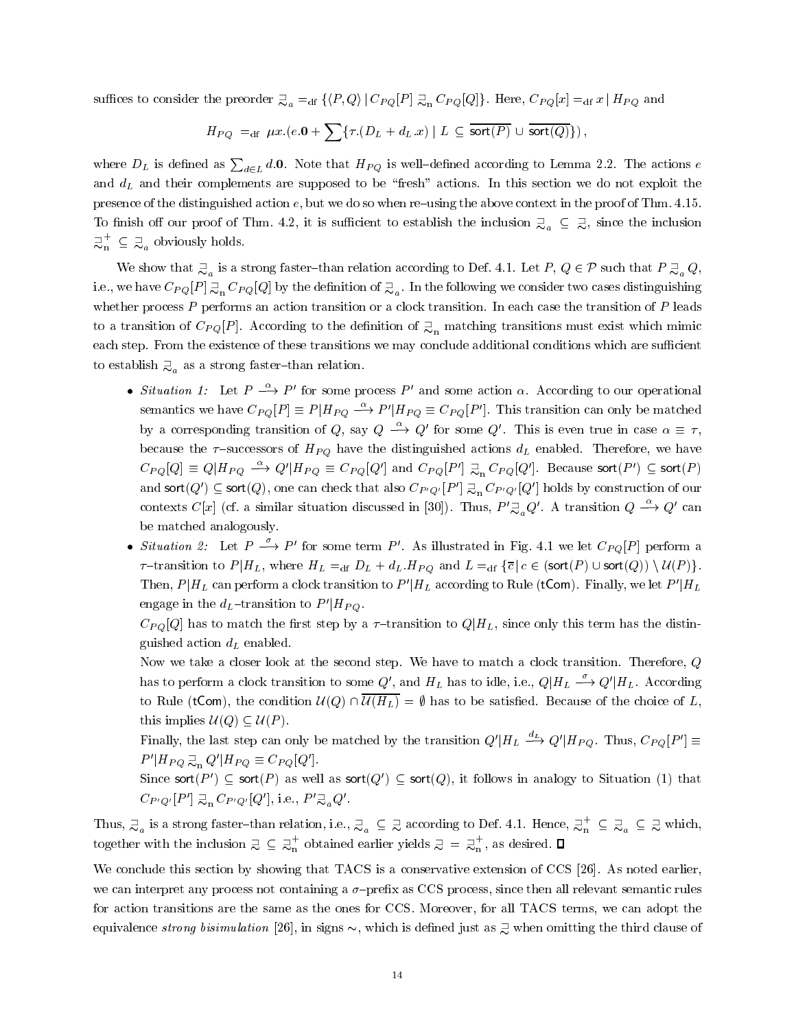suffices to consider the preorder $\sqsupseteq\!\!\!\sim_a =_{\text{df}} \{\langle P, Q\rangle \mid C_{PQ}[P] \sqsupseteq\!\!\!\sim_{\text{n}} C_{PQ}[Q]\}$. Here, $C_{PQ}[x] =_{\text{df}} x \mid H_{PQ}$ and

$$H_{PQ} \;=_{\text{df}}\; \mu x.(e.\mathbf{0} + \sum\{\tau.(D_L + d_L.x) \mid L \subseteq \overline{\mathsf{sort}(P) \cup \mathsf{sort}(Q)}\}),$$

where $D_L$ is defined as $\sum_{d \in L} d.\mathbf{0}$. Note that $H_{PQ}$ is well–defined according to Lemma 2.2. The actions $e$ and $d_L$ and their complements are supposed to be "fresh" actions. In this section we do not exploit the presence of the distinguished action $e$, but we do so when re–using the above context in the proof of Thm. 4.15. To finish off our proof of Thm. 4.2, it is sufficient to establish the inclusion $\sqsupseteq\!\!\!\sim_a \subseteq \sqsupseteq\!\!\!\sim$, since the inclusion $\sqsupseteq\!\!\!\sim_{\text{n}}^+ \subseteq \sqsupseteq\!\!\!\sim_a$ obviously holds.

We show that $\sqsupseteq\!\!\!\sim_a$ is a strong faster–than relation according to Def. 4.1. Let $P, Q \in \mathcal{P}$ such that $P \sqsupseteq\!\!\!\sim_a Q$, i.e., we have $C_{PQ}[P] \sqsupseteq\!\!\!\sim_{\text{n}} C_{PQ}[Q]$ by the definition of $\sqsupseteq\!\!\!\sim_a$. In the following we consider two cases distinguishing whether process $P$ performs an action transition or a clock transition. In each case the transition of $P$ leads to a transition of $C_{PQ}[P]$. According to the definition of $\sqsupseteq\!\!\!\sim_{\text{n}}$ matching transitions must exist which mimic each step. From the existence of these transitions we may conclude additional conditions which are sufficient to establish $\sqsupseteq\!\!\!\sim_a$ as a strong faster–than relation.

- *Situation 1:* Let $P \xrightarrow{\alpha} P'$ for some process $P'$ and some action $\alpha$. According to our operational semantics we have $C_{PQ}[P] \equiv P|H_{PQ} \xrightarrow{\alpha} P'|H_{PQ} \equiv C_{PQ}[P']$. This transition can only be matched by a corresponding transition of $Q$, say $Q \xrightarrow{\alpha} Q'$ for some $Q'$. This is even true in case $\alpha \equiv \tau$, because the $\tau$–successors of $H_{PQ}$ have the distinguished actions $d_L$ enabled. Therefore, we have $C_{PQ}[Q] \equiv Q|H_{PQ} \xrightarrow{\alpha} Q'|H_{PQ} \equiv C_{PQ}[Q']$ and $C_{PQ}[P'] \sqsupseteq\!\!\!\sim_{\text{n}} C_{PQ}[Q']$. Because $\mathsf{sort}(P') \subseteq \mathsf{sort}(P)$ and $\mathsf{sort}(Q') \subseteq \mathsf{sort}(Q)$, one can check that also $C_{P'Q'}[P'] \sqsupseteq\!\!\!\sim_{\text{n}} C_{P'Q'}[Q']$ holds by construction of our contexts $C[x]$ (cf. a similar situation discussed in [30]). Thus, $P' \sqsupseteq\!\!\!\sim_a Q'$. A transition $Q \xrightarrow{\alpha} Q'$ can be matched analogously.
- *Situation 2:* Let $P \xrightarrow{\sigma} P'$ for some term $P'$. As illustrated in Fig. 4.1 we let $C_{PQ}[P]$ perform a $\tau$–transition to $P|H_L$, where $H_L =_{\text{df}} D_L + d_L.H_{PQ}$ and $L =_{\text{df}} \{\overline{c} \mid c \in (\mathsf{sort}(P) \cup \mathsf{sort}(Q)) \setminus \mathcal{U}(P)\}$. Then, $P|H_L$ can perform a clock transition to $P'|H_L$ according to Rule ($\mathsf{tCom}$). Finally, we let $P'|H_L$ engage in the $d_L$–transition to $P'|H_{PQ}$.

  $C_{PQ}[Q]$ has to match the first step by a $\tau$–transition to $Q|H_L$, since only this term has the distinguished action $d_L$ enabled.

  Now we take a closer look at the second step. We have to match a clock transition. Therefore, $Q$ has to perform a clock transition to some $Q'$, and $H_L$ has to idle, i.e., $Q|H_L \xrightarrow{\sigma} Q'|H_L$. According to Rule ($\mathsf{tCom}$), the condition $\mathcal{U}(Q) \cap \overline{\mathcal{U}(H_L)} = \emptyset$ has to be satisfied. Because of the choice of $L$, this implies $\mathcal{U}(Q) \subseteq \mathcal{U}(P)$.

  Finally, the last step can only be matched by the transition $Q'|H_L \xrightarrow{d_L} Q'|H_{PQ}$. Thus, $C_{PQ}[P'] \equiv P'|H_{PQ} \sqsupseteq\!\!\!\sim_{\text{n}} Q'|H_{PQ} \equiv C_{PQ}[Q']$.

  Since $\mathsf{sort}(P') \subseteq \mathsf{sort}(P)$ as well as $\mathsf{sort}(Q') \subseteq \mathsf{sort}(Q)$, it follows in analogy to Situation (1) that $C_{P'Q'}[P'] \sqsupseteq\!\!\!\sim_{\text{n}} C_{P'Q'}[Q']$, i.e., $P' \sqsupseteq\!\!\!\sim_a Q'$.

Thus, $\sqsupseteq\!\!\!\sim_a$ is a strong faster–than relation, i.e., $\sqsupseteq\!\!\!\sim_a \subseteq \sqsupseteq\!\!\!\sim$ according to Def. 4.1. Hence, $\sqsupseteq\!\!\!\sim_{\text{n}}^+ \subseteq \sqsupseteq\!\!\!\sim_a \subseteq \sqsupseteq\!\!\!\sim$ which, together with the inclusion $\sqsupseteq\!\!\!\sim \subseteq \sqsupseteq\!\!\!\sim_{\text{n}}^+$ obtained earlier yields $\sqsupseteq\!\!\!\sim = \sqsupseteq\!\!\!\sim_{\text{n}}^+$, as desired. ∎

We conclude this section by showing that TACS is a conservative extension of CCS [26]. As noted earlier, we can interpret any process not containing a $\sigma$–prefix as CCS process, since then all relevant semantic rules for action transitions are the same as the ones for CCS. Moreover, for all TACS terms, we can adopt the equivalence *strong bisimulation* [26], in signs $\sim$, which is defined just as $\sqsupseteq\!\!\!\sim$ when omitting the third clause of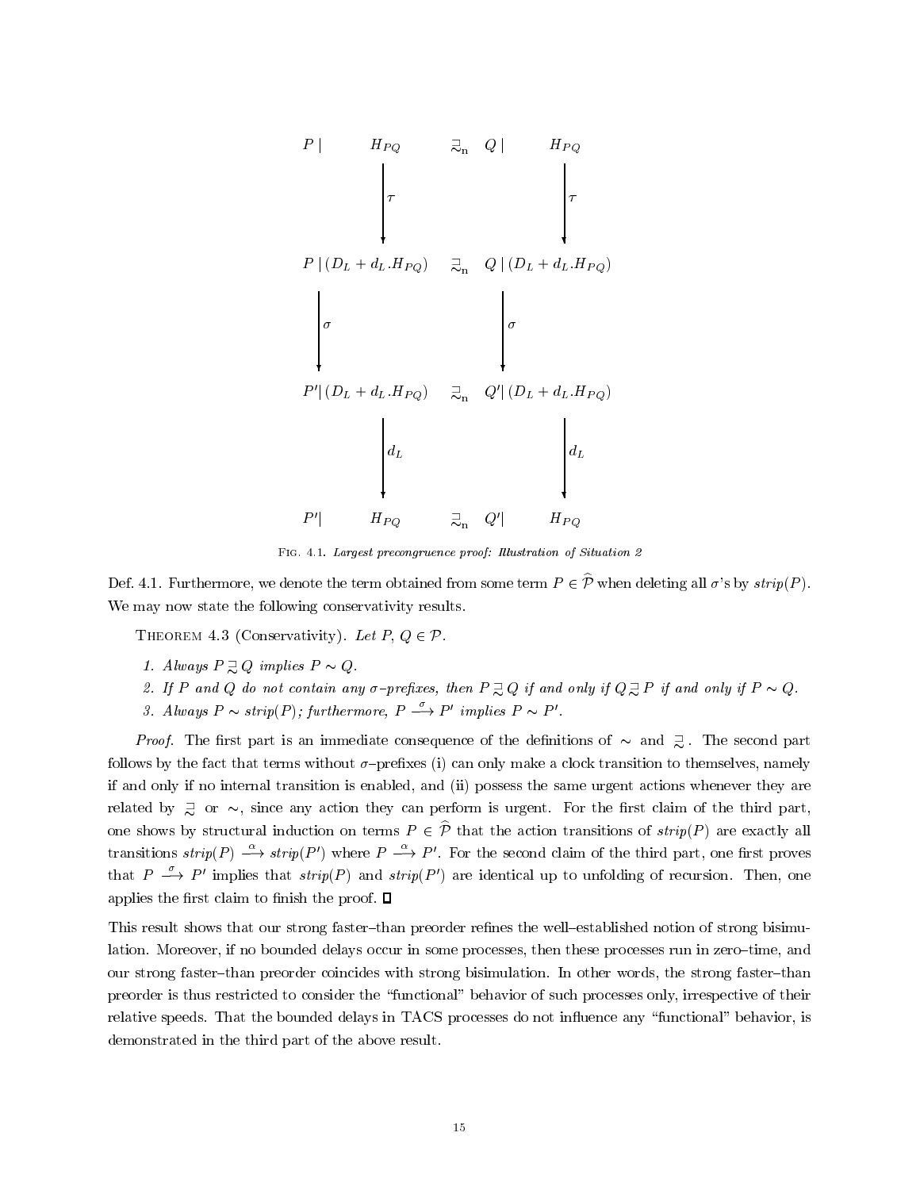$$
\begin{array}{ccc}
P \mid H_{PQ} & \sqsupseteq\!\!\!\!\sim_{\mathrm{n}} & Q \mid H_{PQ} \\
\downarrow \tau & & \downarrow \tau \\
P \mid (D_L + d_L.H_{PQ}) & \sqsupseteq\!\!\!\!\sim_{\mathrm{n}} & Q \mid (D_L + d_L.H_{PQ}) \\
\downarrow \sigma & & \downarrow \sigma \\
P' \mid (D_L + d_L.H_{PQ}) & \sqsupseteq\!\!\!\!\sim_{\mathrm{n}} & Q' \mid (D_L + d_L.H_{PQ}) \\
\downarrow d_L & & \downarrow d_L \\
P' \mid H_{PQ} & \sqsupseteq\!\!\!\!\sim_{\mathrm{n}} & Q' \mid H_{PQ}
\end{array}
$$

Fig. 4.1. *Largest precongruence proof: Illustration of Situation 2*

Def. 4.1. Furthermore, we denote the term obtained from some term $P \in \widehat{\mathcal{P}}$ when deleting all $\sigma$'s by $strip(P)$. We may now state the following conservativity results.

Theorem 4.3 (Conservativity). *Let $P, Q \in \mathcal{P}$.*

1. *Always $P \sqsupseteq\!\!\!\!\sim Q$ implies $P \sim Q$.*
2. *If $P$ and $Q$ do not contain any $\sigma$–prefixes, then $P \sqsupseteq\!\!\!\!\sim Q$ if and only if $Q \sqsupseteq\!\!\!\!\sim P$ if and only if $P \sim Q$.*
3. *Always $P \sim strip(P)$; furthermore, $P \xrightarrow{\sigma} P'$ implies $P \sim P'$.*

*Proof.* The first part is an immediate consequence of the definitions of $\sim$ and $\sqsupseteq\!\!\!\!\sim$. The second part follows by the fact that terms without $\sigma$–prefixes (i) can only make a clock transition to themselves, namely if and only if no internal transition is enabled, and (ii) possess the same urgent actions whenever they are related by $\sqsupseteq\!\!\!\!\sim$ or $\sim$, since any action they can perform is urgent. For the first claim of the third part, one shows by structural induction on terms $P \in \widehat{\mathcal{P}}$ that the action transitions of $strip(P)$ are exactly all transitions $strip(P) \xrightarrow{\alpha} strip(P')$ where $P \xrightarrow{\alpha} P'$. For the second claim of the third part, one first proves that $P \xrightarrow{\sigma} P'$ implies that $strip(P)$ and $strip(P')$ are identical up to unfolding of recursion. Then, one applies the first claim to finish the proof. ∎

This result shows that our strong faster–than preorder refines the well–established notion of strong bisimulation. Moreover, if no bounded delays occur in some processes, then these processes run in zero–time, and our strong faster–than preorder coincides with strong bisimulation. In other words, the strong faster–than preorder is thus restricted to consider the "functional" behavior of such processes only, irrespective of their relative speeds. That the bounded delays in TACS processes do not influence any "functional" behavior, is demonstrated in the third part of the above result.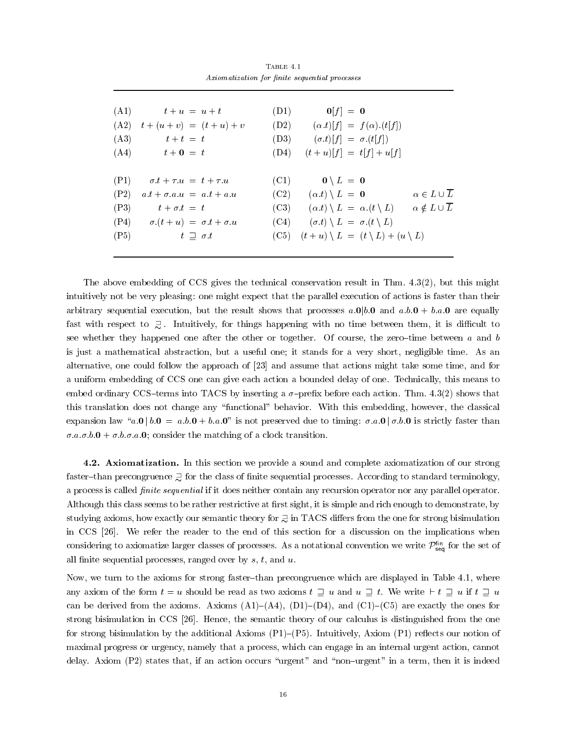Table 4.1
*Axiomatization for finite sequential processes*

| | | | | |
|---|---|---|---|---|
| (A1) | $t + u \;=\; u + t$ | (D1) | $\mathbf{0}[f] \;=\; \mathbf{0}$ | |
| (A2) | $t + (u + v) \;=\; (t + u) + v$ | (D2) | $(\alpha.t)[f] \;=\; f(\alpha).(t[f])$ | |
| (A3) | $t + t \;=\; t$ | (D3) | $(\sigma.t)[f] \;=\; \sigma.(t[f])$ | |
| (A4) | $t + \mathbf{0} \;=\; t$ | (D4) | $(t + u)[f] \;=\; t[f] + u[f]$ | |
| (P1) | $\sigma.t + \tau.u \;=\; t + \tau.u$ | (C1) | $\mathbf{0} \setminus L \;=\; \mathbf{0}$ | |
| (P2) | $a.t + \sigma.a.u \;=\; a.t + a.u$ | (C2) | $(\alpha.t) \setminus L \;=\; \mathbf{0}$ | $\alpha \in L \cup \overline{L}$ |
| (P3) | $t + \sigma.t \;=\; t$ | (C3) | $(\alpha.t) \setminus L \;=\; \alpha.(t \setminus L)$ | $\alpha \notin L \cup \overline{L}$ |
| (P4) | $\sigma.(t + u) \;=\; \sigma.t + \sigma.u$ | (C4) | $(\sigma.t) \setminus L \;=\; \sigma.(t \setminus L)$ | |
| (P5) | $t \;\sqsupseteq\; \sigma.t$ | (C5) | $(t + u) \setminus L \;=\; (t \setminus L) + (u \setminus L)$ | |

The above embedding of CCS gives the technical conservation result in Thm. 4.3(2), but this might intuitively not be very pleasing: one might expect that the parallel execution of actions is faster than their arbitrary sequential execution, but the result shows that processes $a.\mathbf{0}|b.\mathbf{0}$ and $a.b.\mathbf{0} + b.a.\mathbf{0}$ are equally fast with respect to $\sqsupseteq$. Intuitively, for things happening with no time between them, it is difficult to see whether they happened one after the other or together. Of course, the zero–time between $a$ and $b$ is just a mathematical abstraction, but a useful one; it stands for a very short, negligible time. As an alternative, one could follow the approach of [23] and assume that actions might take some time, and for a uniform embedding of CCS one can give each action a bounded delay of one. Technically, this means to embed ordinary CCS–terms into TACS by inserting a $\sigma$–prefix before each action. Thm. 4.3(2) shows that this translation does not change any "functional" behavior. With this embedding, however, the classical expansion law "$a.\mathbf{0} \,|\, b.\mathbf{0} \;=\; a.b.\mathbf{0} + b.a.\mathbf{0}$" is not preserved due to timing: $\sigma.a.\mathbf{0} \,|\, \sigma.b.\mathbf{0}$ is strictly faster than $\sigma.a.\sigma.b.\mathbf{0} + \sigma.b.\sigma.a.\mathbf{0}$; consider the matching of a clock transition.

**4.2. Axiomatization.** In this section we provide a sound and complete axiomatization of our strong faster–than precongruence $\sqsupseteq$ for the class of finite sequential processes. According to standard terminology, a process is called *finite sequential* if it does neither contain any recursion operator nor any parallel operator. Although this class seems to be rather restrictive at first sight, it is simple and rich enough to demonstrate, by studying axioms, how exactly our semantic theory for $\sqsupseteq$ in TACS differs from the one for strong bisimulation in CCS [26]. We refer the reader to the end of this section for a discussion on the implications when considering to axiomatize larger classes of processes. As a notational convention we write $\mathcal{P}^{\mathsf{fin}}_{\mathsf{seq}}$ for the set of all finite sequential processes, ranged over by $s$, $t$, and $u$.

Now, we turn to the axioms for strong faster–than precongruence which are displayed in Table 4.1, where any axiom of the form $t = u$ should be read as two axioms $t \sqsupseteq u$ and $u \sqsupseteq t$. We write $\vdash t \sqsupseteq u$ if $t \sqsupseteq u$ can be derived from the axioms. Axioms (A1)–(A4), (D1)–(D4), and (C1)–(C5) are exactly the ones for strong bisimulation in CCS [26]. Hence, the semantic theory of our calculus is distinguished from the one for strong bisimulation by the additional Axioms (P1)–(P5). Intuitively, Axiom (P1) reflects our notion of maximal progress or urgency, namely that a process, which can engage in an internal urgent action, cannot delay. Axiom (P2) states that, if an action occurs "urgent" and "non–urgent" in a term, then it is indeed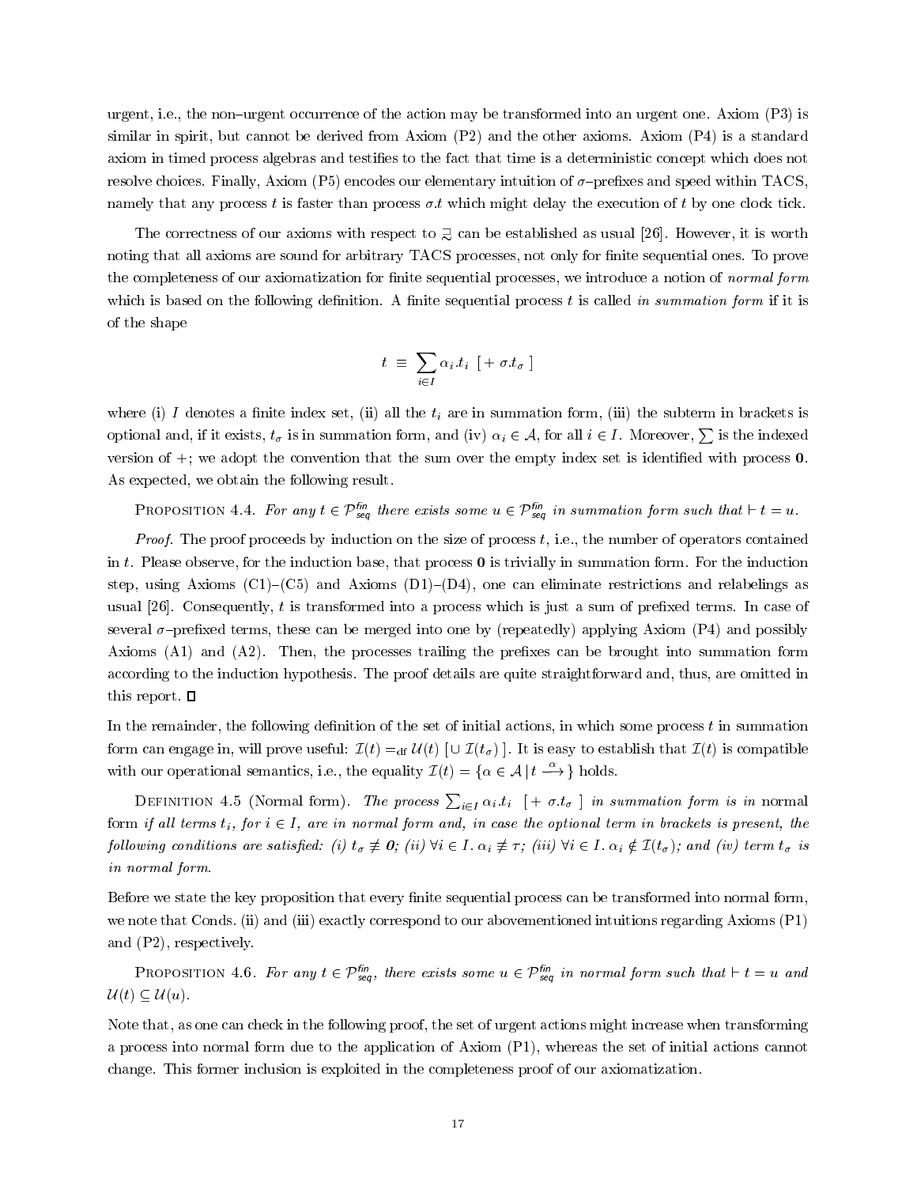urgent, i.e., the non–urgent occurrence of the action may be transformed into an urgent one. Axiom (P3) is similar in spirit, but cannot be derived from Axiom (P2) and the other axioms. Axiom (P4) is a standard axiom in timed process algebras and testifies to the fact that time is a deterministic concept which does not resolve choices. Finally, Axiom (P5) encodes our elementary intuition of $\sigma$–prefixes and speed within TACS, namely that any process $t$ is faster than process $\sigma.t$ which might delay the execution of $t$ by one clock tick.

The correctness of our axioms with respect to $\gtrsim$ can be established as usual [26]. However, it is worth noting that all axioms are sound for arbitrary TACS processes, not only for finite sequential ones. To prove the completeness of our axiomatization for finite sequential processes, we introduce a notion of *normal form* which is based on the following definition. A finite sequential process $t$ is called *in summation form* if it is of the shape

$$t \;\equiv\; \sum_{i \in I} \alpha_i.t_i \;\; [+ \; \sigma.t_\sigma \;]$$

where (i) $I$ denotes a finite index set, (ii) all the $t_i$ are in summation form, (iii) the subterm in brackets is optional and, if it exists, $t_\sigma$ is in summation form, and (iv) $\alpha_i \in \mathcal{A}$, for all $i \in I$. Moreover, $\sum$ is the indexed version of $+$; we adopt the convention that the sum over the empty index set is identified with process $\mathbf{0}$. As expected, we obtain the following result.

PROPOSITION 4.4. *For any $t \in \mathcal{P}_{seq}^{fin}$ there exists some $u \in \mathcal{P}_{seq}^{fin}$ in summation form such that $\vdash t = u$.*

*Proof.* The proof proceeds by induction on the size of process $t$, i.e., the number of operators contained in $t$. Please observe, for the induction base, that process $\mathbf{0}$ is trivially in summation form. For the induction step, using Axioms (C1)–(C5) and Axioms (D1)–(D4), one can eliminate restrictions and relabelings as usual [26]. Consequently, $t$ is transformed into a process which is just a sum of prefixed terms. In case of several $\sigma$–prefixed terms, these can be merged into one by (repeatedly) applying Axiom (P4) and possibly Axioms (A1) and (A2). Then, the processes trailing the prefixes can be brought into summation form according to the induction hypothesis. The proof details are quite straightforward and, thus, are omitted in this report. $\Box$

In the remainder, the following definition of the set of initial actions, in which some process $t$ in summation form can engage in, will prove useful: $\mathcal{I}(t) =_{\text{df}} \mathcal{U}(t) \; [\cup \; \mathcal{I}(t_\sigma) \;]$. It is easy to establish that $\mathcal{I}(t)$ is compatible with our operational semantics, i.e., the equality $\mathcal{I}(t) = \{\alpha \in \mathcal{A} \,|\, t \stackrel{\alpha}{\longrightarrow}\}$ holds.

DEFINITION 4.5 (Normal form). *The process $\sum_{i \in I} \alpha_i.t_i \;\; [+ \; \sigma.t_\sigma \;]$ in summation form is in* normal form *if all terms $t_i$, for $i \in I$, are in normal form and, in case the optional term in brackets is present, the following conditions are satisfied: (i) $t_\sigma \not\equiv \mathbf{0}$; (ii) $\forall i \in I.\, \alpha_i \not\equiv \tau$; (iii) $\forall i \in I.\, \alpha_i \notin \mathcal{I}(t_\sigma)$; and (iv) term $t_\sigma$ is in normal form.*

Before we state the key proposition that every finite sequential process can be transformed into normal form, we note that Conds. (ii) and (iii) exactly correspond to our abovementioned intuitions regarding Axioms (P1) and (P2), respectively.

PROPOSITION 4.6. *For any $t \in \mathcal{P}_{seq}^{fin}$, there exists some $u \in \mathcal{P}_{seq}^{fin}$ in normal form such that $\vdash t = u$ and $\mathcal{U}(t) \subseteq \mathcal{U}(u)$.*

Note that, as one can check in the following proof, the set of urgent actions might increase when transforming a process into normal form due to the application of Axiom (P1), whereas the set of initial actions cannot change. This former inclusion is exploited in the completeness proof of our axiomatization.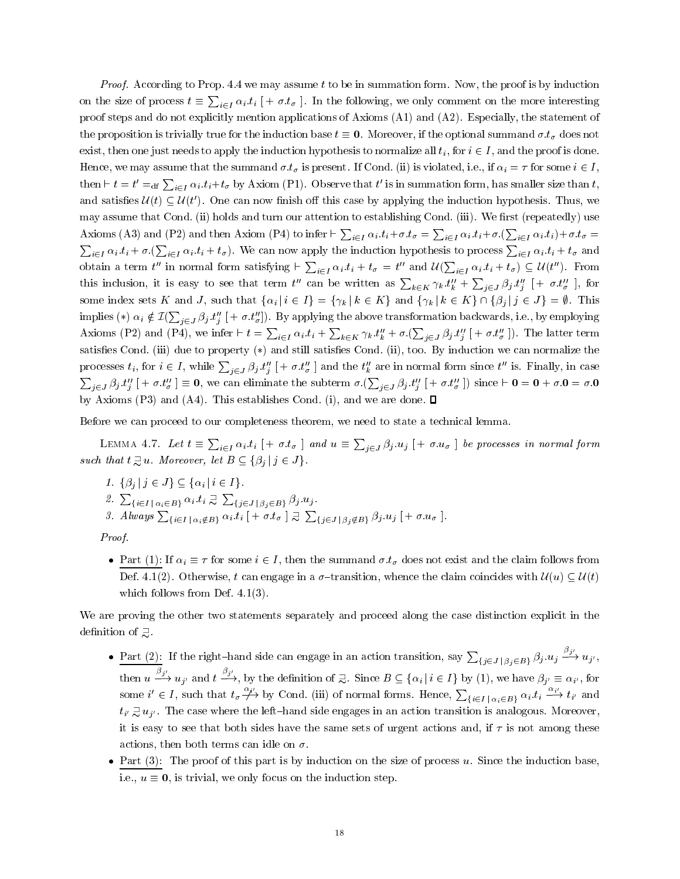*Proof.* According to Prop. 4.4 we may assume $t$ to be in summation form. Now, the proof is by induction on the size of process $t \equiv \sum_{i \in I} \alpha_i.t_i\ [+\ \sigma.t_\sigma\ ]$. In the following, we only comment on the more interesting proof steps and do not explicitly mention applications of Axioms (A1) and (A2). Especially, the statement of the proposition is trivially true for the induction base $t \equiv \mathbf{0}$. Moreover, if the optional summand $\sigma.t_\sigma$ does not exist, then one just needs to apply the induction hypothesis to normalize all $t_i$, for $i \in I$, and the proof is done. Hence, we may assume that the summand $\sigma.t_\sigma$ is present. If Cond. (ii) is violated, i.e., if $\alpha_i = \tau$ for some $i \in I$, then $\vdash t = t' =_{\mathrm{df}} \sum_{i \in I} \alpha_i.t_i + t_\sigma$ by Axiom (P1). Observe that $t'$ is in summation form, has smaller size than $t$, and satisfies $\mathcal{U}(t) \subseteq \mathcal{U}(t')$. One can now finish off this case by applying the induction hypothesis. Thus, we may assume that Cond. (ii) holds and turn our attention to establishing Cond. (iii). We first (repeatedly) use Axioms (A3) and (P2) and then Axiom (P4) to infer $\vdash \sum_{i \in I} \alpha_i.t_i + \sigma.t_\sigma = \sum_{i \in I} \alpha_i.t_i + \sigma.(\sum_{i \in I} \alpha_i.t_i) + \sigma.t_\sigma = \sum_{i \in I} \alpha_i.t_i + \sigma.(\sum_{i \in I} \alpha_i.t_i + t_\sigma)$. We can now apply the induction hypothesis to process $\sum_{i \in I} \alpha_i.t_i + t_\sigma$ and obtain a term $t''$ in normal form satisfying $\vdash \sum_{i \in I} \alpha_i.t_i + t_\sigma = t''$ and $\mathcal{U}(\sum_{i \in I} \alpha_i.t_i + t_\sigma) \subseteq \mathcal{U}(t'')$. From this inclusion, it is easy to see that term $t''$ can be written as $\sum_{k \in K} \gamma_k.t''_k + \sum_{j \in J} \beta_j.t''_j\ [+\ \sigma.t''_\sigma\ ]$, for some index sets $K$ and $J$, such that $\{\alpha_i \,|\, i \in I\} = \{\gamma_k \,|\, k \in K\}$ and $\{\gamma_k \,|\, k \in K\} \cap \{\beta_j \,|\, j \in J\} = \emptyset$. This implies $(*)$ $\alpha_i \notin \mathcal{I}(\sum_{j \in J} \beta_j.t''_j\ [+\ \sigma.t''_\sigma])$. By applying the above transformation backwards, i.e., by employing Axioms (P2) and (P4), we infer $\vdash t = \sum_{i \in I} \alpha_i.t_i + \sum_{k \in K} \gamma_k.t''_k + \sigma.(\sum_{j \in J} \beta_j.t''_j\ [+\ \sigma.t''_\sigma\ ])$. The latter term satisfies Cond. (iii) due to property $(*)$ and still satisfies Cond. (ii), too. By induction we can normalize the processes $t_i$, for $i \in I$, while $\sum_{j \in J} \beta_j.t''_j\ [+\ \sigma.t''_\sigma\ ]$ and the $t''_k$ are in normal form since $t''$ is. Finally, in case $\sum_{j \in J} \beta_j.t''_j\ [+\ \sigma.t''_\sigma\ ] \equiv \mathbf{0}$, we can eliminate the subterm $\sigma.(\sum_{j \in J} \beta_j.t''_j\ [+\ \sigma.t''_\sigma\ ])$ since $\vdash \mathbf{0} = \mathbf{0} + \sigma.\mathbf{0} = \sigma.\mathbf{0}$ by Axioms (P3) and (A4). This establishes Cond. (i), and we are done. ∎

Before we can proceed to our completeness theorem, we need to state a technical lemma.

LEMMA 4.7. *Let $t \equiv \sum_{i \in I} \alpha_i.t_i\ [+\ \sigma.t_\sigma\ ]$ and $u \equiv \sum_{j \in J} \beta_j.u_j\ [+\ \sigma.u_\sigma\ ]$ be processes in normal form such that $t \sqsupseteq\!\!\!\sim u$. Moreover, let $B \subseteq \{\beta_j \,|\, j \in J\}$.*

1. *$\{\beta_j \,|\, j \in J\} \subseteq \{\alpha_i \,|\, i \in I\}$.*
2. *$\sum_{\{i \in I \,|\, \alpha_i \in B\}} \alpha_i.t_i \sqsupseteq\!\!\!\sim \sum_{\{j \in J \,|\, \beta_j \in B\}} \beta_j.u_j$.*
3. *Always $\sum_{\{i \in I \,|\, \alpha_i \notin B\}} \alpha_i.t_i\ [+\ \sigma.t_\sigma\ ] \sqsupseteq\!\!\!\sim \sum_{\{j \in J \,|\, \beta_j \notin B\}} \beta_j.u_j\ [+\ \sigma.u_\sigma\ ]$.*

*Proof.*

- Part (1): If $\alpha_i \equiv \tau$ for some $i \in I$, then the summand $\sigma.t_\sigma$ does not exist and the claim follows from Def. 4.1(2). Otherwise, $t$ can engage in a $\sigma$–transition, whence the claim coincides with $\mathcal{U}(u) \subseteq \mathcal{U}(t)$ which follows from Def. 4.1(3).

We are proving the other two statements separately and proceed along the case distinction explicit in the definition of $\sqsupseteq\!\!\!\sim$.

- Part (2): If the right–hand side can engage in an action transition, say $\sum_{\{j \in J \,|\, \beta_j \in B\}} \beta_j.u_j \xrightarrow{\beta_{j'}} u_{j'}$, then $u \xrightarrow{\beta_{j'}} u_{j'}$ and $t \xrightarrow{\beta_{j'}}$, by the definition of $\sqsupseteq\!\!\!\sim$. Since $B \subseteq \{\alpha_i \,|\, i \in I\}$ by (1), we have $\beta_{j'} \equiv \alpha_{i'}$, for some $i' \in I$, such that $t_\sigma \overset{\alpha_{i'}}{\not\longrightarrow}$ by Cond. (iii) of normal forms. Hence, $\sum_{\{i \in I \,|\, \alpha_i \in B\}} \alpha_i.t_i \xrightarrow{\alpha_{i'}} t_{i'}$ and $t_{i'} \sqsupseteq\!\!\!\sim u_{j'}$. The case where the left–hand side engages in an action transition is analogous. Moreover, it is easy to see that both sides have the same sets of urgent actions and, if $\tau$ is not among these actions, then both terms can idle on $\sigma$.
- Part (3): The proof of this part is by induction on the size of process $u$. Since the induction base, i.e., $u \equiv \mathbf{0}$, is trivial, we only focus on the induction step.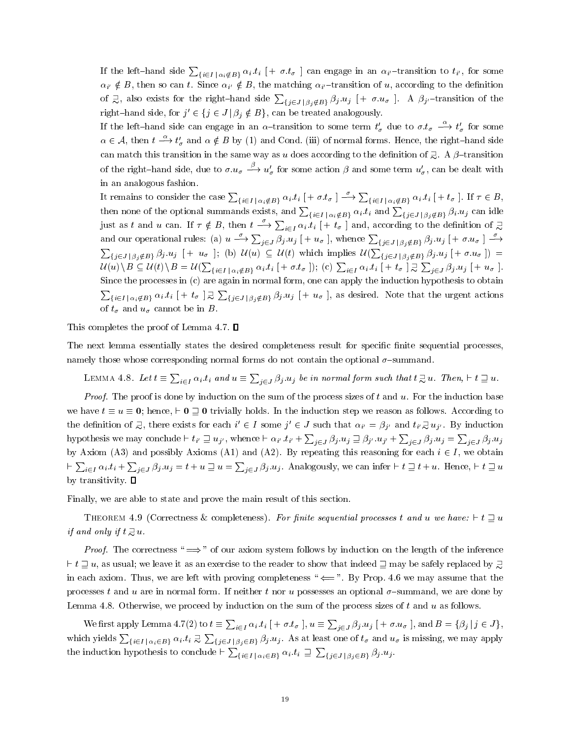If the left–hand side $\sum_{\{i \in I \,|\, \alpha_i \notin B\}} \alpha_i.t_i \; [+ \; \sigma.t_\sigma \;]$ can engage in an $\alpha_{i'}$–transition to $t_{i'}$, for some $\alpha_{i'} \notin B$, then so can $t$. Since $\alpha_{i'} \notin B$, the matching $\alpha_{i'}$–transition of $u$, according to the definition of $\sqsupseteq\!\!\!\!\sim$, also exists for the right–hand side $\sum_{\{j \in J \,|\, \beta_j \notin B\}} \beta_j.u_j \; [+ \; \sigma.u_\sigma \;]$. A $\beta_{j'}$–transition of the right–hand side, for $j' \in \{j \in J \,|\, \beta_j \notin B\}$, can be treated analogously.

If the left–hand side can engage in an $\alpha$–transition to some term $t'_\sigma$ due to $\sigma.t_\sigma \stackrel{\alpha}{\longrightarrow} t'_\sigma$ for some $\alpha \in \mathcal{A}$, then $t \stackrel{\alpha}{\longrightarrow} t'_\sigma$ and $\alpha \notin B$ by (1) and Cond. (iii) of normal forms. Hence, the right–hand side can match this transition in the same way as $u$ does according to the definition of $\sqsupseteq\!\!\!\!\sim$. A $\beta$–transition of the right–hand side, due to $\sigma.u_\sigma \stackrel{\beta}{\longrightarrow} u'_\sigma$ for some action $\beta$ and some term $u'_\sigma$, can be dealt with in an analogous fashion.

It remains to consider the case $\sum_{\{i \in I \,|\, \alpha_i \notin B\}} \alpha_i.t_i \; [+ \; \sigma.t_\sigma \;] \stackrel{\sigma}{\longrightarrow} \sum_{\{i \in I \,|\, \alpha_i \notin B\}} \alpha_i.t_i \; [+ \; t_\sigma \;]$. If $\tau \in B$, then none of the optional summands exists, and $\sum_{\{i \in I \,|\, \alpha_i \notin B\}} \alpha_i.t_i$ and $\sum_{\{j \in J \,|\, \beta_j \notin B\}} \beta_i.u_j$ can idle just as $t$ and $u$ can. If $\tau \notin B$, then $t \stackrel{\sigma}{\longrightarrow} \sum_{i \in I} \alpha_i.t_i \; [+ \; t_\sigma \;]$ and, according to the definition of $\sqsupseteq\!\!\!\!\sim$ and our operational rules: (a) $u \stackrel{\sigma}{\longrightarrow} \sum_{j \in J} \beta_j.u_j \; [+ \; u_\sigma \;]$, whence $\sum_{\{j \in J \,|\, \beta_j \notin B\}} \beta_j.u_j \; [+ \; \sigma.u_\sigma \;] \stackrel{\sigma}{\longrightarrow} \sum_{\{j \in J \,|\, \beta_j \notin B\}} \beta_j.u_j \; [+ \; u_\sigma \;]$; (b) $\mathcal{U}(u) \subseteq \mathcal{U}(t)$ which implies $\mathcal{U}(\sum_{\{j \in J \,|\, \beta_j \notin B\}} \beta_j.u_j \; [+ \; \sigma.u_\sigma \;]) = \mathcal{U}(u) \setminus B \subseteq \mathcal{U}(t) \setminus B = \mathcal{U}(\sum_{\{i \in I \,|\, \alpha_i \notin B\}} \alpha_i.t_i \; [+ \; \sigma.t_\sigma \;])$; (c) $\sum_{i \in I} \alpha_i.t_i \; [+ \; t_\sigma \;] \sqsupseteq\!\!\!\!\sim \sum_{j \in J} \beta_j.u_j \; [+ \; u_\sigma \;]$. Since the processes in (c) are again in normal form, one can apply the induction hypothesis to obtain $\sum_{\{i \in I \,|\, \alpha_i \notin B\}} \alpha_i.t_i \; [+ \; t_\sigma \;] \sqsupseteq\!\!\!\!\sim \sum_{\{j \in J \,|\, \beta_j \notin B\}} \beta_j.u_j \; [+ \; u_\sigma \;]$, as desired. Note that the urgent actions of $t_\sigma$ and $u_\sigma$ cannot be in $B$.

This completes the proof of Lemma 4.7. ∎

The next lemma essentially states the desired completeness result for specific finite sequential processes, namely those whose corresponding normal forms do not contain the optional $\sigma$–summand.

Lemma 4.8. *Let $t \equiv \sum_{i \in I} \alpha_i.t_i$ and $u \equiv \sum_{j \in J} \beta_j.u_j$ be in normal form such that $t \sqsupseteq\!\!\!\!\sim u$. Then, $\vdash t \sqsupseteq u$.*

*Proof.* The proof is done by induction on the sum of the process sizes of $t$ and $u$. For the induction base we have $t \equiv u \equiv \mathbf{0}$; hence, $\vdash \mathbf{0} \sqsupseteq \mathbf{0}$ trivially holds. In the induction step we reason as follows. According to the definition of $\sqsupseteq\!\!\!\!\sim$, there exists for each $i' \in I$ some $j' \in J$ such that $\alpha_{i'} = \beta_{j'}$ and $t_{i'} \sqsupseteq\!\!\!\!\sim u_{j'}$. By induction hypothesis we may conclude $\vdash t_{i'} \sqsupseteq u_{j'}$, whence $\vdash \alpha_{i'}.t_{i'} + \sum_{j \in J} \beta_j.u_j \sqsupseteq \beta_{j'}.u_{j'} + \sum_{j \in J} \beta_j.u_j = \sum_{j \in J} \beta_j.u_j$ by Axiom (A3) and possibly Axioms (A1) and (A2). By repeating this reasoning for each $i \in I$, we obtain $\vdash \sum_{i \in I} \alpha_i.t_i + \sum_{j \in J} \beta_j.u_j = t + u \sqsupseteq u = \sum_{j \in J} \beta_j.u_j$. Analogously, we can infer $\vdash t \sqsupseteq t + u$. Hence, $\vdash t \sqsupseteq u$ by transitivity. ∎

Finally, we are able to state and prove the main result of this section.

Theorem 4.9 (Correctness & completeness). *For finite sequential processes $t$ and $u$ we have: $\vdash t \sqsupseteq u$ if and only if $t \sqsupseteq\!\!\!\!\sim u$.*

*Proof.* The correctness "$\Longrightarrow$" of our axiom system follows by induction on the length of the inference $\vdash t \sqsupseteq u$, as usual; we leave it as an exercise to the reader to show that indeed $\sqsupseteq$ may be safely replaced by $\sqsupseteq\!\!\!\!\sim$ in each axiom. Thus, we are left with proving completeness "$\Longleftarrow$". By Prop. 4.6 we may assume that the processes $t$ and $u$ are in normal form. If neither $t$ nor $u$ possesses an optional $\sigma$–summand, we are done by Lemma 4.8. Otherwise, we proceed by induction on the sum of the process sizes of $t$ and $u$ as follows.

We first apply Lemma 4.7(2) to $t \equiv \sum_{i \in I} \alpha_i.t_i \; [+ \; \sigma.t_\sigma \;]$, $u \equiv \sum_{j \in J} \beta_j.u_j \; [+ \; \sigma.u_\sigma \;]$, and $B = \{\beta_j \,|\, j \in J\}$, which yields $\sum_{\{i \in I \,|\, \alpha_i \in B\}} \alpha_i.t_i \sqsupseteq\!\!\!\!\sim \sum_{\{j \in J \,|\, \beta_j \in B\}} \beta_j.u_j$. As at least one of $t_\sigma$ and $u_\sigma$ is missing, we may apply the induction hypothesis to conclude $\vdash \sum_{\{i \in I \,|\, \alpha_i \in B\}} \alpha_i.t_i \sqsupseteq \sum_{\{j \in J \,|\, \beta_j \in B\}} \beta_j.u_j$.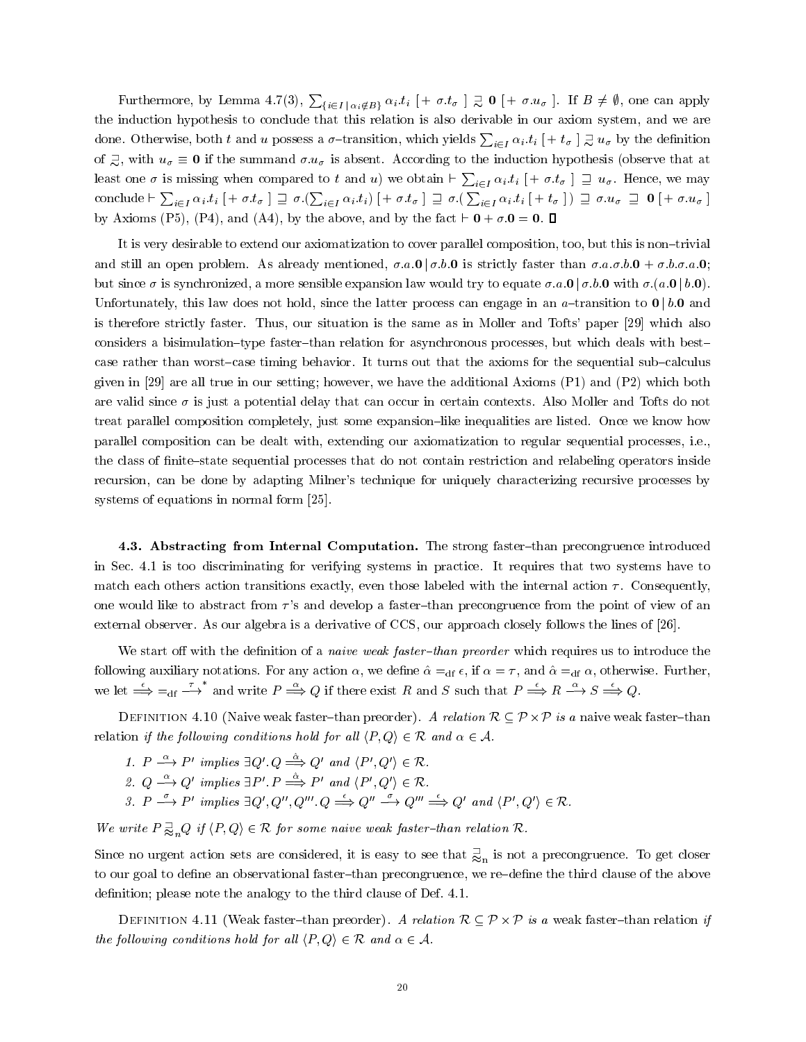Furthermore, by Lemma 4.7(3), $\sum_{\{i \in I \,|\, \alpha_i \notin B\}} \alpha_i.t_i \; [+ \; \sigma.t_\sigma \;] \;\sqsupseteq\!\!\!\!\sim\; \mathbf{0} \; [+ \; \sigma.u_\sigma \;]$. If $B \neq \emptyset$, one can apply the induction hypothesis to conclude that this relation is also derivable in our axiom system, and we are done. Otherwise, both $t$ and $u$ possess a $\sigma$–transition, which yields $\sum_{i \in I} \alpha_i.t_i \; [+ \; t_\sigma \;] \;\sqsupseteq\!\!\!\!\sim\; u_\sigma$ by the definition of $\sqsupseteq\!\!\!\!\sim$, with $u_\sigma \equiv \mathbf{0}$ if the summand $\sigma.u_\sigma$ is absent. According to the induction hypothesis (observe that at least one $\sigma$ is missing when compared to $t$ and $u$) we obtain $\vdash \sum_{i \in I} \alpha_i.t_i \; [+ \; \sigma.t_\sigma \;] \; \sqsupseteq \; u_\sigma$. Hence, we may conclude $\vdash \sum_{i \in I} \alpha_i.t_i \; [+ \; \sigma.t_\sigma \;] \; \sqsupseteq \; \sigma.(\sum_{i \in I} \alpha_i.t_i) \; [+ \; \sigma.t_\sigma \;] \; \sqsupseteq \; \sigma.(\sum_{i \in I} \alpha_i.t_i \; [+ \; t_\sigma \;]) \; \sqsupseteq \; \sigma.u_\sigma \; \sqsupseteq \; \mathbf{0} \; [+ \; \sigma.u_\sigma \;]$ by Axioms (P5), (P4), and (A4), by the above, and by the fact $\vdash \mathbf{0} + \sigma.\mathbf{0} = \mathbf{0}$. ∎

It is very desirable to extend our axiomatization to cover parallel composition, too, but this is non–trivial and still an open problem. As already mentioned, $\sigma.a.\mathbf{0} \,|\, \sigma.b.\mathbf{0}$ is strictly faster than $\sigma.a.\sigma.b.\mathbf{0} + \sigma.b.\sigma.a.\mathbf{0}$; but since $\sigma$ is synchronized, a more sensible expansion law would try to equate $\sigma.a.\mathbf{0} \,|\, \sigma.b.\mathbf{0}$ with $\sigma.(a.\mathbf{0} \,|\, b.\mathbf{0})$. Unfortunately, this law does not hold, since the latter process can engage in an $a$–transition to $\mathbf{0} \,|\, b.\mathbf{0}$ and is therefore strictly faster. Thus, our situation is the same as in Moller and Tofts' paper [29] which also considers a bisimulation–type faster–than relation for asynchronous processes, but which deals with best–case rather than worst–case timing behavior. It turns out that the axioms for the sequential sub–calculus given in [29] are all true in our setting; however, we have the additional Axioms (P1) and (P2) which both are valid since $\sigma$ is just a potential delay that can occur in certain contexts. Also Moller and Tofts do not treat parallel composition completely, just some expansion–like inequalities are listed. Once we know how parallel composition can be dealt with, extending our axiomatization to regular sequential processes, i.e., the class of finite–state sequential processes that do not contain restriction and relabeling operators inside recursion, can be done by adapting Milner's technique for uniquely characterizing recursive processes by systems of equations in normal form [25].

### 4.3. Abstracting from Internal Computation.

The strong faster–than precongruence introduced in Sec. 4.1 is too discriminating for verifying systems in practice. It requires that two systems have to match each others action transitions exactly, even those labeled with the internal action $\tau$. Consequently, one would like to abstract from $\tau$'s and develop a faster–than precongruence from the point of view of an external observer. As our algebra is a derivative of CCS, our approach closely follows the lines of [26].

We start off with the definition of a *naive weak faster–than preorder* which requires us to introduce the following auxiliary notations. For any action $\alpha$, we define $\hat{\alpha} =_{\text{df}} \epsilon$, if $\alpha = \tau$, and $\hat{\alpha} =_{\text{df}} \alpha$, otherwise. Further, we let $\stackrel{\epsilon}{\Longrightarrow} =_{\text{df}} \stackrel{\tau}{\longrightarrow}^*$ and write $P \stackrel{\alpha}{\Longrightarrow} Q$ if there exist $R$ and $S$ such that $P \stackrel{\epsilon}{\Longrightarrow} R \stackrel{\alpha}{\longrightarrow} S \stackrel{\epsilon}{\Longrightarrow} Q$.

Definition 4.10 (Naive weak faster–than preorder). *A relation $\mathcal{R} \subseteq \mathcal{P} \times \mathcal{P}$ is a* naive weak faster–than relation *if the following conditions hold for all $\langle P, Q \rangle \in \mathcal{R}$ and $\alpha \in \mathcal{A}$.*

1. *$P \stackrel{\alpha}{\longrightarrow} P'$ implies $\exists Q'. Q \stackrel{\hat{\alpha}}{\Longrightarrow} Q'$ and $\langle P', Q' \rangle \in \mathcal{R}$.*
2. *$Q \stackrel{\alpha}{\longrightarrow} Q'$ implies $\exists P'. P \stackrel{\hat{\alpha}}{\Longrightarrow} P'$ and $\langle P', Q' \rangle \in \mathcal{R}$.*
3. *$P \stackrel{\sigma}{\longrightarrow} P'$ implies $\exists Q', Q'', Q'''. Q \stackrel{\epsilon}{\Longrightarrow} Q'' \stackrel{\sigma}{\longrightarrow} Q''' \stackrel{\epsilon}{\Longrightarrow} Q'$ and $\langle P', Q' \rangle \in \mathcal{R}$.*

*We write $P \sqsupseteq\!\!\!\!\approx_n Q$ if $\langle P, Q \rangle \in \mathcal{R}$ for some naive weak faster–than relation $\mathcal{R}$.*

Since no urgent action sets are considered, it is easy to see that $\sqsupseteq\!\!\!\!\approx_n$ is not a precongruence. To get closer to our goal to define an observational faster–than precongruence, we re–define the third clause of the above definition; please note the analogy to the third clause of Def. 4.1.

Definition 4.11 (Weak faster–than preorder). *A relation $\mathcal{R} \subseteq \mathcal{P} \times \mathcal{P}$ is a* weak faster–than relation *if the following conditions hold for all $\langle P, Q \rangle \in \mathcal{R}$ and $\alpha \in \mathcal{A}$.*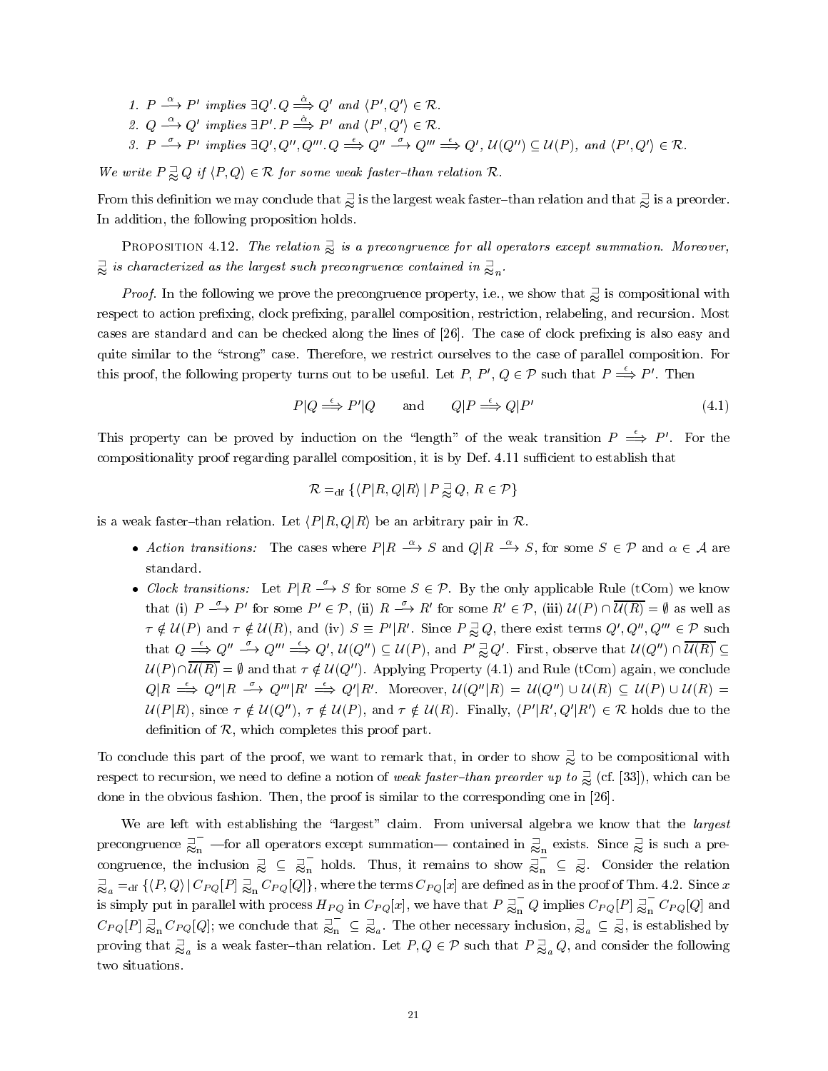1. $P \xrightarrow{\alpha} P'$ implies $\exists Q'. Q \stackrel{\hat{\alpha}}{\Longrightarrow} Q'$ and $\langle P', Q' \rangle \in \mathcal{R}$.
2. $Q \xrightarrow{\alpha} Q'$ implies $\exists P'. P \stackrel{\hat{\alpha}}{\Longrightarrow} P'$ and $\langle P', Q' \rangle \in \mathcal{R}$.
3. $P \xrightarrow{\sigma} P'$ implies $\exists Q', Q'', Q'''. Q \stackrel{\epsilon}{\Longrightarrow} Q'' \xrightarrow{\sigma} Q''' \stackrel{\epsilon}{\Longrightarrow} Q'$, $\mathcal{U}(Q'') \subseteq \mathcal{U}(P)$, and $\langle P', Q' \rangle \in \mathcal{R}$.

*We write* $P \mathrel{\underset{\approx}{\sqsupset}} Q$ *if* $\langle P, Q \rangle \in \mathcal{R}$ *for some weak faster–than relation* $\mathcal{R}$.

From this definition we may conclude that $\mathrel{\underset{\approx}{\sqsupset}}$ is the largest weak faster–than relation and that $\mathrel{\underset{\approx}{\sqsupset}}$ is a preorder. In addition, the following proposition holds.

Proposition 4.12. *The relation* $\mathrel{\underset{\approx}{\sqsupset}}$ *is a precongruence for all operators except summation. Moreover,* $\mathrel{\underset{\approx}{\sqsupset}}$ *is characterized as the largest such precongruence contained in* $\mathrel{\underset{\approx}{\sqsupset}}_n$.

*Proof.* In the following we prove the precongruence property, i.e., we show that $\mathrel{\underset{\approx}{\sqsupset}}$ is compositional with respect to action prefixing, clock prefixing, parallel composition, restriction, relabeling, and recursion. Most cases are standard and can be checked along the lines of [26]. The case of clock prefixing is also easy and quite similar to the "strong" case. Therefore, we restrict ourselves to the case of parallel composition. For this proof, the following property turns out to be useful. Let $P, P', Q \in \mathcal{P}$ such that $P \stackrel{\epsilon}{\Longrightarrow} P'$. Then

$$P|Q \stackrel{\epsilon}{\Longrightarrow} P'|Q \qquad \text{and} \qquad Q|P \stackrel{\epsilon}{\Longrightarrow} Q|P' \tag{4.1}$$

This property can be proved by induction on the "length" of the weak transition $P \stackrel{\epsilon}{\Longrightarrow} P'$. For the compositionality proof regarding parallel composition, it is by Def. 4.11 sufficient to establish that

$$\mathcal{R} =_{\text{df}} \{\langle P|R, Q|R \rangle \mid P \mathrel{\underset{\approx}{\sqsupset}} Q,\ R \in \mathcal{P}\}$$

is a weak faster–than relation. Let $\langle P|R, Q|R \rangle$ be an arbitrary pair in $\mathcal{R}$.

- *Action transitions:* The cases where $P|R \xrightarrow{\alpha} S$ and $Q|R \xrightarrow{\alpha} S$, for some $S \in \mathcal{P}$ and $\alpha \in \mathcal{A}$ are standard.
- *Clock transitions:* Let $P|R \xrightarrow{\sigma} S$ for some $S \in \mathcal{P}$. By the only applicable Rule (tCom) we know that (i) $P \xrightarrow{\sigma} P'$ for some $P' \in \mathcal{P}$, (ii) $R \xrightarrow{\sigma} R'$ for some $R' \in \mathcal{P}$, (iii) $\mathcal{U}(P) \cap \overline{\mathcal{U}(R)} = \emptyset$ as well as $\tau \notin \mathcal{U}(P)$ and $\tau \notin \mathcal{U}(R)$, and (iv) $S \equiv P'|R'$. Since $P \mathrel{\underset{\approx}{\sqsupset}} Q$, there exist terms $Q', Q'', Q''' \in \mathcal{P}$ such that $Q \stackrel{\epsilon}{\Longrightarrow} Q'' \xrightarrow{\sigma} Q''' \stackrel{\epsilon}{\Longrightarrow} Q'$, $\mathcal{U}(Q'') \subseteq \mathcal{U}(P)$, and $P' \mathrel{\underset{\approx}{\sqsupset}} Q'$. First, observe that $\mathcal{U}(Q'') \cap \overline{\mathcal{U}(R)} \subseteq \mathcal{U}(P) \cap \overline{\mathcal{U}(R)} = \emptyset$ and that $\tau \notin \mathcal{U}(Q'')$. Applying Property (4.1) and Rule (tCom) again, we conclude $Q|R \stackrel{\epsilon}{\Longrightarrow} Q''|R \xrightarrow{\sigma} Q'''|R' \stackrel{\epsilon}{\Longrightarrow} Q'|R'$. Moreover, $\mathcal{U}(Q''|R) = \mathcal{U}(Q'') \cup \mathcal{U}(R) \subseteq \mathcal{U}(P) \cup \mathcal{U}(R) = \mathcal{U}(P|R)$, since $\tau \notin \mathcal{U}(Q'')$, $\tau \notin \mathcal{U}(P)$, and $\tau \notin \mathcal{U}(R)$. Finally, $\langle P'|R', Q'|R' \rangle \in \mathcal{R}$ holds due to the definition of $\mathcal{R}$, which completes this proof part.

To conclude this part of the proof, we want to remark that, in order to show $\mathrel{\underset{\approx}{\sqsupset}}$ to be compositional with respect to recursion, we need to define a notion of *weak faster–than preorder up to* $\mathrel{\underset{\approx}{\sqsupset}}$ (cf. [33]), which can be done in the obvious fashion. Then, the proof is similar to the corresponding one in [26].

We are left with establishing the "largest" claim. From universal algebra we know that the *largest* precongruence $\mathrel{\underset{\approx}{\sqsupset}}_n^-$ —for all operators except summation— contained in $\mathrel{\underset{\approx}{\sqsupset}}_n$ exists. Since $\mathrel{\underset{\approx}{\sqsupset}}$ is such a precongruence, the inclusion $\mathrel{\underset{\approx}{\sqsupset}} \;\subseteq\; \mathrel{\underset{\approx}{\sqsupset}}_n^-$ holds. Thus, it remains to show $\mathrel{\underset{\approx}{\sqsupset}}_n^- \;\subseteq\; \mathrel{\underset{\approx}{\sqsupset}}$. Consider the relation $\mathrel{\underset{\approx}{\sqsupset}}_a =_{\text{df}} \{\langle P, Q \rangle \mid C_{PQ}[P] \mathrel{\underset{\approx}{\sqsupset}}_n C_{PQ}[Q]\}$, where the terms $C_{PQ}[x]$ are defined as in the proof of Thm. 4.2. Since $x$ is simply put in parallel with process $H_{PQ}$ in $C_{PQ}[x]$, we have that $P \mathrel{\underset{\approx}{\sqsupset}}_n^- Q$ implies $C_{PQ}[P] \mathrel{\underset{\approx}{\sqsupset}}_n^- C_{PQ}[Q]$ and $C_{PQ}[P] \mathrel{\underset{\approx}{\sqsupset}}_n C_{PQ}[Q]$; we conclude that $\mathrel{\underset{\approx}{\sqsupset}}_n^- \;\subseteq\; \mathrel{\underset{\approx}{\sqsupset}}_a$. The other necessary inclusion, $\mathrel{\underset{\approx}{\sqsupset}}_a \;\subseteq\; \mathrel{\underset{\approx}{\sqsupset}}$, is established by proving that $\mathrel{\underset{\approx}{\sqsupset}}_a$ is a weak faster–than relation. Let $P, Q \in \mathcal{P}$ such that $P \mathrel{\underset{\approx}{\sqsupset}}_a Q$, and consider the following two situations.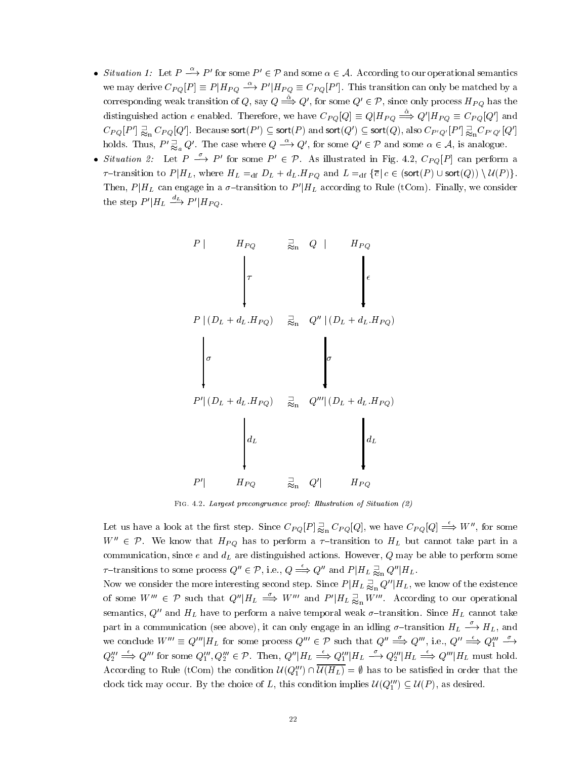- *Situation 1:* Let $P \stackrel{\alpha}{\longrightarrow} P'$ for some $P' \in \mathcal{P}$ and some $\alpha \in \mathcal{A}$. According to our operational semantics we may derive $C_{PQ}[P] \equiv P|H_{PQ} \stackrel{\alpha}{\longrightarrow} P'|H_{PQ} \equiv C_{PQ}[P']$. This transition can only be matched by a corresponding weak transition of $Q$, say $Q \stackrel{\hat{\alpha}}{\Longrightarrow} Q'$, for some $Q' \in \mathcal{P}$, since only process $H_{PQ}$ has the distinguished action $e$ enabled. Therefore, we have $C_{PQ}[Q] \equiv Q|H_{PQ} \stackrel{\hat{\alpha}}{\Longrightarrow} Q'|H_{PQ} \equiv C_{PQ}[Q']$ and $C_{PQ}[P'] \overset{\sqsupset}{\approx}_{\mathrm{n}} C_{PQ}[Q']$. Because $\mathsf{sort}(P') \subseteq \mathsf{sort}(P)$ and $\mathsf{sort}(Q') \subseteq \mathsf{sort}(Q)$, also $C_{P'Q'}[P'] \overset{\sqsupset}{\approx}_{\mathrm{n}} C_{P'Q'}[Q']$ holds. Thus, $P' \overset{\sqsupset}{\approx}_{a} Q'$. The case where $Q \stackrel{\alpha}{\longrightarrow} Q'$, for some $Q' \in \mathcal{P}$ and some $\alpha \in \mathcal{A}$, is analogue.
- *Situation 2:* Let $P \stackrel{\sigma}{\longrightarrow} P'$ for some $P' \in \mathcal{P}$. As illustrated in Fig. 4.2, $C_{PQ}[P]$ can perform a $\tau$–transition to $P|H_L$, where $H_L =_{\mathrm{df}} D_L + d_L.H_{PQ}$ and $L =_{\mathrm{df}} \{\overline{c} \,|\, c \in (\mathsf{sort}(P) \cup \mathsf{sort}(Q)) \setminus \mathcal{U}(P)\}$. Then, $P|H_L$ can engage in a $\sigma$–transition to $P'|H_L$ according to Rule (tCom). Finally, we consider the step $P'|H_L \stackrel{d_L}{\longrightarrow} P'|H_{PQ}$.

$$
\begin{array}{ccc}
P \,|\, H_{PQ} & \overset{\sqsupset}{\approx}_{\mathrm{n}} & Q \,|\, H_{PQ} \\
\downarrow \tau & & \Downarrow \epsilon \\
P \,|\, (D_L + d_L.H_{PQ}) & \overset{\sqsupset}{\approx}_{\mathrm{n}} & Q'' \,|\, (D_L + d_L.H_{PQ}) \\
\downarrow \sigma & & \Downarrow \sigma \\
P' | \, (D_L + d_L.H_{PQ}) & \overset{\sqsupset}{\approx}_{\mathrm{n}} & Q''' | \, (D_L + d_L.H_{PQ}) \\
\downarrow d_L & & \Downarrow d_L \\
P' | \; H_{PQ} & \overset{\sqsupset}{\approx}_{\mathrm{n}} & Q' | \; H_{PQ}
\end{array}
$$

FIG. 4.2. *Largest precongruence proof: Illustration of Situation (2)*

Let us have a look at the first step. Since $C_{PQ}[P] \overset{\sqsupset}{\approx}_{\mathrm{n}} C_{PQ}[Q]$, we have $C_{PQ}[Q] \stackrel{\epsilon}{\Longrightarrow} W''$, for some $W'' \in \mathcal{P}$. We know that $H_{PQ}$ has to perform a $\tau$–transition to $H_L$ but cannot take part in a communication, since $e$ and $d_L$ are distinguished actions. However, $Q$ may be able to perform some $\tau$–transitions to some process $Q'' \in \mathcal{P}$, i.e., $Q \stackrel{\epsilon}{\Longrightarrow} Q''$ and $P|H_L \overset{\sqsupset}{\approx}_{\mathrm{n}} Q''|H_L$.
Now we consider the more interesting second step. Since $P|H_L \overset{\sqsupset}{\approx}_{\mathrm{n}} Q''|H_L$, we know of the existence of some $W''' \in \mathcal{P}$ such that $Q''|H_L \stackrel{\sigma}{\Longrightarrow} W'''$ and $P'|H_L \overset{\sqsupset}{\approx}_{\mathrm{n}} W'''$. According to our operational semantics, $Q''$ and $H_L$ have to perform a naive temporal weak $\sigma$–transition. Since $H_L$ cannot take part in a communication (see above), it can only engage in an idling $\sigma$–transition $H_L \stackrel{\sigma}{\longrightarrow} H_L$, and we conclude $W''' \equiv Q'''|H_L$ for some process $Q''' \in \mathcal{P}$ such that $Q'' \stackrel{\sigma}{\Longrightarrow} Q'''$, i.e., $Q'' \stackrel{\epsilon}{\Longrightarrow} Q_1''' \stackrel{\sigma}{\longrightarrow} Q_2''' \stackrel{\epsilon}{\Longrightarrow} Q'''$ for some $Q_1''', Q_2''' \in \mathcal{P}$. Then, $Q''|H_L \stackrel{\epsilon}{\Longrightarrow} Q_1'''|H_L \stackrel{\sigma}{\longrightarrow} Q_2'''|H_L \stackrel{\epsilon}{\Longrightarrow} Q'''|H_L$ must hold. According to Rule (tCom) the condition $\mathcal{U}(Q_1''') \cap \overline{\mathcal{U}(H_L)} = \emptyset$ has to be satisfied in order that the clock tick may occur. By the choice of $L$, this condition implies $\mathcal{U}(Q_1''') \subseteq \mathcal{U}(P)$, as desired.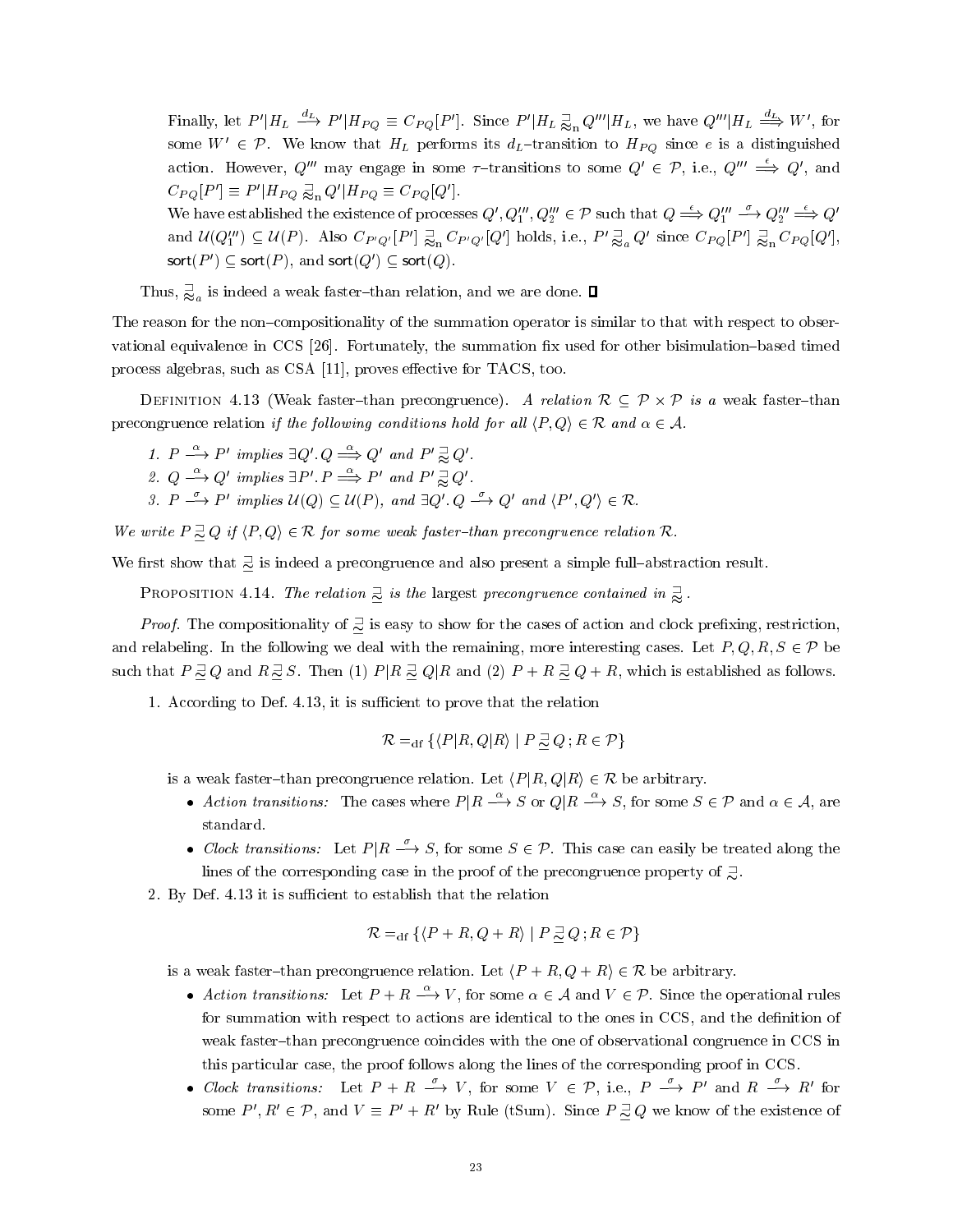Finally, let $P'|H_L \stackrel{d_L}{\longrightarrow} P'|H_{PQ} \equiv C_{PQ}[P']$. Since $P'|H_L \sqsupseteq\!\!\!\!\approx_{\rm n} Q'''|H_L$, we have $Q'''|H_L \stackrel{d_L}{\Longrightarrow} W'$, for some $W' \in \mathcal{P}$. We know that $H_L$ performs its $d_L$–transition to $H_{PQ}$ since $e$ is a distinguished action. However, $Q'''$ may engage in some $\tau$–transitions to some $Q' \in \mathcal{P}$, i.e., $Q''' \stackrel{\epsilon}{\Longrightarrow} Q'$, and $C_{PQ}[P'] \equiv P'|H_{PQ} \sqsupseteq\!\!\!\!\approx_{\rm n} Q'|H_{PQ} \equiv C_{PQ}[Q']$.

We have established the existence of processes $Q', Q_1''', Q_2''' \in \mathcal{P}$ such that $Q \stackrel{\epsilon}{\Longrightarrow} Q_1''' \stackrel{\sigma}{\longrightarrow} Q_2''' \stackrel{\epsilon}{\Longrightarrow} Q'$ and $\mathcal{U}(Q_1''') \subseteq \mathcal{U}(P)$. Also $C_{P'Q'}[P'] \sqsupseteq\!\!\!\!\approx_{\rm n} C_{P'Q'}[Q']$ holds, i.e., $P' \sqsupseteq\!\!\!\!\approx_a Q'$ since $C_{PQ}[P'] \sqsupseteq\!\!\!\!\approx_{\rm n} C_{PQ}[Q']$, $\mathsf{sort}(P') \subseteq \mathsf{sort}(P)$, and $\mathsf{sort}(Q') \subseteq \mathsf{sort}(Q)$.

Thus, $\sqsupseteq\!\!\!\!\approx_a$ is indeed a weak faster–than relation, and we are done. ∎

The reason for the non–compositionality of the summation operator is similar to that with respect to observational equivalence in CCS [26]. Fortunately, the summation fix used for other bisimulation–based timed process algebras, such as CSA [11], proves effective for TACS, too.

Definition 4.13 (Weak faster–than precongruence). *A relation $\mathcal{R} \subseteq \mathcal{P} \times \mathcal{P}$ is a* weak faster–than precongruence relation *if the following conditions hold for all $\langle P, Q \rangle \in \mathcal{R}$ and $\alpha \in \mathcal{A}$.*

1. *$P \stackrel{\alpha}{\longrightarrow} P'$ implies $\exists Q'.\, Q \stackrel{\alpha}{\Longrightarrow} Q'$ and $P' \sqsupseteq\!\!\!\!\approx Q'$.*
2. *$Q \stackrel{\alpha}{\longrightarrow} Q'$ implies $\exists P'.\, P \stackrel{\alpha}{\Longrightarrow} P'$ and $P' \sqsupseteq\!\!\!\!\approx Q'$.*
3. *$P \stackrel{\sigma}{\longrightarrow} P'$ implies $\mathcal{U}(Q) \subseteq \mathcal{U}(P)$, and $\exists Q'.\, Q \stackrel{\sigma}{\longrightarrow} Q'$ and $\langle P', Q' \rangle \in \mathcal{R}$.*

*We write $P \sqsupseteq\!\!\!\!\simeq Q$ if $\langle P, Q \rangle \in \mathcal{R}$ for some weak faster–than precongruence relation $\mathcal{R}$.*

We first show that $\sqsupseteq\!\!\!\!\simeq$ is indeed a precongruence and also present a simple full–abstraction result.

Proposition 4.14. *The relation $\sqsupseteq\!\!\!\!\simeq$ is the* largest *precongruence contained in $\sqsupseteq\!\!\!\!\approx$.*

*Proof.* The compositionality of $\sqsupseteq\!\!\!\!\simeq$ is easy to show for the cases of action and clock prefixing, restriction, and relabeling. In the following we deal with the remaining, more interesting cases. Let $P, Q, R, S \in \mathcal{P}$ be such that $P \sqsupseteq\!\!\!\!\simeq Q$ and $R \sqsupseteq\!\!\!\!\simeq S$. Then (1) $P|R \sqsupseteq\!\!\!\!\simeq Q|R$ and (2) $P + R \sqsupseteq\!\!\!\!\simeq Q + R$, which is established as follows.

1. According to Def. 4.13, it is sufficient to prove that the relation

$$\mathcal{R} =_{\rm df} \{\langle P|R, Q|R \rangle \mid P \sqsupseteq\!\!\!\!\simeq Q \,;\, R \in \mathcal{P}\}$$

is a weak faster–than precongruence relation. Let $\langle P|R, Q|R \rangle \in \mathcal{R}$ be arbitrary.

   - *Action transitions:* The cases where $P|R \stackrel{\alpha}{\longrightarrow} S$ or $Q|R \stackrel{\alpha}{\longrightarrow} S$, for some $S \in \mathcal{P}$ and $\alpha \in \mathcal{A}$, are standard.
   - *Clock transitions:* Let $P|R \stackrel{\sigma}{\longrightarrow} S$, for some $S \in \mathcal{P}$. This case can easily be treated along the lines of the corresponding case in the proof of the precongruence property of $\sqsupseteq\!\!\!\!\sim$.

2. By Def. 4.13 it is sufficient to establish that the relation

$$\mathcal{R} =_{\rm df} \{\langle P + R, Q + R \rangle \mid P \sqsupseteq\!\!\!\!\simeq Q \,;\, R \in \mathcal{P}\}$$

is a weak faster–than precongruence relation. Let $\langle P + R, Q + R \rangle \in \mathcal{R}$ be arbitrary.

   - *Action transitions:* Let $P + R \stackrel{\alpha}{\longrightarrow} V$, for some $\alpha \in \mathcal{A}$ and $V \in \mathcal{P}$. Since the operational rules for summation with respect to actions are identical to the ones in CCS, and the definition of weak faster–than precongruence coincides with the one of observational congruence in CCS in this particular case, the proof follows along the lines of the corresponding proof in CCS.
   - *Clock transitions:* Let $P + R \stackrel{\sigma}{\longrightarrow} V$, for some $V \in \mathcal{P}$, i.e., $P \stackrel{\sigma}{\longrightarrow} P'$ and $R \stackrel{\sigma}{\longrightarrow} R'$ for some $P', R' \in \mathcal{P}$, and $V \equiv P' + R'$ by Rule (tSum). Since $P \sqsupseteq\!\!\!\!\simeq Q$ we know of the existence of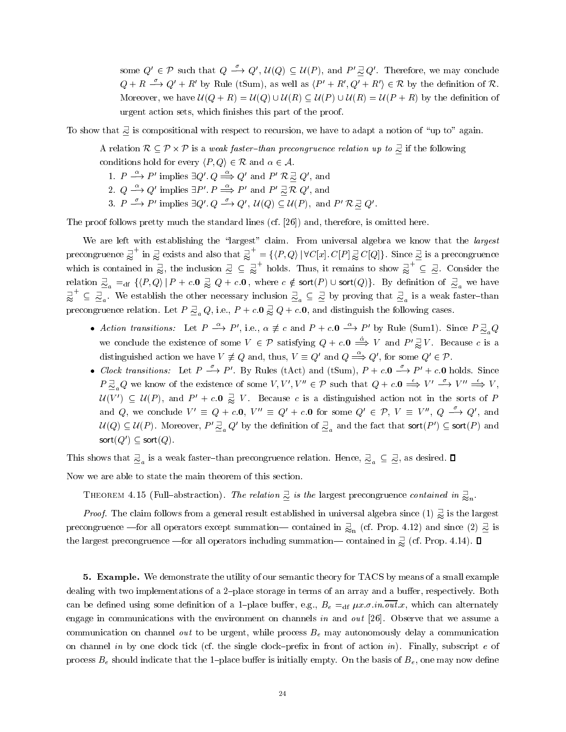some $Q' \in \mathcal{P}$ such that $Q \stackrel{\sigma}{\longrightarrow} Q'$, $\mathcal{U}(Q) \subseteq \mathcal{U}(P)$, and $P' \sqsupseteq\!\!\!\!\!\approx Q'$. Therefore, we may conclude $Q + R \stackrel{\sigma}{\longrightarrow} Q' + R'$ by Rule (tSum), as well as $\langle P' + R', Q' + R' \rangle \in \mathcal{R}$ by the definition of $\mathcal{R}$. Moreover, we have $\mathcal{U}(Q + R) = \mathcal{U}(Q) \cup \mathcal{U}(R) \subseteq \mathcal{U}(P) \cup \mathcal{U}(R) = \mathcal{U}(P + R)$ by the definition of urgent action sets, which finishes this part of the proof.

To show that $\underset{\sim}{\sqsupset}$ is compositional with respect to recursion, we have to adapt a notion of "up to" again.

> A relation $\mathcal{R} \subseteq \mathcal{P} \times \mathcal{P}$ is a *weak faster–than precongruence relation up to* $\underset{\approx}{\sqsupset}$ if the following conditions hold for every $\langle P, Q \rangle \in \mathcal{R}$ and $\alpha \in \mathcal{A}$.
>
> 1. $P \stackrel{\alpha}{\longrightarrow} P'$ implies $\exists Q'.\, Q \stackrel{\alpha}{\Longrightarrow} Q'$ and $P' \,\mathcal{R} \underset{\approx}{\sqsupset}\, Q'$, and
> 2. $Q \stackrel{\alpha}{\longrightarrow} Q'$ implies $\exists P'.\, P \stackrel{\alpha}{\Longrightarrow} P'$ and $P' \underset{\approx}{\sqsupset} \mathcal{R}\, Q'$, and
> 3. $P \stackrel{\sigma}{\longrightarrow} P'$ implies $\exists Q'.\, Q \stackrel{\sigma}{\longrightarrow} Q'$, $\mathcal{U}(Q) \subseteq \mathcal{U}(P)$, and $P' \,\mathcal{R} \underset{\approx}{\sqsupset}\, Q'$.

The proof follows pretty much the standard lines (cf. [26]) and, therefore, is omitted here.

We are left with establishing the "largest" claim. From universal algebra we know that the *largest* precongruence $\underset{\approx}{\sqsupset}^{+}$ in $\underset{\approx}{\sqsupset}$ exists and also that $\underset{\approx}{\sqsupset}^{+} = \{\langle P, Q \rangle \,|\, \forall C[x].\, C[P] \underset{\approx}{\sqsupset} C[Q]\}$. Since $\underset{\sim}{\sqsupset}$ is a precongruence which is contained in $\underset{\approx}{\sqsupset}$, the inclusion $\underset{\sim}{\sqsupset} \subseteq \underset{\approx}{\sqsupset}^{+}$ holds. Thus, it remains to show $\underset{\approx}{\sqsupset}^{+} \subseteq \underset{\sim}{\sqsupset}$. Consider the relation $\underset{\approx}{\sqsupset}_a =_{\text{df}} \{\langle P, Q \rangle \,|\, P + c.\mathbf{0} \underset{\approx}{\sqsupset} Q + c.\mathbf{0}\,,\text{ where } c \notin \mathsf{sort}(P) \cup \mathsf{sort}(Q)\}$. By definition of $\underset{\approx}{\sqsupset}_a$ we have $\underset{\approx}{\sqsupset}^{+} \subseteq \underset{\approx}{\sqsupset}_a$. We establish the other necessary inclusion $\underset{\approx}{\sqsupset}_a \subseteq \underset{\sim}{\sqsupset}$ by proving that $\underset{\approx}{\sqsupset}_a$ is a weak faster–than precongruence relation. Let $P \underset{\approx}{\sqsupset}_a Q$, i.e., $P + c.\mathbf{0} \underset{\approx}{\sqsupset} Q + c.\mathbf{0}$, and distinguish the following cases.

- *Action transitions:* Let $P \stackrel{\alpha}{\longrightarrow} P'$, i.e., $\alpha \not\equiv c$ and $P + c.\mathbf{0} \stackrel{\alpha}{\longrightarrow} P'$ by Rule (Sum1). Since $P \underset{\approx}{\sqsupset}_a Q$ we conclude the existence of some $V \in \mathcal{P}$ satisfying $Q + c.\mathbf{0} \stackrel{\hat{\alpha}}{\Longrightarrow} V$ and $P' \underset{\approx}{\sqsupset} V$. Because $c$ is a distinguished action we have $V \not\equiv Q$ and, thus, $V \equiv Q'$ and $Q \stackrel{\alpha}{\Longrightarrow} Q'$, for some $Q' \in \mathcal{P}$.
- *Clock transitions:* Let $P \stackrel{\sigma}{\longrightarrow} P'$. By Rules (tAct) and (tSum), $P + c.\mathbf{0} \stackrel{\sigma}{\longrightarrow} P' + c.\mathbf{0}$ holds. Since $P \underset{\approx}{\sqsupset}_a Q$ we know of the existence of some $V, V', V'' \in \mathcal{P}$ such that $Q + c.\mathbf{0} \stackrel{\epsilon}{\Longrightarrow} V' \stackrel{\sigma}{\longrightarrow} V'' \stackrel{\epsilon}{\Longrightarrow} V$, $\mathcal{U}(V') \subseteq \mathcal{U}(P)$, and $P' + c.\mathbf{0} \underset{\approx}{\sqsupset} V$. Because $c$ is a distinguished action not in the sorts of $P$ and $Q$, we conclude $V' \equiv Q + c.\mathbf{0}$, $V'' \equiv Q' + c.\mathbf{0}$ for some $Q' \in \mathcal{P}$, $V \equiv V''$, $Q \stackrel{\sigma}{\longrightarrow} Q'$, and $\mathcal{U}(Q) \subseteq \mathcal{U}(P)$. Moreover, $P' \underset{\approx}{\sqsupset}_a Q'$ by the definition of $\underset{\approx}{\sqsupset}_a$ and the fact that $\mathsf{sort}(P') \subseteq \mathsf{sort}(P)$ and $\mathsf{sort}(Q') \subseteq \mathsf{sort}(Q)$.

This shows that $\underset{\approx}{\sqsupset}_a$ is a weak faster–than precongruence relation. Hence, $\underset{\approx}{\sqsupset}_a \subseteq \underset{\sim}{\sqsupset}$, as desired. ∎

Now we are able to state the main theorem of this section.

THEOREM 4.15 (Full–abstraction). *The relation* $\underset{\sim}{\sqsupset}$ *is the* largest precongruence *contained in* $\underset{\approx}{\sqsupset}_n$.

*Proof.* The claim follows from a general result established in universal algebra since (1) $\underset{\approx}{\sqsupset}$ is the largest precongruence —for all operators except summation— contained in $\underset{\approx}{\sqsupset}_n$ (cf. Prop. 4.12) and since (2) $\underset{\sim}{\sqsupset}$ is the largest precongruence —for all operators including summation— contained in $\underset{\approx}{\sqsupset}$ (cf. Prop. 4.14). ∎

**5. Example.** We demonstrate the utility of our semantic theory for TACS by means of a small example dealing with two implementations of a 2–place storage in terms of an array and a buffer, respectively. Both can be defined using some definition of a 1–place buffer, e.g., $B_e =_{\text{df}} \mu x.\sigma.in.\overline{\underline{out}}.x$, which can alternately engage in communications with the environment on channels $in$ and $out$ [26]. Observe that we assume a communication on channel $out$ to be urgent, while process $B_e$ may autonomously delay a communication on channel $in$ by one clock tick (cf. the single clock–prefix in front of action $in$). Finally, subscript $e$ of process $B_e$ should indicate that the 1–place buffer is initially empty. On the basis of $B_e$, one may now define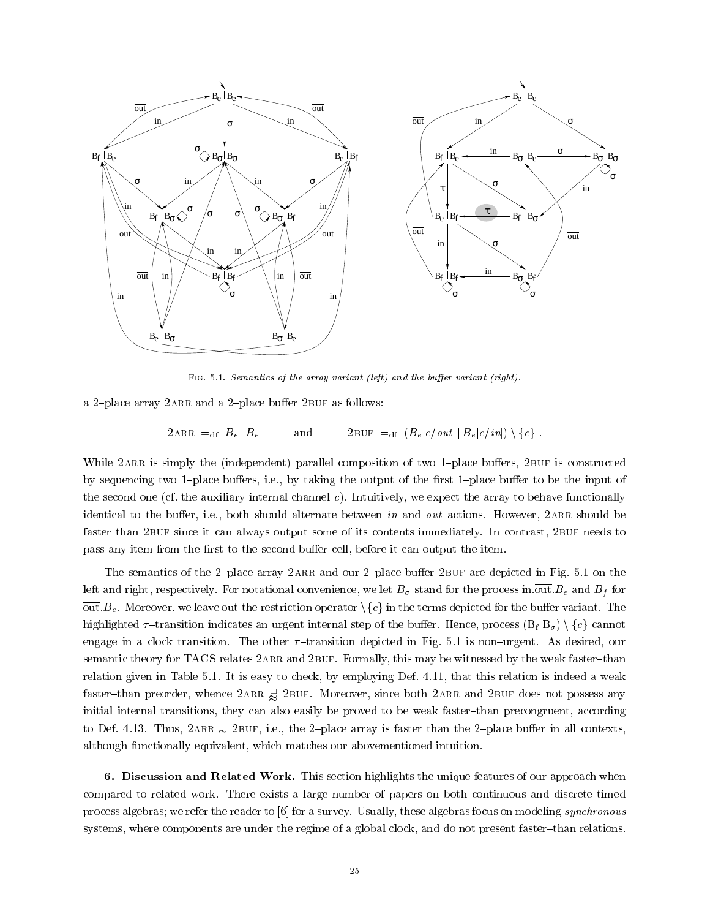FIG. 5.1. *Semantics of the array variant (left) and the buffer variant (right).*

a 2–place array 2ARR and a 2–place buffer 2BUF as follows:

$$2\text{ARR} =_{\text{df}} B_e \,|\, B_e \qquad \text{and} \qquad 2\text{BUF} =_{\text{df}} (B_e[c/out] \,|\, B_e[c/in]) \setminus \{c\} \,.$$

While 2ARR is simply the (independent) parallel composition of two 1–place buffers, 2BUF is constructed by sequencing two 1–place buffers, i.e., by taking the output of the first 1–place buffer to be the input of the second one (cf. the auxiliary internal channel $c$). Intuitively, we expect the array to behave functionally identical to the buffer, i.e., both should alternate between *in* and *out* actions. However, 2ARR should be faster than 2BUF since it can always output some of its contents immediately. In contrast, 2BUF needs to pass any item from the first to the second buffer cell, before it can output the item.

The semantics of the 2–place array 2ARR and our 2–place buffer 2BUF are depicted in Fig. 5.1 on the left and right, respectively. For notational convenience, we let $B_\sigma$ stand for the process in.$\overline{\text{out}}.B_e$ and $B_f$ for $\overline{\text{out}}.B_e$. Moreover, we leave out the restriction operator $\setminus\{c\}$ in the terms depicted for the buffer variant. The highlighted $\tau$–transition indicates an urgent internal step of the buffer. Hence, process $(\text{B}_\text{f}|\text{B}_\sigma) \setminus \{c\}$ cannot engage in a clock transition. The other $\tau$–transition depicted in Fig. 5.1 is non–urgent. As desired, our semantic theory for TACS relates 2ARR and 2BUF. Formally, this may be witnessed by the weak faster–than relation given in Table 5.1. It is easy to check, by employing Def. 4.11, that this relation is indeed a weak faster–than preorder, whence 2ARR $\gtrapprox$ 2BUF. Moreover, since both 2ARR and 2BUF does not possess any initial internal transitions, they can also easily be proved to be weak faster–than precongruent, according to Def. 4.13. Thus, 2ARR $\gtrapprox$ 2BUF, i.e., the 2–place array is faster than the 2–place buffer in all contexts, although functionally equivalent, which matches our abovementioned intuition.

**6. Discussion and Related Work.** This section highlights the unique features of our approach when compared to related work. There exists a large number of papers on both continuous and discrete timed process algebras; we refer the reader to [6] for a survey. Usually, these algebras focus on modeling *synchronous* systems, where components are under the regime of a global clock, and do not present faster–than relations.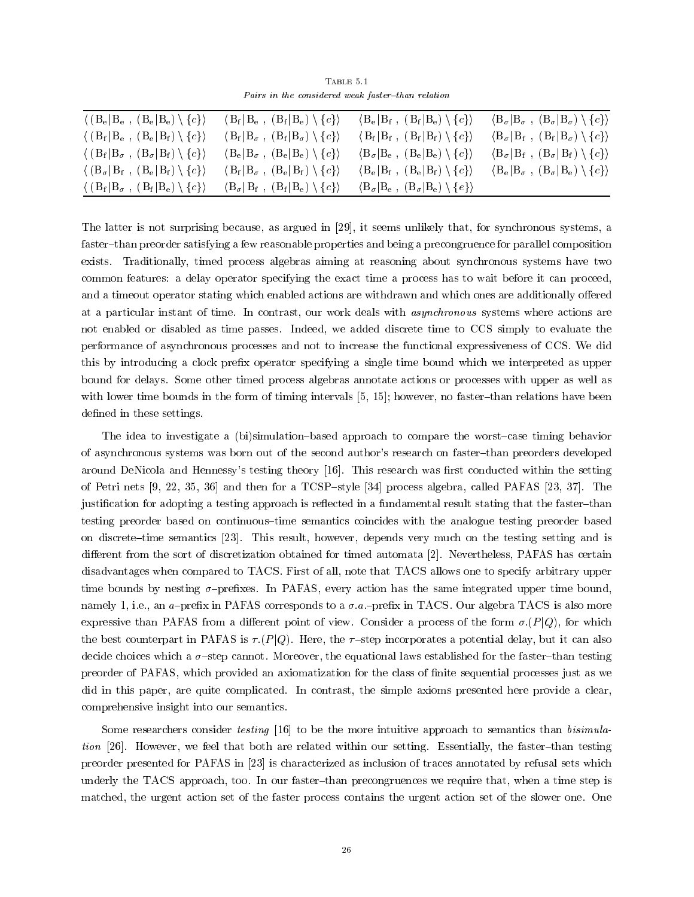TABLE 5.1

*Pairs in the considered weak faster–than relation*

| | | | |
|---|---|---|---|
| $\langle (\mathrm{B_e}\|\mathrm{B_e}\ ,\ (\mathrm{B_e}\|\mathrm{B_e}) \setminus \{c\}\rangle$ | $\langle \mathrm{B_f}\|\mathrm{B_e}\ ,\ (\mathrm{B_f}\|\mathrm{B_e}) \setminus \{c\}\rangle$ | $\langle \mathrm{B_e}\|\mathrm{B_f}\ ,\ (\mathrm{B_f}\|\mathrm{B_e}) \setminus \{c\}\rangle$ | $\langle \mathrm{B_\sigma}\|\mathrm{B_\sigma}\ ,\ (\mathrm{B_\sigma}\|\mathrm{B_\sigma}) \setminus \{c\}\rangle$ |
| $\langle (\mathrm{B_f}\|\mathrm{B_e}\ ,\ (\mathrm{B_e}\|\mathrm{B_f}) \setminus \{c\}\rangle$ | $\langle \mathrm{B_f}\|\mathrm{B_\sigma}\ ,\ (\mathrm{B_f}\|\mathrm{B_\sigma}) \setminus \{c\}\rangle$ | $\langle \mathrm{B_f}\|\mathrm{B_f}\ ,\ (\mathrm{B_f}\|\mathrm{B_f}) \setminus \{c\}\rangle$ | $\langle \mathrm{B_\sigma}\|\mathrm{B_f}\ ,\ (\mathrm{B_f}\|\mathrm{B_\sigma}) \setminus \{c\}\rangle$ |
| $\langle (\mathrm{B_f}\|\mathrm{B_\sigma}\ ,\ (\mathrm{B_\sigma}\|\mathrm{B_f}) \setminus \{c\}\rangle$ | $\langle \mathrm{B_e}\|\mathrm{B_\sigma}\ ,\ (\mathrm{B_e}\|\mathrm{B_e}) \setminus \{c\}\rangle$ | $\langle \mathrm{B_\sigma}\|\mathrm{B_e}\ ,\ (\mathrm{B_e}\|\mathrm{B_e}) \setminus \{c\}\rangle$ | $\langle \mathrm{B_\sigma}\|\mathrm{B_f}\ ,\ (\mathrm{B_\sigma}\|\mathrm{B_f}) \setminus \{c\}\rangle$ |
| $\langle (\mathrm{B_\sigma}\|\mathrm{B_f}\ ,\ (\mathrm{B_e}\|\mathrm{B_f}) \setminus \{c\}\rangle$ | $\langle \mathrm{B_f}\|\mathrm{B_\sigma}\ ,\ (\mathrm{B_e}\|\mathrm{B_f}) \setminus \{c\}\rangle$ | $\langle \mathrm{B_e}\|\mathrm{B_f}\ ,\ (\mathrm{B_e}\|\mathrm{B_f}) \setminus \{c\}\rangle$ | $\langle \mathrm{B_e}\|\mathrm{B_\sigma}\ ,\ (\mathrm{B_\sigma}\|\mathrm{B_e}) \setminus \{c\}\rangle$ |
| $\langle (\mathrm{B_f}\|\mathrm{B_\sigma}\ ,\ (\mathrm{B_f}\|\mathrm{B_e}) \setminus \{c\}\rangle$ | $\langle \mathrm{B_\sigma}\|\mathrm{B_f}\ ,\ (\mathrm{B_f}\|\mathrm{B_e}) \setminus \{c\}\rangle$ | $\langle \mathrm{B_\sigma}\|\mathrm{B_e}\ ,\ (\mathrm{B_\sigma}\|\mathrm{B_e}) \setminus \{e\}\rangle$ | |

The latter is not surprising because, as argued in [29], it seems unlikely that, for synchronous systems, a faster–than preorder satisfying a few reasonable properties and being a precongruence for parallel composition exists. Traditionally, timed process algebras aiming at reasoning about synchronous systems have two common features: a delay operator specifying the exact time a process has to wait before it can proceed, and a timeout operator stating which enabled actions are withdrawn and which ones are additionally offered at a particular instant of time. In contrast, our work deals with *asynchronous* systems where actions are not enabled or disabled as time passes. Indeed, we added discrete time to CCS simply to evaluate the performance of asynchronous processes and not to increase the functional expressiveness of CCS. We did this by introducing a clock prefix operator specifying a single time bound which we interpreted as upper bound for delays. Some other timed process algebras annotate actions or processes with upper as well as with lower time bounds in the form of timing intervals [5, 15]; however, no faster–than relations have been defined in these settings.

The idea to investigate a (bi)simulation–based approach to compare the worst–case timing behavior of asynchronous systems was born out of the second author's research on faster–than preorders developed around DeNicola and Hennessy's testing theory [16]. This research was first conducted within the setting of Petri nets [9, 22, 35, 36] and then for a TCSP–style [34] process algebra, called PAFAS [23, 37]. The justification for adopting a testing approach is reflected in a fundamental result stating that the faster–than testing preorder based on continuous–time semantics coincides with the analogue testing preorder based on discrete–time semantics [23]. This result, however, depends very much on the testing setting and is different from the sort of discretization obtained for timed automata [2]. Nevertheless, PAFAS has certain disadvantages when compared to TACS. First of all, note that TACS allows one to specify arbitrary upper time bounds by nesting $\sigma$–prefixes. In PAFAS, every action has the same integrated upper time bound, namely 1, i.e., an $a$–prefix in PAFAS corresponds to a $\sigma.a.$–prefix in TACS. Our algebra TACS is also more expressive than PAFAS from a different point of view. Consider a process of the form $\sigma.(P|Q)$, for which the best counterpart in PAFAS is $\tau.(P|Q)$. Here, the $\tau$–step incorporates a potential delay, but it can also decide choices which a $\sigma$–step cannot. Moreover, the equational laws established for the faster–than testing preorder of PAFAS, which provided an axiomatization for the class of finite sequential processes just as we did in this paper, are quite complicated. In contrast, the simple axioms presented here provide a clear, comprehensive insight into our semantics.

Some researchers consider *testing* [16] to be the more intuitive approach to semantics than *bisimulation* [26]. However, we feel that both are related within our setting. Essentially, the faster–than testing preorder presented for PAFAS in [23] is characterized as inclusion of traces annotated by refusal sets which underly the TACS approach, too. In our faster–than precongruences we require that, when a time step is matched, the urgent action set of the faster process contains the urgent action set of the slower one. One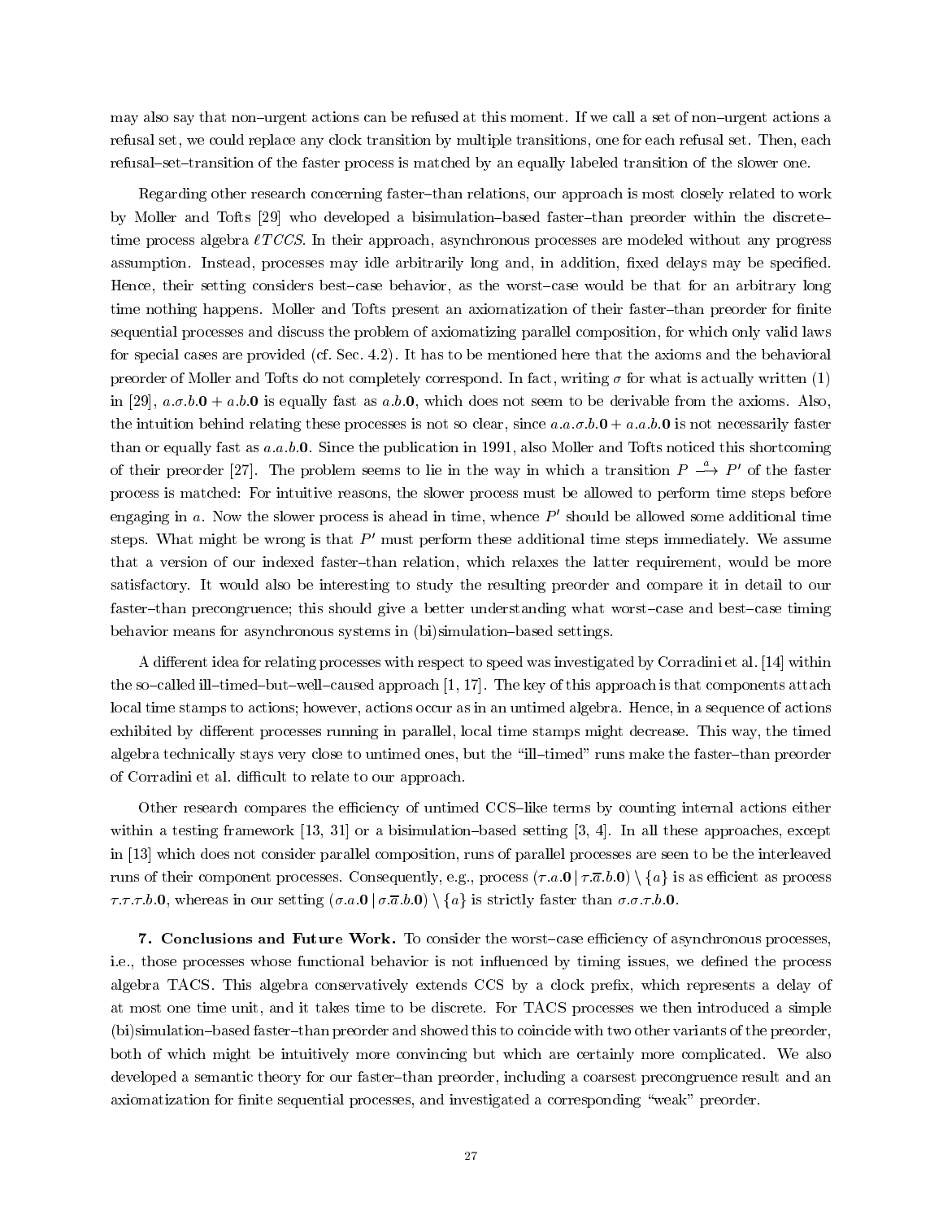may also say that non–urgent actions can be refused at this moment. If we call a set of non–urgent actions a refusal set, we could replace any clock transition by multiple transitions, one for each refusal set. Then, each refusal–set–transition of the faster process is matched by an equally labeled transition of the slower one.

Regarding other research concerning faster–than relations, our approach is most closely related to work by Moller and Tofts [29] who developed a bisimulation–based faster–than preorder within the discrete–time process algebra $\ell TCCS$. In their approach, asynchronous processes are modeled without any progress assumption. Instead, processes may idle arbitrarily long and, in addition, fixed delays may be specified. Hence, their setting considers best–case behavior, as the worst–case would be that for an arbitrary long time nothing happens. Moller and Tofts present an axiomatization of their faster–than preorder for finite sequential processes and discuss the problem of axiomatizing parallel composition, for which only valid laws for special cases are provided (cf. Sec. 4.2). It has to be mentioned here that the axioms and the behavioral preorder of Moller and Tofts do not completely correspond. In fact, writing $\sigma$ for what is actually written (1) in [29], $a.\sigma.b.\mathbf{0} + a.b.\mathbf{0}$ is equally fast as $a.b.\mathbf{0}$, which does not seem to be derivable from the axioms. Also, the intuition behind relating these processes is not so clear, since $a.a.\sigma.b.\mathbf{0} + a.a.b.\mathbf{0}$ is not necessarily faster than or equally fast as $a.a.b.\mathbf{0}$. Since the publication in 1991, also Moller and Tofts noticed this shortcoming of their preorder [27]. The problem seems to lie in the way in which a transition $P \stackrel{a}{\longrightarrow} P'$ of the faster process is matched: For intuitive reasons, the slower process must be allowed to perform time steps before engaging in $a$. Now the slower process is ahead in time, whence $P'$ should be allowed some additional time steps. What might be wrong is that $P'$ must perform these additional time steps immediately. We assume that a version of our indexed faster–than relation, which relaxes the latter requirement, would be more satisfactory. It would also be interesting to study the resulting preorder and compare it in detail to our faster–than precongruence; this should give a better understanding what worst–case and best–case timing behavior means for asynchronous systems in (bi)simulation–based settings.

A different idea for relating processes with respect to speed was investigated by Corradini et al. [14] within the so–called ill–timed–but–well–caused approach [1, 17]. The key of this approach is that components attach local time stamps to actions; however, actions occur as in an untimed algebra. Hence, in a sequence of actions exhibited by different processes running in parallel, local time stamps might decrease. This way, the timed algebra technically stays very close to untimed ones, but the "ill–timed" runs make the faster–than preorder of Corradini et al. difficult to relate to our approach.

Other research compares the efficiency of untimed CCS–like terms by counting internal actions either within a testing framework [13, 31] or a bisimulation–based setting [3, 4]. In all these approaches, except in [13] which does not consider parallel composition, runs of parallel processes are seen to be the interleaved runs of their component processes. Consequently, e.g., process $(\tau.a.\mathbf{0} \,|\, \tau.\overline{a}.b.\mathbf{0}) \setminus \{a\}$ is as efficient as process $\tau.\tau.\tau.b.\mathbf{0}$, whereas in our setting $(\sigma.a.\mathbf{0} \,|\, \sigma.\overline{a}.b.\mathbf{0}) \setminus \{a\}$ is strictly faster than $\sigma.\sigma.\tau.b.\mathbf{0}$.

**7. Conclusions and Future Work.** To consider the worst–case efficiency of asynchronous processes, i.e., those processes whose functional behavior is not influenced by timing issues, we defined the process algebra TACS. This algebra conservatively extends CCS by a clock prefix, which represents a delay of at most one time unit, and it takes time to be discrete. For TACS processes we then introduced a simple (bi)simulation–based faster–than preorder and showed this to coincide with two other variants of the preorder, both of which might be intuitively more convincing but which are certainly more complicated. We also developed a semantic theory for our faster–than preorder, including a coarsest precongruence result and an axiomatization for finite sequential processes, and investigated a corresponding "weak" preorder.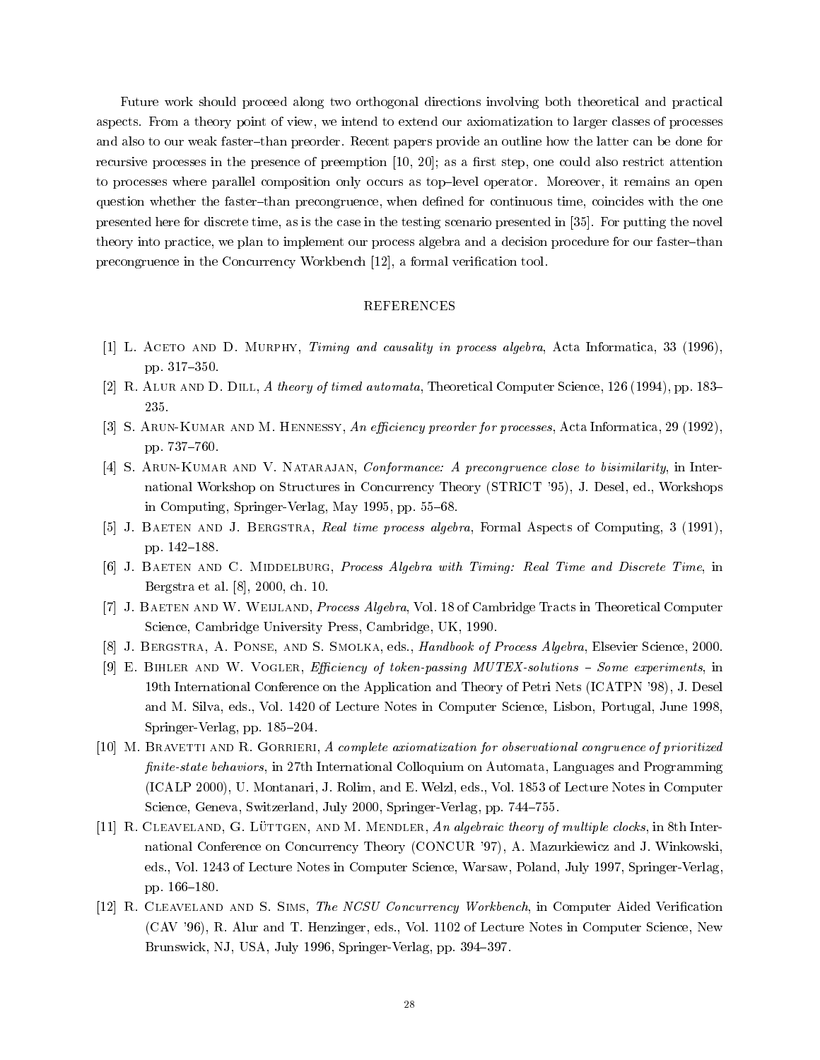Future work should proceed along two orthogonal directions involving both theoretical and practical aspects. From a theory point of view, we intend to extend our axiomatization to larger classes of processes and also to our weak faster–than preorder. Recent papers provide an outline how the latter can be done for recursive processes in the presence of preemption [10, 20]; as a first step, one could also restrict attention to processes where parallel composition only occurs as top–level operator. Moreover, it remains an open question whether the faster–than precongruence, when defined for continuous time, coincides with the one presented here for discrete time, as is the case in the testing scenario presented in [35]. For putting the novel theory into practice, we plan to implement our process algebra and a decision procedure for our faster–than precongruence in the Concurrency Workbench [12], a formal verification tool.

## REFERENCES

[1] L. Aceto and D. Murphy, *Timing and causality in process algebra*, Acta Informatica, 33 (1996), pp. 317–350.

[2] R. Alur and D. Dill, *A theory of timed automata*, Theoretical Computer Science, 126 (1994), pp. 183–235.

[3] S. Arun-Kumar and M. Hennessy, *An efficiency preorder for processes*, Acta Informatica, 29 (1992), pp. 737–760.

[4] S. Arun-Kumar and V. Natarajan, *Conformance: A precongruence close to bisimilarity*, in International Workshop on Structures in Concurrency Theory (STRICT '95), J. Desel, ed., Workshops in Computing, Springer-Verlag, May 1995, pp. 55–68.

[5] J. Baeten and J. Bergstra, *Real time process algebra*, Formal Aspects of Computing, 3 (1991), pp. 142–188.

[6] J. Baeten and C. Middelburg, *Process Algebra with Timing: Real Time and Discrete Time*, in Bergstra et al. [8], 2000, ch. 10.

[7] J. Baeten and W. Weijland, *Process Algebra*, Vol. 18 of Cambridge Tracts in Theoretical Computer Science, Cambridge University Press, Cambridge, UK, 1990.

[8] J. Bergstra, A. Ponse, and S. Smolka, eds., *Handbook of Process Algebra*, Elsevier Science, 2000.

[9] E. Bihler and W. Vogler, *Efficiency of token-passing MUTEX-solutions – Some experiments*, in 19th International Conference on the Application and Theory of Petri Nets (ICATPN '98), J. Desel and M. Silva, eds., Vol. 1420 of Lecture Notes in Computer Science, Lisbon, Portugal, June 1998, Springer-Verlag, pp. 185–204.

[10] M. Bravetti and R. Gorrieri, *A complete axiomatization for observational congruence of prioritized finite-state behaviors*, in 27th International Colloquium on Automata, Languages and Programming (ICALP 2000), U. Montanari, J. Rolim, and E. Welzl, eds., Vol. 1853 of Lecture Notes in Computer Science, Geneva, Switzerland, July 2000, Springer-Verlag, pp. 744–755.

[11] R. Cleaveland, G. Lüttgen, and M. Mendler, *An algebraic theory of multiple clocks*, in 8th International Conference on Concurrency Theory (CONCUR '97), A. Mazurkiewicz and J. Winkowski, eds., Vol. 1243 of Lecture Notes in Computer Science, Warsaw, Poland, July 1997, Springer-Verlag, pp. 166–180.

[12] R. Cleaveland and S. Sims, *The NCSU Concurrency Workbench*, in Computer Aided Verification (CAV '96), R. Alur and T. Henzinger, eds., Vol. 1102 of Lecture Notes in Computer Science, New Brunswick, NJ, USA, July 1996, Springer-Verlag, pp. 394–397.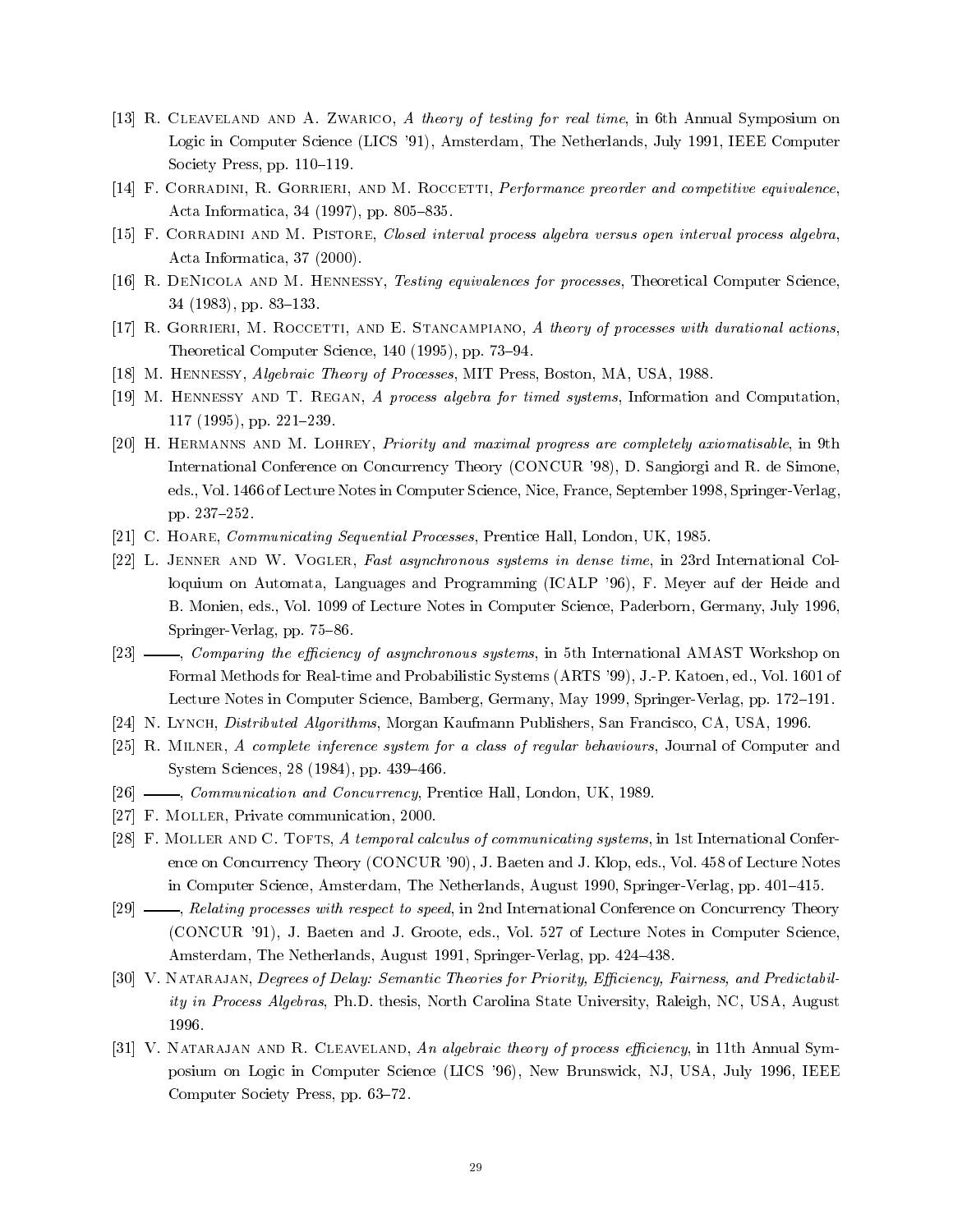[13] R. Cleaveland and A. Zwarico, *A theory of testing for real time*, in 6th Annual Symposium on Logic in Computer Science (LICS '91), Amsterdam, The Netherlands, July 1991, IEEE Computer Society Press, pp. 110–119.

[14] F. Corradini, R. Gorrieri, and M. Roccetti, *Performance preorder and competitive equivalence*, Acta Informatica, 34 (1997), pp. 805–835.

[15] F. Corradini and M. Pistore, *Closed interval process algebra versus open interval process algebra*, Acta Informatica, 37 (2000).

[16] R. DeNicola and M. Hennessy, *Testing equivalences for processes*, Theoretical Computer Science, 34 (1983), pp. 83–133.

[17] R. Gorrieri, M. Roccetti, and E. Stancampiano, *A theory of processes with durational actions*, Theoretical Computer Science, 140 (1995), pp. 73–94.

[18] M. Hennessy, *Algebraic Theory of Processes*, MIT Press, Boston, MA, USA, 1988.

[19] M. Hennessy and T. Regan, *A process algebra for timed systems*, Information and Computation, 117 (1995), pp. 221–239.

[20] H. Hermanns and M. Lohrey, *Priority and maximal progress are completely axiomatisable*, in 9th International Conference on Concurrency Theory (CONCUR '98), D. Sangiorgi and R. de Simone, eds., Vol. 1466 of Lecture Notes in Computer Science, Nice, France, September 1998, Springer-Verlag, pp. 237–252.

[21] C. Hoare, *Communicating Sequential Processes*, Prentice Hall, London, UK, 1985.

[22] L. Jenner and W. Vogler, *Fast asynchronous systems in dense time*, in 23rd International Colloquium on Automata, Languages and Programming (ICALP '96), F. Meyer auf der Heide and B. Monien, eds., Vol. 1099 of Lecture Notes in Computer Science, Paderborn, Germany, July 1996, Springer-Verlag, pp. 75–86.

[23] ——, *Comparing the efficiency of asynchronous systems*, in 5th International AMAST Workshop on Formal Methods for Real-time and Probabilistic Systems (ARTS '99), J.-P. Katoen, ed., Vol. 1601 of Lecture Notes in Computer Science, Bamberg, Germany, May 1999, Springer-Verlag, pp. 172–191.

[24] N. Lynch, *Distributed Algorithms*, Morgan Kaufmann Publishers, San Francisco, CA, USA, 1996.

[25] R. Milner, *A complete inference system for a class of regular behaviours*, Journal of Computer and System Sciences, 28 (1984), pp. 439–466.

[26] ——, *Communication and Concurrency*, Prentice Hall, London, UK, 1989.

[27] F. Moller, Private communication, 2000.

[28] F. Moller and C. Tofts, *A temporal calculus of communicating systems*, in 1st International Conference on Concurrency Theory (CONCUR '90), J. Baeten and J. Klop, eds., Vol. 458 of Lecture Notes in Computer Science, Amsterdam, The Netherlands, August 1990, Springer-Verlag, pp. 401–415.

[29] ——, *Relating processes with respect to speed*, in 2nd International Conference on Concurrency Theory (CONCUR '91), J. Baeten and J. Groote, eds., Vol. 527 of Lecture Notes in Computer Science, Amsterdam, The Netherlands, August 1991, Springer-Verlag, pp. 424–438.

[30] V. Natarajan, *Degrees of Delay: Semantic Theories for Priority, Efficiency, Fairness, and Predictability in Process Algebras*, Ph.D. thesis, North Carolina State University, Raleigh, NC, USA, August 1996.

[31] V. Natarajan and R. Cleaveland, *An algebraic theory of process efficiency*, in 11th Annual Symposium on Logic in Computer Science (LICS '96), New Brunswick, NJ, USA, July 1996, IEEE Computer Society Press, pp. 63–72.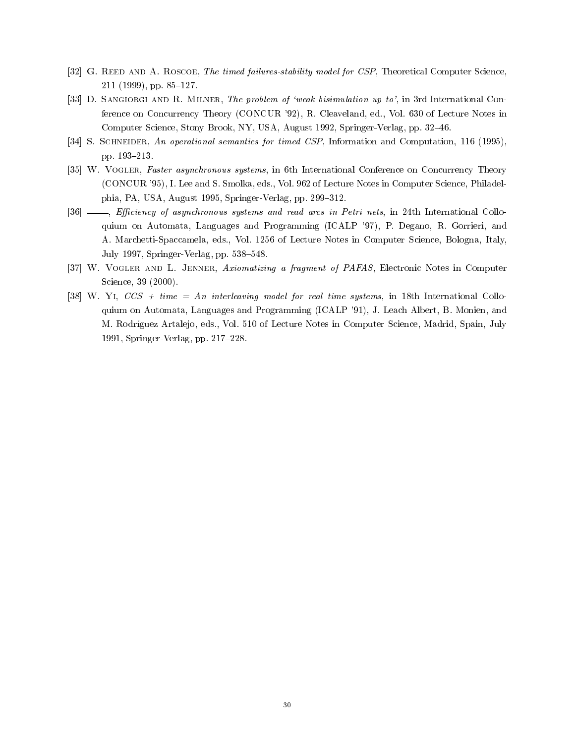[32] G. Reed and A. Roscoe, *The timed failures-stability model for CSP*, Theoretical Computer Science, 211 (1999), pp. 85–127.

[33] D. Sangiorgi and R. Milner, *The problem of 'weak bisimulation up to'*, in 3rd International Conference on Concurrency Theory (CONCUR '92), R. Cleaveland, ed., Vol. 630 of Lecture Notes in Computer Science, Stony Brook, NY, USA, August 1992, Springer-Verlag, pp. 32–46.

[34] S. Schneider, *An operational semantics for timed CSP*, Information and Computation, 116 (1995), pp. 193–213.

[35] W. Vogler, *Faster asynchronous systems*, in 6th International Conference on Concurrency Theory (CONCUR '95), I. Lee and S. Smolka, eds., Vol. 962 of Lecture Notes in Computer Science, Philadelphia, PA, USA, August 1995, Springer-Verlag, pp. 299–312.

[36] ———, *Efficiency of asynchronous systems and read arcs in Petri nets*, in 24th International Colloquium on Automata, Languages and Programming (ICALP '97), P. Degano, R. Gorrieri, and A. Marchetti-Spaccamela, eds., Vol. 1256 of Lecture Notes in Computer Science, Bologna, Italy, July 1997, Springer-Verlag, pp. 538–548.

[37] W. Vogler and L. Jenner, *Axiomatizing a fragment of PAFAS*, Electronic Notes in Computer Science, 39 (2000).

[38] W. Yi, *CCS + time = An interleaving model for real time systems*, in 18th International Colloquium on Automata, Languages and Programming (ICALP '91), J. Leach Albert, B. Monien, and M. Rodríguez Artalejo, eds., Vol. 510 of Lecture Notes in Computer Science, Madrid, Spain, July 1991, Springer-Verlag, pp. 217–228.